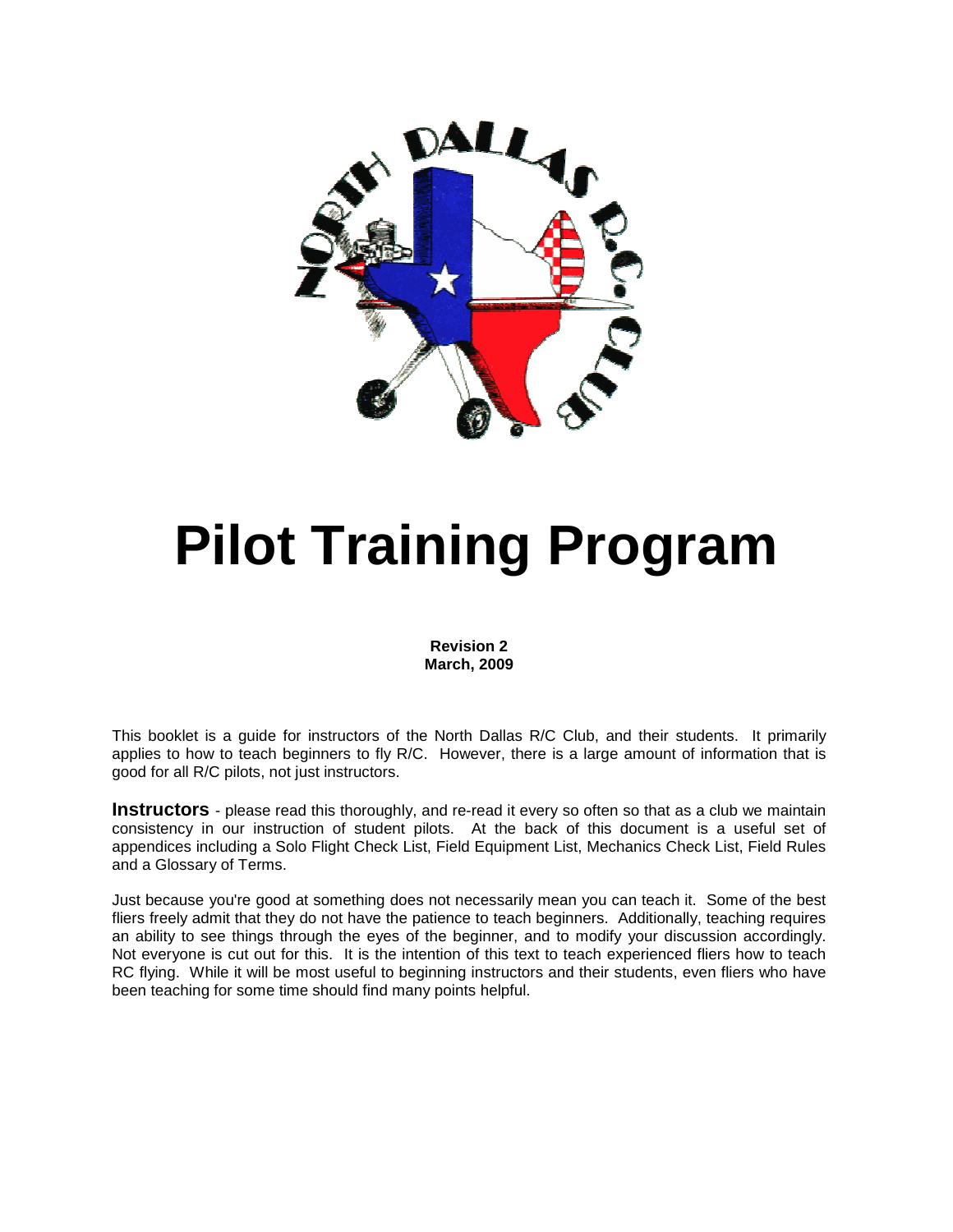# Pilot Training Program

**Revision 2**
**March, 2009**

This booklet is a guide for instructors of the North Dallas R/C Club, and their students. It primarily applies to how to teach beginners to fly R/C. However, there is a large amount of information that is good for all R/C pilots, not just instructors.

**Instructors** - please read this thoroughly, and re-read it every so often so that as a club we maintain consistency in our instruction of student pilots. At the back of this document is a useful set of appendices including a Solo Flight Check List, Field Equipment List, Mechanics Check List, Field Rules and a Glossary of Terms.

Just because you're good at something does not necessarily mean you can teach it. Some of the best fliers freely admit that they do not have the patience to teach beginners. Additionally, teaching requires an ability to see things through the eyes of the beginner, and to modify your discussion accordingly. Not everyone is cut out for this. It is the intention of this text to teach experienced fliers how to teach RC flying. While it will be most useful to beginning instructors and their students, even fliers who have been teaching for some time should find many points helpful.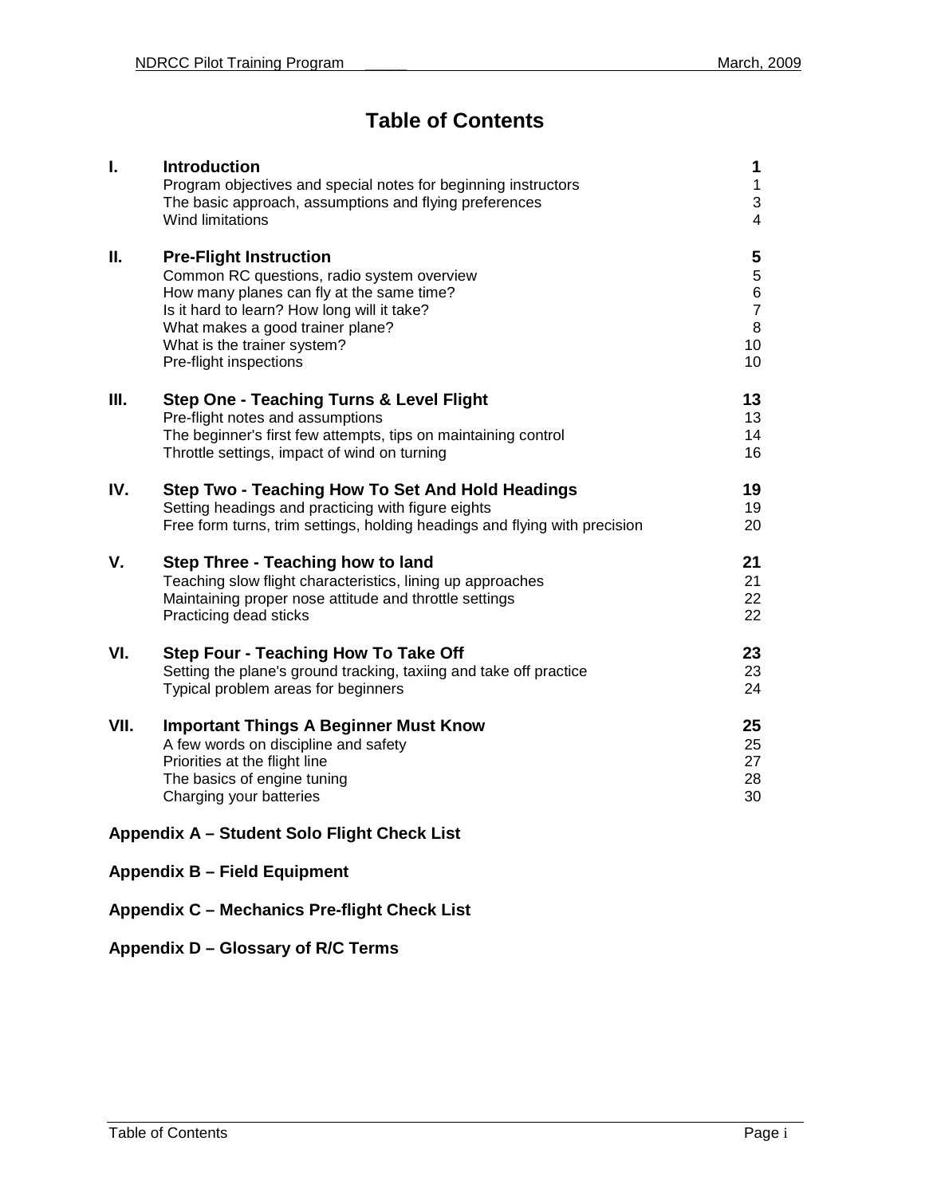# Table of Contents

| | | |
|---|---|---|
| **I.** | **Introduction** | **1** |
| | Program objectives and special notes for beginning instructors | 1 |
| | The basic approach, assumptions and flying preferences | 3 |
| | Wind limitations | 4 |
| **II.** | **Pre-Flight Instruction** | **5** |
| | Common RC questions, radio system overview | 5 |
| | How many planes can fly at the same time? | 6 |
| | Is it hard to learn? How long will it take? | 7 |
| | What makes a good trainer plane? | 8 |
| | What is the trainer system? | 10 |
| | Pre-flight inspections | 10 |
| **III.** | **Step One - Teaching Turns & Level Flight** | **13** |
| | Pre-flight notes and assumptions | 13 |
| | The beginner's first few attempts, tips on maintaining control | 14 |
| | Throttle settings, impact of wind on turning | 16 |
| **IV.** | **Step Two - Teaching How To Set And Hold Headings** | **19** |
| | Setting headings and practicing with figure eights | 19 |
| | Free form turns, trim settings, holding headings and flying with precision | 20 |
| **V.** | **Step Three - Teaching how to land** | **21** |
| | Teaching slow flight characteristics, lining up approaches | 21 |
| | Maintaining proper nose attitude and throttle settings | 22 |
| | Practicing dead sticks | 22 |
| **VI.** | **Step Four - Teaching How To Take Off** | **23** |
| | Setting the plane's ground tracking, taxiing and take off practice | 23 |
| | Typical problem areas for beginners | 24 |
| **VII.** | **Important Things A Beginner Must Know** | **25** |
| | A few words on discipline and safety | 25 |
| | Priorities at the flight line | 27 |
| | The basics of engine tuning | 28 |
| | Charging your batteries | 30 |

**Appendix A – Student Solo Flight Check List**

**Appendix B – Field Equipment**

**Appendix C – Mechanics Pre-flight Check List**

**Appendix D – Glossary of R/C Terms**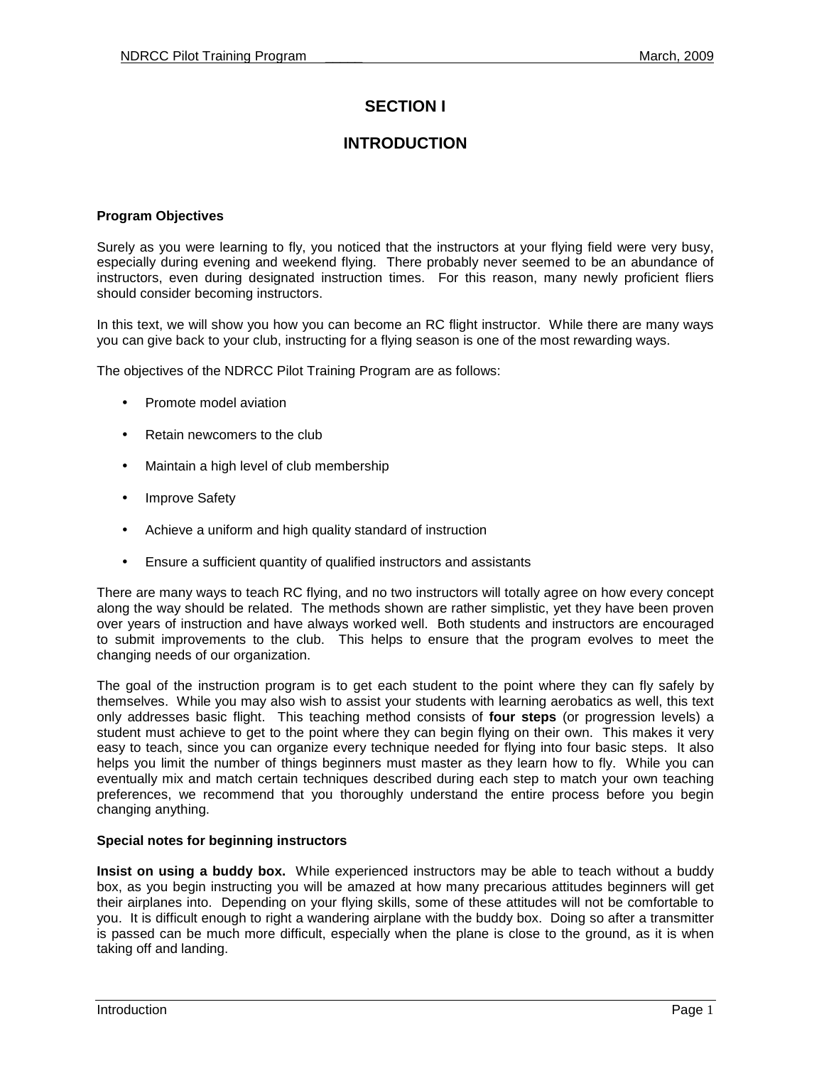# SECTION I

# INTRODUCTION

### Program Objectives

Surely as you were learning to fly, you noticed that the instructors at your flying field were very busy, especially during evening and weekend flying. There probably never seemed to be an abundance of instructors, even during designated instruction times. For this reason, many newly proficient fliers should consider becoming instructors.

In this text, we will show you how you can become an RC flight instructor. While there are many ways you can give back to your club, instructing for a flying season is one of the most rewarding ways.

The objectives of the NDRCC Pilot Training Program are as follows:

- Promote model aviation
- Retain newcomers to the club
- Maintain a high level of club membership
- Improve Safety
- Achieve a uniform and high quality standard of instruction
- Ensure a sufficient quantity of qualified instructors and assistants

There are many ways to teach RC flying, and no two instructors will totally agree on how every concept along the way should be related. The methods shown are rather simplistic, yet they have been proven over years of instruction and have always worked well. Both students and instructors are encouraged to submit improvements to the club. This helps to ensure that the program evolves to meet the changing needs of our organization.

The goal of the instruction program is to get each student to the point where they can fly safely by themselves. While you may also wish to assist your students with learning aerobatics as well, this text only addresses basic flight. This teaching method consists of **four steps** (or progression levels) a student must achieve to get to the point where they can begin flying on their own. This makes it very easy to teach, since you can organize every technique needed for flying into four basic steps. It also helps you limit the number of things beginners must master as they learn how to fly. While you can eventually mix and match certain techniques described during each step to match your own teaching preferences, we recommend that you thoroughly understand the entire process before you begin changing anything.

### Special notes for beginning instructors

**Insist on using a buddy box.** While experienced instructors may be able to teach without a buddy box, as you begin instructing you will be amazed at how many precarious attitudes beginners will get their airplanes into. Depending on your flying skills, some of these attitudes will not be comfortable to you. It is difficult enough to right a wandering airplane with the buddy box. Doing so after a transmitter is passed can be much more difficult, especially when the plane is close to the ground, as it is when taking off and landing.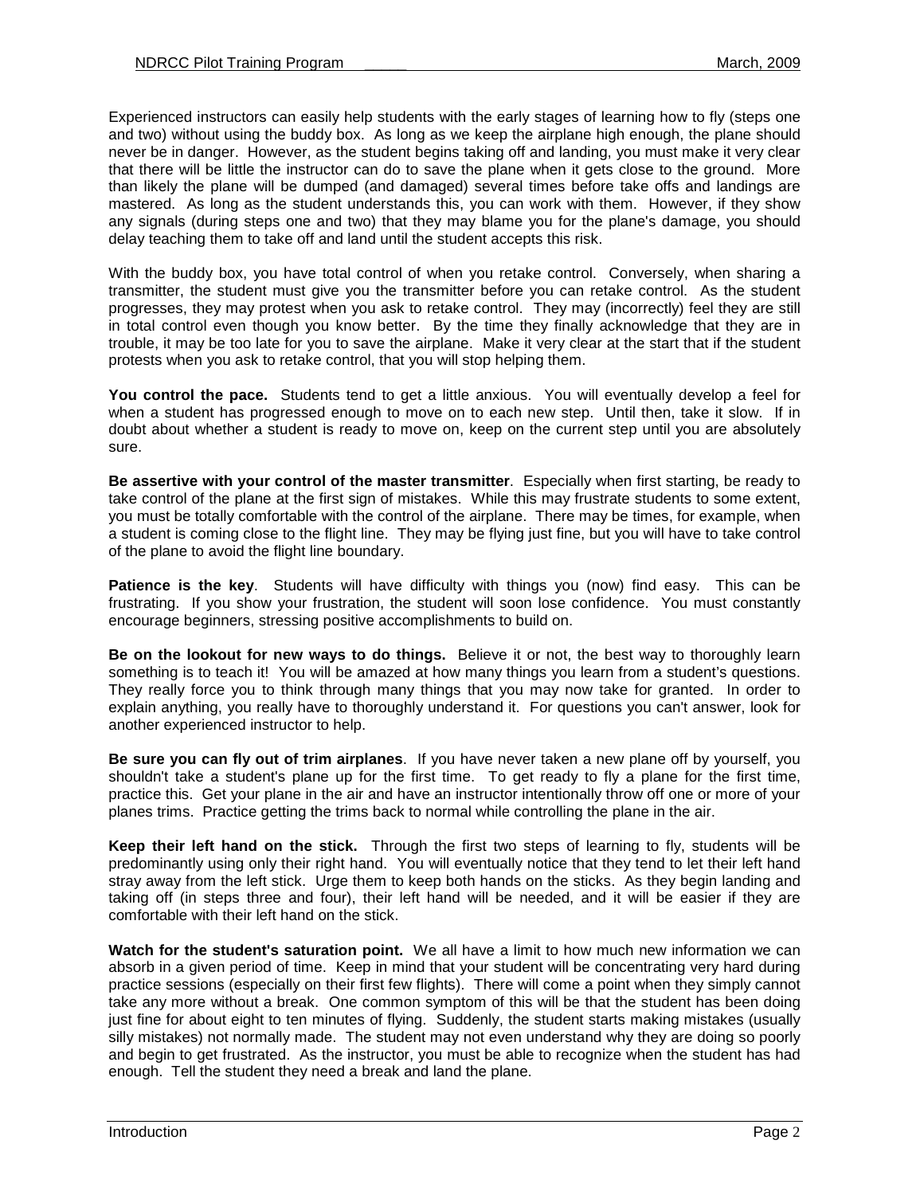Experienced instructors can easily help students with the early stages of learning how to fly (steps one and two) without using the buddy box. As long as we keep the airplane high enough, the plane should never be in danger. However, as the student begins taking off and landing, you must make it very clear that there will be little the instructor can do to save the plane when it gets close to the ground. More than likely the plane will be dumped (and damaged) several times before take offs and landings are mastered. As long as the student understands this, you can work with them. However, if they show any signals (during steps one and two) that they may blame you for the plane's damage, you should delay teaching them to take off and land until the student accepts this risk.

With the buddy box, you have total control of when you retake control. Conversely, when sharing a transmitter, the student must give you the transmitter before you can retake control. As the student progresses, they may protest when you ask to retake control. They may (incorrectly) feel they are still in total control even though you know better. By the time they finally acknowledge that they are in trouble, it may be too late for you to save the airplane. Make it very clear at the start that if the student protests when you ask to retake control, that you will stop helping them.

**You control the pace.** Students tend to get a little anxious. You will eventually develop a feel for when a student has progressed enough to move on to each new step. Until then, take it slow. If in doubt about whether a student is ready to move on, keep on the current step until you are absolutely sure.

**Be assertive with your control of the master transmitter**. Especially when first starting, be ready to take control of the plane at the first sign of mistakes. While this may frustrate students to some extent, you must be totally comfortable with the control of the airplane. There may be times, for example, when a student is coming close to the flight line. They may be flying just fine, but you will have to take control of the plane to avoid the flight line boundary.

**Patience is the key**. Students will have difficulty with things you (now) find easy. This can be frustrating. If you show your frustration, the student will soon lose confidence. You must constantly encourage beginners, stressing positive accomplishments to build on.

**Be on the lookout for new ways to do things.** Believe it or not, the best way to thoroughly learn something is to teach it! You will be amazed at how many things you learn from a student's questions. They really force you to think through many things that you may now take for granted. In order to explain anything, you really have to thoroughly understand it. For questions you can't answer, look for another experienced instructor to help.

**Be sure you can fly out of trim airplanes**. If you have never taken a new plane off by yourself, you shouldn't take a student's plane up for the first time. To get ready to fly a plane for the first time, practice this. Get your plane in the air and have an instructor intentionally throw off one or more of your planes trims. Practice getting the trims back to normal while controlling the plane in the air.

**Keep their left hand on the stick.** Through the first two steps of learning to fly, students will be predominantly using only their right hand. You will eventually notice that they tend to let their left hand stray away from the left stick. Urge them to keep both hands on the sticks. As they begin landing and taking off (in steps three and four), their left hand will be needed, and it will be easier if they are comfortable with their left hand on the stick.

**Watch for the student's saturation point.** We all have a limit to how much new information we can absorb in a given period of time. Keep in mind that your student will be concentrating very hard during practice sessions (especially on their first few flights). There will come a point when they simply cannot take any more without a break. One common symptom of this will be that the student has been doing just fine for about eight to ten minutes of flying. Suddenly, the student starts making mistakes (usually silly mistakes) not normally made. The student may not even understand why they are doing so poorly and begin to get frustrated. As the instructor, you must be able to recognize when the student has had enough. Tell the student they need a break and land the plane.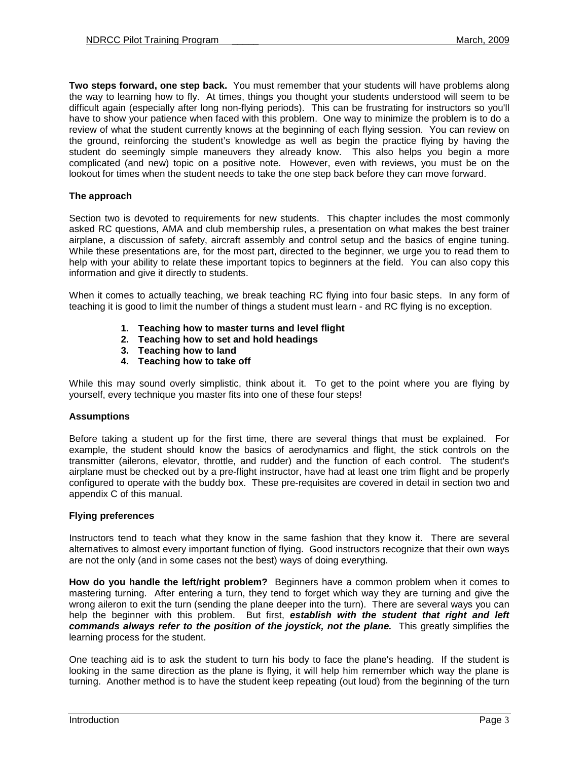**Two steps forward, one step back.** You must remember that your students will have problems along the way to learning how to fly. At times, things you thought your students understood will seem to be difficult again (especially after long non-flying periods). This can be frustrating for instructors so you'll have to show your patience when faced with this problem. One way to minimize the problem is to do a review of what the student currently knows at the beginning of each flying session. You can review on the ground, reinforcing the student's knowledge as well as begin the practice flying by having the student do seemingly simple maneuvers they already know. This also helps you begin a more complicated (and new) topic on a positive note. However, even with reviews, you must be on the lookout for times when the student needs to take the one step back before they can move forward.

### The approach

Section two is devoted to requirements for new students. This chapter includes the most commonly asked RC questions, AMA and club membership rules, a presentation on what makes the best trainer airplane, a discussion of safety, aircraft assembly and control setup and the basics of engine tuning. While these presentations are, for the most part, directed to the beginner, we urge you to read them to help with your ability to relate these important topics to beginners at the field. You can also copy this information and give it directly to students.

When it comes to actually teaching, we break teaching RC flying into four basic steps. In any form of teaching it is good to limit the number of things a student must learn - and RC flying is no exception.

1. **Teaching how to master turns and level flight**
2. **Teaching how to set and hold headings**
3. **Teaching how to land**
4. **Teaching how to take off**

While this may sound overly simplistic, think about it. To get to the point where you are flying by yourself, every technique you master fits into one of these four steps!

### Assumptions

Before taking a student up for the first time, there are several things that must be explained. For example, the student should know the basics of aerodynamics and flight, the stick controls on the transmitter (ailerons, elevator, throttle, and rudder) and the function of each control. The student's airplane must be checked out by a pre-flight instructor, have had at least one trim flight and be properly configured to operate with the buddy box. These pre-requisites are covered in detail in section two and appendix C of this manual.

### Flying preferences

Instructors tend to teach what they know in the same fashion that they know it. There are several alternatives to almost every important function of flying. Good instructors recognize that their own ways are not the only (and in some cases not the best) ways of doing everything.

**How do you handle the left/right problem?** Beginners have a common problem when it comes to mastering turning. After entering a turn, they tend to forget which way they are turning and give the wrong aileron to exit the turn (sending the plane deeper into the turn). There are several ways you can help the beginner with this problem. But first, ***establish with the student that right and left commands always refer to the position of the joystick, not the plane.*** This greatly simplifies the learning process for the student.

One teaching aid is to ask the student to turn his body to face the plane's heading. If the student is looking in the same direction as the plane is flying, it will help him remember which way the plane is turning. Another method is to have the student keep repeating (out loud) from the beginning of the turn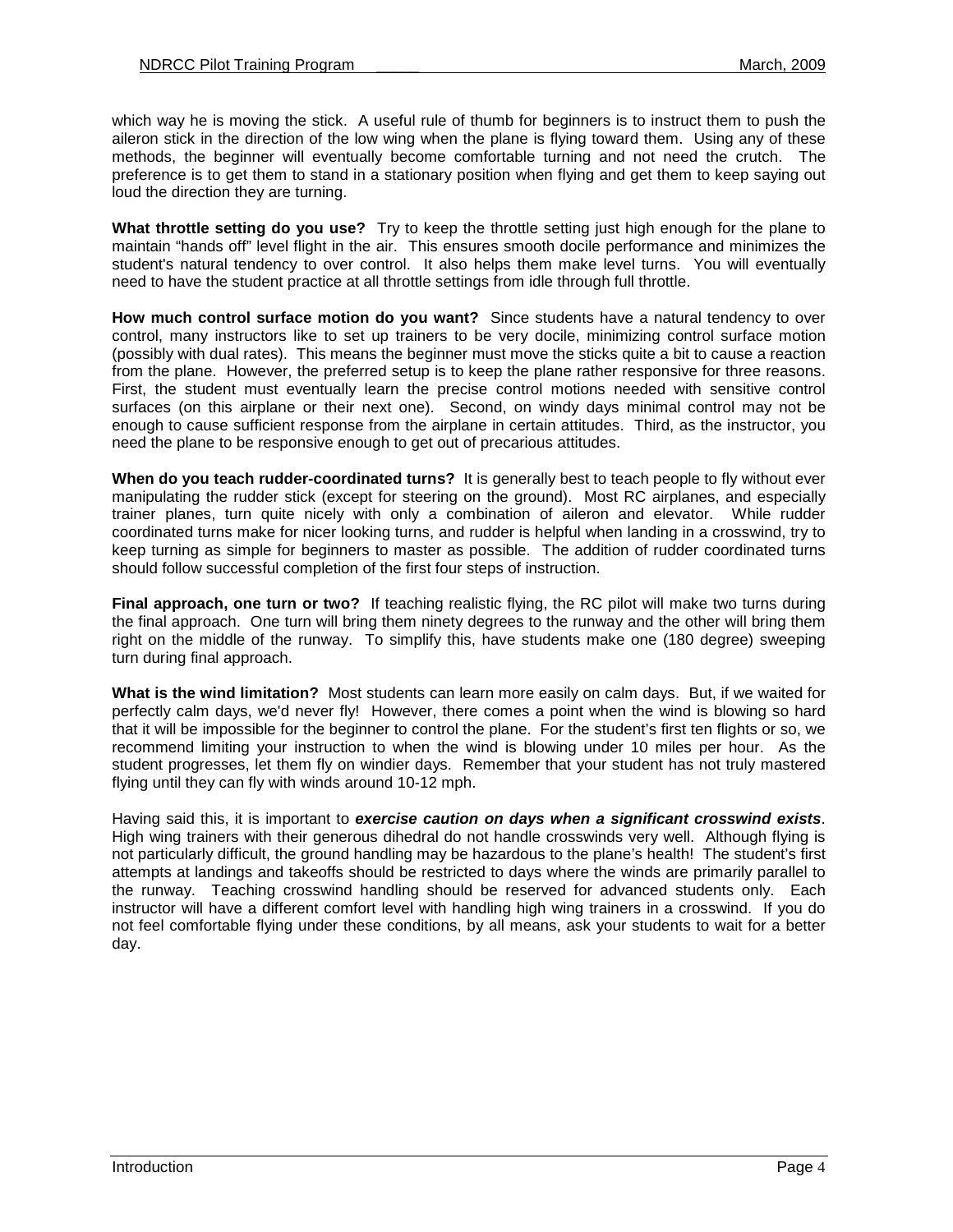which way he is moving the stick. A useful rule of thumb for beginners is to instruct them to push the aileron stick in the direction of the low wing when the plane is flying toward them. Using any of these methods, the beginner will eventually become comfortable turning and not need the crutch. The preference is to get them to stand in a stationary position when flying and get them to keep saying out loud the direction they are turning.

**What throttle setting do you use?** Try to keep the throttle setting just high enough for the plane to maintain "hands off" level flight in the air. This ensures smooth docile performance and minimizes the student's natural tendency to over control. It also helps them make level turns. You will eventually need to have the student practice at all throttle settings from idle through full throttle.

**How much control surface motion do you want?** Since students have a natural tendency to over control, many instructors like to set up trainers to be very docile, minimizing control surface motion (possibly with dual rates). This means the beginner must move the sticks quite a bit to cause a reaction from the plane. However, the preferred setup is to keep the plane rather responsive for three reasons. First, the student must eventually learn the precise control motions needed with sensitive control surfaces (on this airplane or their next one). Second, on windy days minimal control may not be enough to cause sufficient response from the airplane in certain attitudes. Third, as the instructor, you need the plane to be responsive enough to get out of precarious attitudes.

**When do you teach rudder-coordinated turns?** It is generally best to teach people to fly without ever manipulating the rudder stick (except for steering on the ground). Most RC airplanes, and especially trainer planes, turn quite nicely with only a combination of aileron and elevator. While rudder coordinated turns make for nicer looking turns, and rudder is helpful when landing in a crosswind, try to keep turning as simple for beginners to master as possible. The addition of rudder coordinated turns should follow successful completion of the first four steps of instruction.

**Final approach, one turn or two?** If teaching realistic flying, the RC pilot will make two turns during the final approach. One turn will bring them ninety degrees to the runway and the other will bring them right on the middle of the runway. To simplify this, have students make one (180 degree) sweeping turn during final approach.

**What is the wind limitation?** Most students can learn more easily on calm days. But, if we waited for perfectly calm days, we'd never fly! However, there comes a point when the wind is blowing so hard that it will be impossible for the beginner to control the plane. For the student's first ten flights or so, we recommend limiting your instruction to when the wind is blowing under 10 miles per hour. As the student progresses, let them fly on windier days. Remember that your student has not truly mastered flying until they can fly with winds around 10-12 mph.

Having said this, it is important to ***exercise caution on days when a significant crosswind exists***. High wing trainers with their generous dihedral do not handle crosswinds very well. Although flying is not particularly difficult, the ground handling may be hazardous to the plane's health! The student's first attempts at landings and takeoffs should be restricted to days where the winds are primarily parallel to the runway. Teaching crosswind handling should be reserved for advanced students only. Each instructor will have a different comfort level with handling high wing trainers in a crosswind. If you do not feel comfortable flying under these conditions, by all means, ask your students to wait for a better day.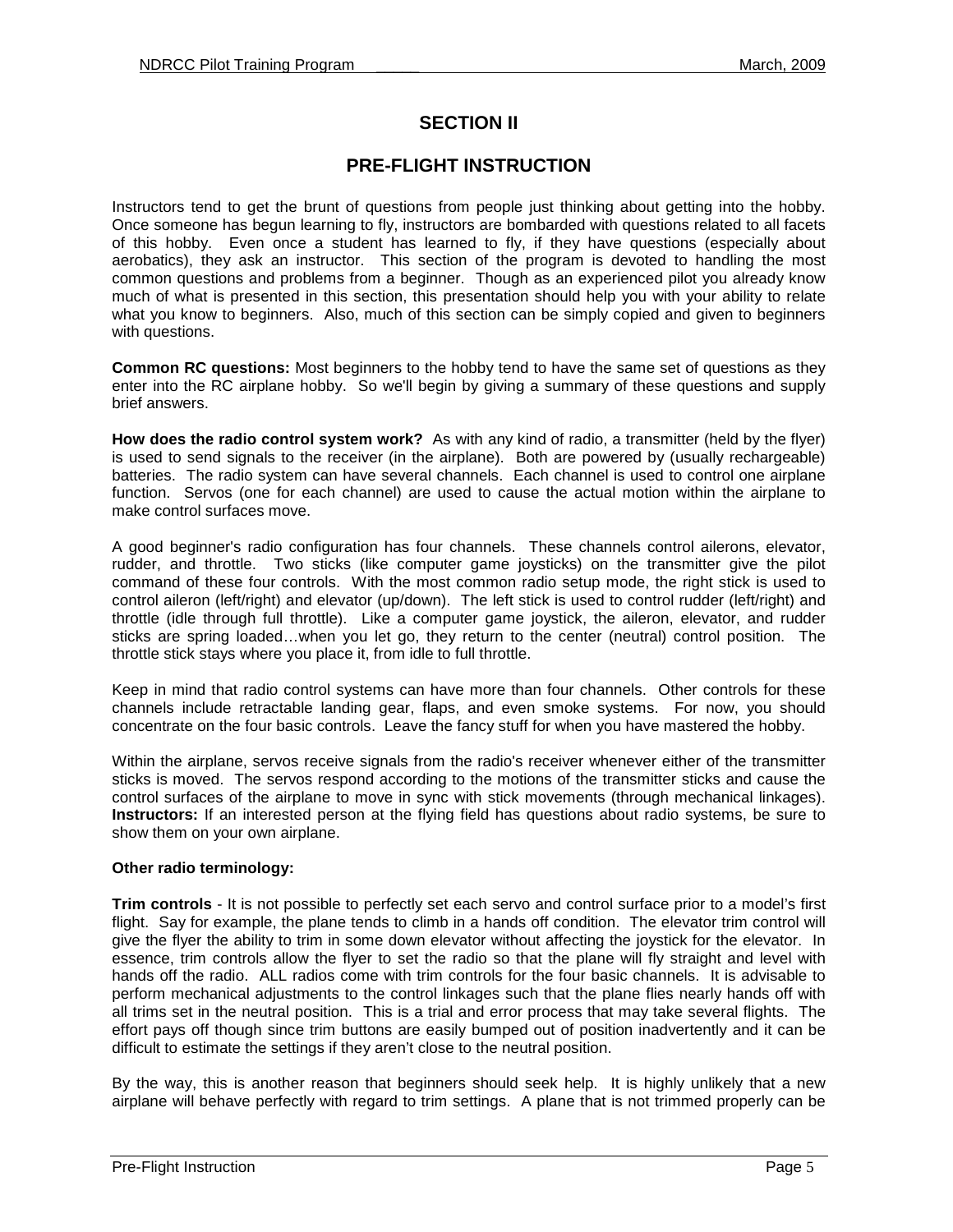# SECTION II

## PRE-FLIGHT INSTRUCTION

Instructors tend to get the brunt of questions from people just thinking about getting into the hobby. Once someone has begun learning to fly, instructors are bombarded with questions related to all facets of this hobby. Even once a student has learned to fly, if they have questions (especially about aerobatics), they ask an instructor. This section of the program is devoted to handling the most common questions and problems from a beginner. Though as an experienced pilot you already know much of what is presented in this section, this presentation should help you with your ability to relate what you know to beginners. Also, much of this section can be simply copied and given to beginners with questions.

**Common RC questions:** Most beginners to the hobby tend to have the same set of questions as they enter into the RC airplane hobby. So we'll begin by giving a summary of these questions and supply brief answers.

**How does the radio control system work?** As with any kind of radio, a transmitter (held by the flyer) is used to send signals to the receiver (in the airplane). Both are powered by (usually rechargeable) batteries. The radio system can have several channels. Each channel is used to control one airplane function. Servos (one for each channel) are used to cause the actual motion within the airplane to make control surfaces move.

A good beginner's radio configuration has four channels. These channels control ailerons, elevator, rudder, and throttle. Two sticks (like computer game joysticks) on the transmitter give the pilot command of these four controls. With the most common radio setup mode, the right stick is used to control aileron (left/right) and elevator (up/down). The left stick is used to control rudder (left/right) and throttle (idle through full throttle). Like a computer game joystick, the aileron, elevator, and rudder sticks are spring loaded…when you let go, they return to the center (neutral) control position. The throttle stick stays where you place it, from idle to full throttle.

Keep in mind that radio control systems can have more than four channels. Other controls for these channels include retractable landing gear, flaps, and even smoke systems. For now, you should concentrate on the four basic controls. Leave the fancy stuff for when you have mastered the hobby.

Within the airplane, servos receive signals from the radio's receiver whenever either of the transmitter sticks is moved. The servos respond according to the motions of the transmitter sticks and cause the control surfaces of the airplane to move in sync with stick movements (through mechanical linkages). **Instructors:** If an interested person at the flying field has questions about radio systems, be sure to show them on your own airplane.

**Other radio terminology:**

**Trim controls** - It is not possible to perfectly set each servo and control surface prior to a model's first flight. Say for example, the plane tends to climb in a hands off condition. The elevator trim control will give the flyer the ability to trim in some down elevator without affecting the joystick for the elevator. In essence, trim controls allow the flyer to set the radio so that the plane will fly straight and level with hands off the radio. ALL radios come with trim controls for the four basic channels. It is advisable to perform mechanical adjustments to the control linkages such that the plane flies nearly hands off with all trims set in the neutral position. This is a trial and error process that may take several flights. The effort pays off though since trim buttons are easily bumped out of position inadvertently and it can be difficult to estimate the settings if they aren't close to the neutral position.

By the way, this is another reason that beginners should seek help. It is highly unlikely that a new airplane will behave perfectly with regard to trim settings. A plane that is not trimmed properly can be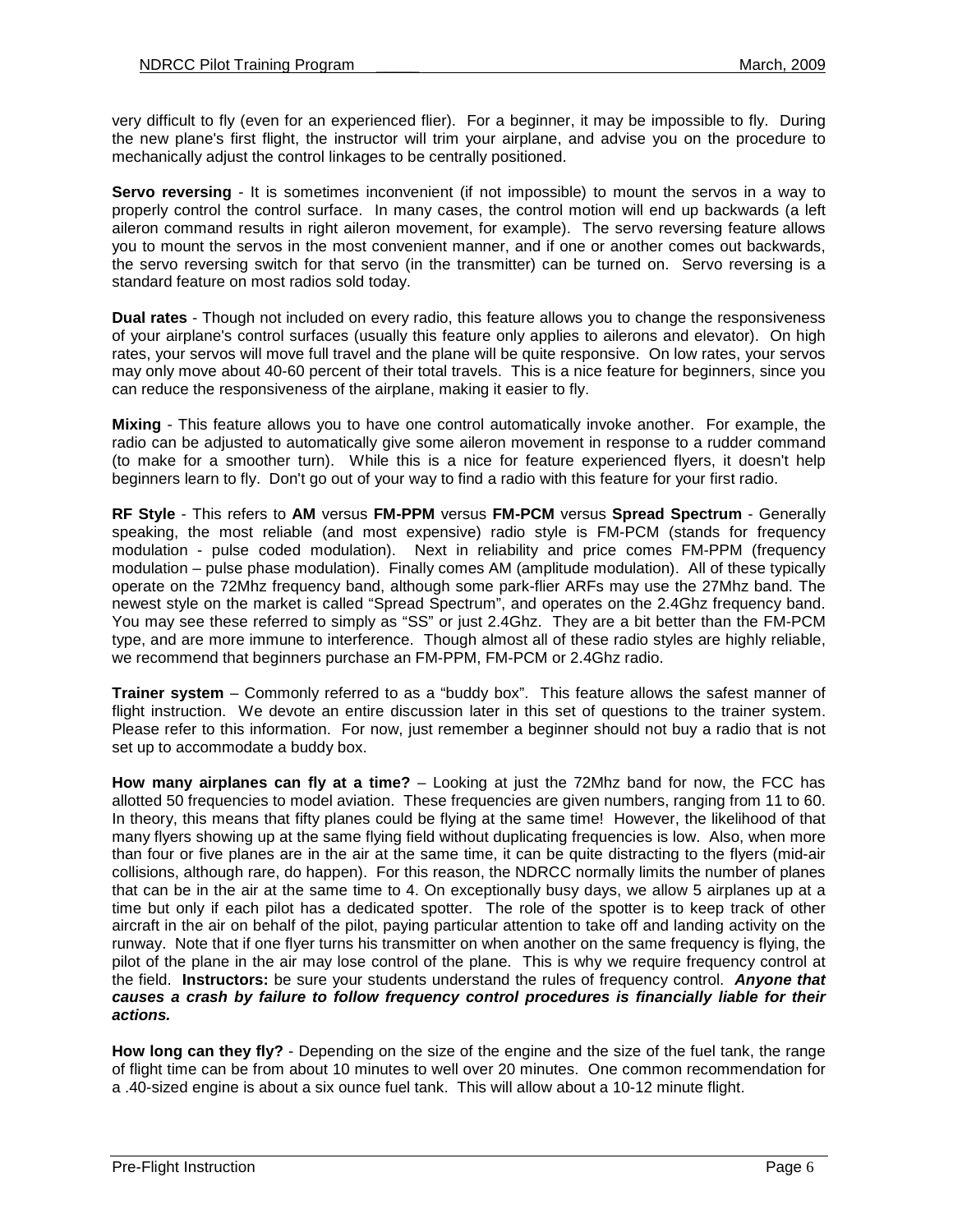very difficult to fly (even for an experienced flier). For a beginner, it may be impossible to fly. During the new plane's first flight, the instructor will trim your airplane, and advise you on the procedure to mechanically adjust the control linkages to be centrally positioned.

**Servo reversing** - It is sometimes inconvenient (if not impossible) to mount the servos in a way to properly control the control surface. In many cases, the control motion will end up backwards (a left aileron command results in right aileron movement, for example). The servo reversing feature allows you to mount the servos in the most convenient manner, and if one or another comes out backwards, the servo reversing switch for that servo (in the transmitter) can be turned on. Servo reversing is a standard feature on most radios sold today.

**Dual rates** - Though not included on every radio, this feature allows you to change the responsiveness of your airplane's control surfaces (usually this feature only applies to ailerons and elevator). On high rates, your servos will move full travel and the plane will be quite responsive. On low rates, your servos may only move about 40-60 percent of their total travels. This is a nice feature for beginners, since you can reduce the responsiveness of the airplane, making it easier to fly.

**Mixing** - This feature allows you to have one control automatically invoke another. For example, the radio can be adjusted to automatically give some aileron movement in response to a rudder command (to make for a smoother turn). While this is a nice for feature experienced flyers, it doesn't help beginners learn to fly. Don't go out of your way to find a radio with this feature for your first radio.

**RF Style** - This refers to **AM** versus **FM-PPM** versus **FM-PCM** versus **Spread Spectrum** - Generally speaking, the most reliable (and most expensive) radio style is FM-PCM (stands for frequency modulation - pulse coded modulation). Next in reliability and price comes FM-PPM (frequency modulation – pulse phase modulation). Finally comes AM (amplitude modulation). All of these typically operate on the 72Mhz frequency band, although some park-flier ARFs may use the 27Mhz band. The newest style on the market is called "Spread Spectrum", and operates on the 2.4Ghz frequency band. You may see these referred to simply as "SS" or just 2.4Ghz. They are a bit better than the FM-PCM type, and are more immune to interference. Though almost all of these radio styles are highly reliable, we recommend that beginners purchase an FM-PPM, FM-PCM or 2.4Ghz radio.

**Trainer system** – Commonly referred to as a "buddy box". This feature allows the safest manner of flight instruction. We devote an entire discussion later in this set of questions to the trainer system. Please refer to this information. For now, just remember a beginner should not buy a radio that is not set up to accommodate a buddy box.

**How many airplanes can fly at a time?** – Looking at just the 72Mhz band for now, the FCC has allotted 50 frequencies to model aviation. These frequencies are given numbers, ranging from 11 to 60. In theory, this means that fifty planes could be flying at the same time! However, the likelihood of that many flyers showing up at the same flying field without duplicating frequencies is low. Also, when more than four or five planes are in the air at the same time, it can be quite distracting to the flyers (mid-air collisions, although rare, do happen). For this reason, the NDRCC normally limits the number of planes that can be in the air at the same time to 4. On exceptionally busy days, we allow 5 airplanes up at a time but only if each pilot has a dedicated spotter. The role of the spotter is to keep track of other aircraft in the air on behalf of the pilot, paying particular attention to take off and landing activity on the runway. Note that if one flyer turns his transmitter on when another on the same frequency is flying, the pilot of the plane in the air may lose control of the plane. This is why we require frequency control at the field. **Instructors:** be sure your students understand the rules of frequency control. ***Anyone that causes a crash by failure to follow frequency control procedures is financially liable for their actions.***

**How long can they fly?** - Depending on the size of the engine and the size of the fuel tank, the range of flight time can be from about 10 minutes to well over 20 minutes. One common recommendation for a .40-sized engine is about a six ounce fuel tank. This will allow about a 10-12 minute flight.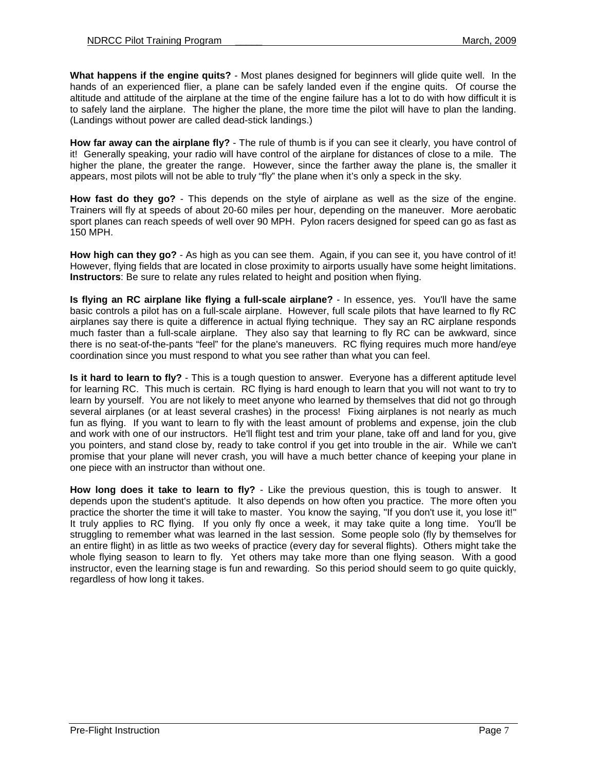**What happens if the engine quits?** - Most planes designed for beginners will glide quite well. In the hands of an experienced flier, a plane can be safely landed even if the engine quits. Of course the altitude and attitude of the airplane at the time of the engine failure has a lot to do with how difficult it is to safely land the airplane. The higher the plane, the more time the pilot will have to plan the landing. (Landings without power are called dead-stick landings.)

**How far away can the airplane fly?** - The rule of thumb is if you can see it clearly, you have control of it! Generally speaking, your radio will have control of the airplane for distances of close to a mile. The higher the plane, the greater the range. However, since the farther away the plane is, the smaller it appears, most pilots will not be able to truly "fly" the plane when it's only a speck in the sky.

**How fast do they go?** - This depends on the style of airplane as well as the size of the engine. Trainers will fly at speeds of about 20-60 miles per hour, depending on the maneuver. More aerobatic sport planes can reach speeds of well over 90 MPH. Pylon racers designed for speed can go as fast as 150 MPH.

**How high can they go?** - As high as you can see them. Again, if you can see it, you have control of it! However, flying fields that are located in close proximity to airports usually have some height limitations. **Instructors**: Be sure to relate any rules related to height and position when flying.

**Is flying an RC airplane like flying a full-scale airplane?** - In essence, yes. You'll have the same basic controls a pilot has on a full-scale airplane. However, full scale pilots that have learned to fly RC airplanes say there is quite a difference in actual flying technique. They say an RC airplane responds much faster than a full-scale airplane. They also say that learning to fly RC can be awkward, since there is no seat-of-the-pants "feel" for the plane's maneuvers. RC flying requires much more hand/eye coordination since you must respond to what you see rather than what you can feel.

**Is it hard to learn to fly?** - This is a tough question to answer. Everyone has a different aptitude level for learning RC. This much is certain. RC flying is hard enough to learn that you will not want to try to learn by yourself. You are not likely to meet anyone who learned by themselves that did not go through several airplanes (or at least several crashes) in the process! Fixing airplanes is not nearly as much fun as flying. If you want to learn to fly with the least amount of problems and expense, join the club and work with one of our instructors. He'll flight test and trim your plane, take off and land for you, give you pointers, and stand close by, ready to take control if you get into trouble in the air. While we can't promise that your plane will never crash, you will have a much better chance of keeping your plane in one piece with an instructor than without one.

**How long does it take to learn to fly?** - Like the previous question, this is tough to answer. It depends upon the student's aptitude. It also depends on how often you practice. The more often you practice the shorter the time it will take to master. You know the saying, "If you don't use it, you lose it!" It truly applies to RC flying. If you only fly once a week, it may take quite a long time. You'll be struggling to remember what was learned in the last session. Some people solo (fly by themselves for an entire flight) in as little as two weeks of practice (every day for several flights). Others might take the whole flying season to learn to fly. Yet others may take more than one flying season. With a good instructor, even the learning stage is fun and rewarding. So this period should seem to go quite quickly, regardless of how long it takes.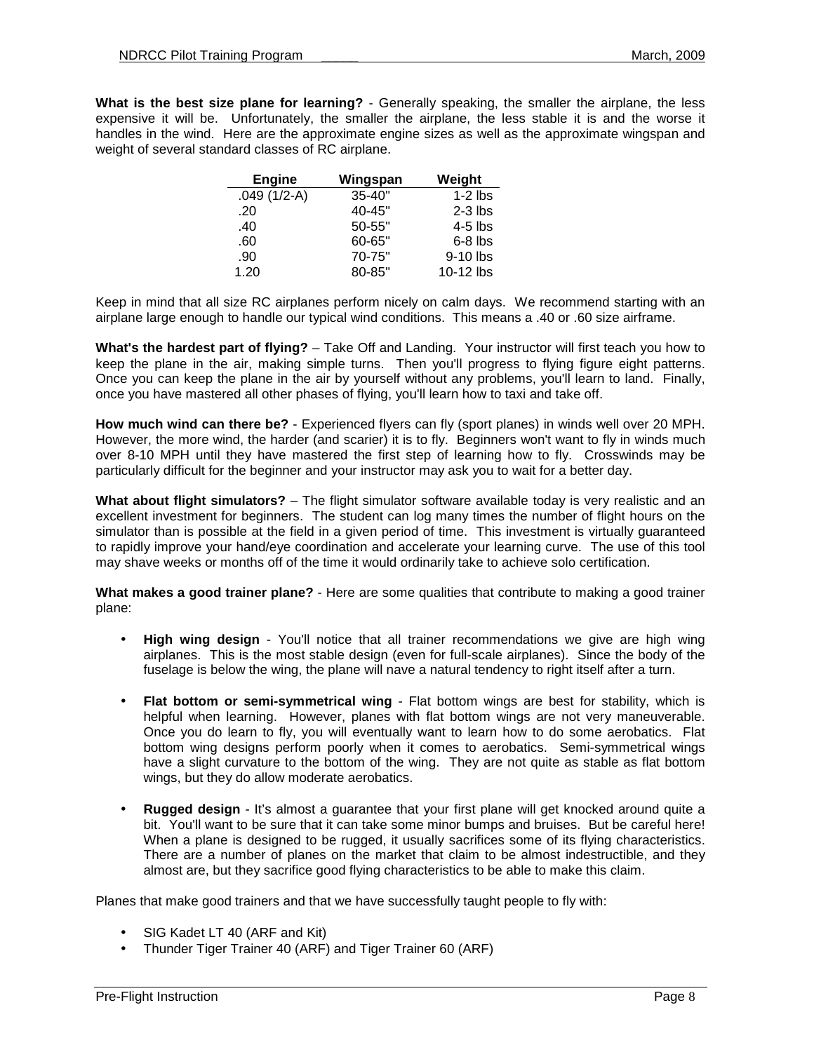**What is the best size plane for learning?** - Generally speaking, the smaller the airplane, the less expensive it will be. Unfortunately, the smaller the airplane, the less stable it is and the worse it handles in the wind. Here are the approximate engine sizes as well as the approximate wingspan and weight of several standard classes of RC airplane.

| Engine | Wingspan | Weight |
|---|---|---|
| .049 (1/2-A) | 35-40" | 1-2 lbs |
| .20 | 40-45" | 2-3 lbs |
| .40 | 50-55" | 4-5 lbs |
| .60 | 60-65" | 6-8 lbs |
| .90 | 70-75" | 9-10 lbs |
| 1.20 | 80-85" | 10-12 lbs |

Keep in mind that all size RC airplanes perform nicely on calm days. We recommend starting with an airplane large enough to handle our typical wind conditions. This means a .40 or .60 size airframe.

**What's the hardest part of flying?** – Take Off and Landing. Your instructor will first teach you how to keep the plane in the air, making simple turns. Then you'll progress to flying figure eight patterns. Once you can keep the plane in the air by yourself without any problems, you'll learn to land. Finally, once you have mastered all other phases of flying, you'll learn how to taxi and take off.

**How much wind can there be?** - Experienced flyers can fly (sport planes) in winds well over 20 MPH. However, the more wind, the harder (and scarier) it is to fly. Beginners won't want to fly in winds much over 8-10 MPH until they have mastered the first step of learning how to fly. Crosswinds may be particularly difficult for the beginner and your instructor may ask you to wait for a better day.

**What about flight simulators?** – The flight simulator software available today is very realistic and an excellent investment for beginners. The student can log many times the number of flight hours on the simulator than is possible at the field in a given period of time. This investment is virtually guaranteed to rapidly improve your hand/eye coordination and accelerate your learning curve. The use of this tool may shave weeks or months off of the time it would ordinarily take to achieve solo certification.

**What makes a good trainer plane?** - Here are some qualities that contribute to making a good trainer plane:

- **High wing design** - You'll notice that all trainer recommendations we give are high wing airplanes. This is the most stable design (even for full-scale airplanes). Since the body of the fuselage is below the wing, the plane will nave a natural tendency to right itself after a turn.

- **Flat bottom or semi-symmetrical wing** - Flat bottom wings are best for stability, which is helpful when learning. However, planes with flat bottom wings are not very maneuverable. Once you do learn to fly, you will eventually want to learn how to do some aerobatics. Flat bottom wing designs perform poorly when it comes to aerobatics. Semi-symmetrical wings have a slight curvature to the bottom of the wing. They are not quite as stable as flat bottom wings, but they do allow moderate aerobatics.

- **Rugged design** - It's almost a guarantee that your first plane will get knocked around quite a bit. You'll want to be sure that it can take some minor bumps and bruises. But be careful here! When a plane is designed to be rugged, it usually sacrifices some of its flying characteristics. There are a number of planes on the market that claim to be almost indestructible, and they almost are, but they sacrifice good flying characteristics to be able to make this claim.

Planes that make good trainers and that we have successfully taught people to fly with:

- SIG Kadet LT 40 (ARF and Kit)
- Thunder Tiger Trainer 40 (ARF) and Tiger Trainer 60 (ARF)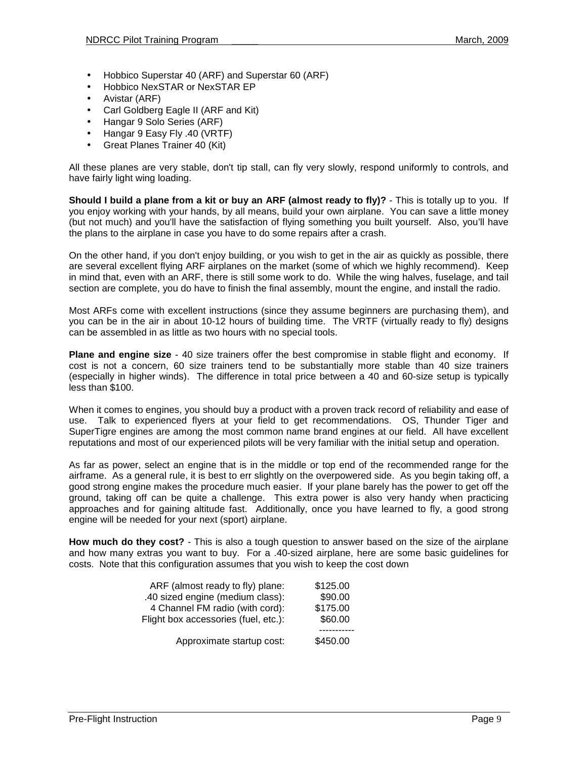- Hobbico Superstar 40 (ARF) and Superstar 60 (ARF)
- Hobbico NexSTAR or NexSTAR EP
- Avistar (ARF)
- Carl Goldberg Eagle II (ARF and Kit)
- Hangar 9 Solo Series (ARF)
- Hangar 9 Easy Fly .40 (VRTF)
- Great Planes Trainer 40 (Kit)

All these planes are very stable, don't tip stall, can fly very slowly, respond uniformly to controls, and have fairly light wing loading.

**Should I build a plane from a kit or buy an ARF (almost ready to fly)?** - This is totally up to you. If you enjoy working with your hands, by all means, build your own airplane. You can save a little money (but not much) and you'll have the satisfaction of flying something you built yourself. Also, you'll have the plans to the airplane in case you have to do some repairs after a crash.

On the other hand, if you don't enjoy building, or you wish to get in the air as quickly as possible, there are several excellent flying ARF airplanes on the market (some of which we highly recommend). Keep in mind that, even with an ARF, there is still some work to do. While the wing halves, fuselage, and tail section are complete, you do have to finish the final assembly, mount the engine, and install the radio.

Most ARFs come with excellent instructions (since they assume beginners are purchasing them), and you can be in the air in about 10-12 hours of building time. The VRTF (virtually ready to fly) designs can be assembled in as little as two hours with no special tools.

**Plane and engine size** - 40 size trainers offer the best compromise in stable flight and economy. If cost is not a concern, 60 size trainers tend to be substantially more stable than 40 size trainers (especially in higher winds). The difference in total price between a 40 and 60-size setup is typically less than $100.

When it comes to engines, you should buy a product with a proven track record of reliability and ease of use. Talk to experienced flyers at your field to get recommendations. OS, Thunder Tiger and SuperTigre engines are among the most common name brand engines at our field. All have excellent reputations and most of our experienced pilots will be very familiar with the initial setup and operation.

As far as power, select an engine that is in the middle or top end of the recommended range for the airframe. As a general rule, it is best to err slightly on the overpowered side. As you begin taking off, a good strong engine makes the procedure much easier. If your plane barely has the power to get off the ground, taking off can be quite a challenge. This extra power is also very handy when practicing approaches and for gaining altitude fast. Additionally, once you have learned to fly, a good strong engine will be needed for your next (sport) airplane.

**How much do they cost?** - This is also a tough question to answer based on the size of the airplane and how many extras you want to buy. For a .40-sized airplane, here are some basic guidelines for costs. Note that this configuration assumes that you wish to keep the cost down

| Item | Cost |
|---|---|
| ARF (almost ready to fly) plane: | $125.00 |
| .40 sized engine (medium class): | $90.00 |
| 4 Channel FM radio (with cord): | $175.00 |
| Flight box accessories (fuel, etc.): | $60.00 |
| Approximate startup cost: | $450.00 |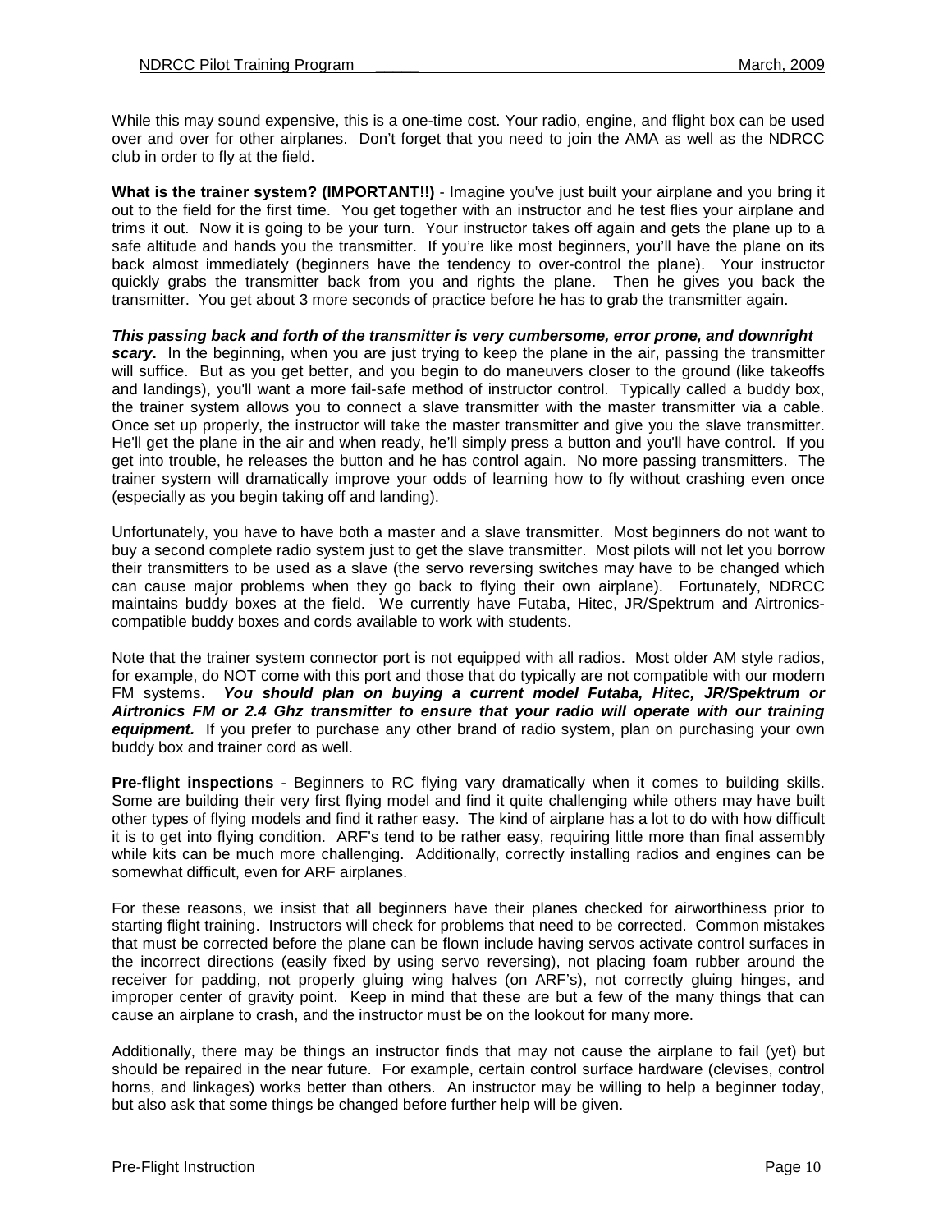While this may sound expensive, this is a one-time cost. Your radio, engine, and flight box can be used over and over for other airplanes. Don't forget that you need to join the AMA as well as the NDRCC club in order to fly at the field.

**What is the trainer system? (IMPORTANT!!)** - Imagine you've just built your airplane and you bring it out to the field for the first time. You get together with an instructor and he test flies your airplane and trims it out. Now it is going to be your turn. Your instructor takes off again and gets the plane up to a safe altitude and hands you the transmitter. If you're like most beginners, you'll have the plane on its back almost immediately (beginners have the tendency to over-control the plane). Your instructor quickly grabs the transmitter back from you and rights the plane. Then he gives you back the transmitter. You get about 3 more seconds of practice before he has to grab the transmitter again.

***This passing back and forth of the transmitter is very cumbersome, error prone, and downright scary.*** In the beginning, when you are just trying to keep the plane in the air, passing the transmitter will suffice. But as you get better, and you begin to do maneuvers closer to the ground (like takeoffs and landings), you'll want a more fail-safe method of instructor control. Typically called a buddy box, the trainer system allows you to connect a slave transmitter with the master transmitter via a cable. Once set up properly, the instructor will take the master transmitter and give you the slave transmitter. He'll get the plane in the air and when ready, he'll simply press a button and you'll have control. If you get into trouble, he releases the button and he has control again. No more passing transmitters. The trainer system will dramatically improve your odds of learning how to fly without crashing even once (especially as you begin taking off and landing).

Unfortunately, you have to have both a master and a slave transmitter. Most beginners do not want to buy a second complete radio system just to get the slave transmitter. Most pilots will not let you borrow their transmitters to be used as a slave (the servo reversing switches may have to be changed which can cause major problems when they go back to flying their own airplane). Fortunately, NDRCC maintains buddy boxes at the field. We currently have Futaba, Hitec, JR/Spektrum and Airtronics-compatible buddy boxes and cords available to work with students.

Note that the trainer system connector port is not equipped with all radios. Most older AM style radios, for example, do NOT come with this port and those that do typically are not compatible with our modern FM systems. ***You should plan on buying a current model Futaba, Hitec, JR/Spektrum or Airtronics FM or 2.4 Ghz transmitter to ensure that your radio will operate with our training equipment.*** If you prefer to purchase any other brand of radio system, plan on purchasing your own buddy box and trainer cord as well.

**Pre-flight inspections** - Beginners to RC flying vary dramatically when it comes to building skills. Some are building their very first flying model and find it quite challenging while others may have built other types of flying models and find it rather easy. The kind of airplane has a lot to do with how difficult it is to get into flying condition. ARF's tend to be rather easy, requiring little more than final assembly while kits can be much more challenging. Additionally, correctly installing radios and engines can be somewhat difficult, even for ARF airplanes.

For these reasons, we insist that all beginners have their planes checked for airworthiness prior to starting flight training. Instructors will check for problems that need to be corrected. Common mistakes that must be corrected before the plane can be flown include having servos activate control surfaces in the incorrect directions (easily fixed by using servo reversing), not placing foam rubber around the receiver for padding, not properly gluing wing halves (on ARF's), not correctly gluing hinges, and improper center of gravity point. Keep in mind that these are but a few of the many things that can cause an airplane to crash, and the instructor must be on the lookout for many more.

Additionally, there may be things an instructor finds that may not cause the airplane to fail (yet) but should be repaired in the near future. For example, certain control surface hardware (clevises, control horns, and linkages) works better than others. An instructor may be willing to help a beginner today, but also ask that some things be changed before further help will be given.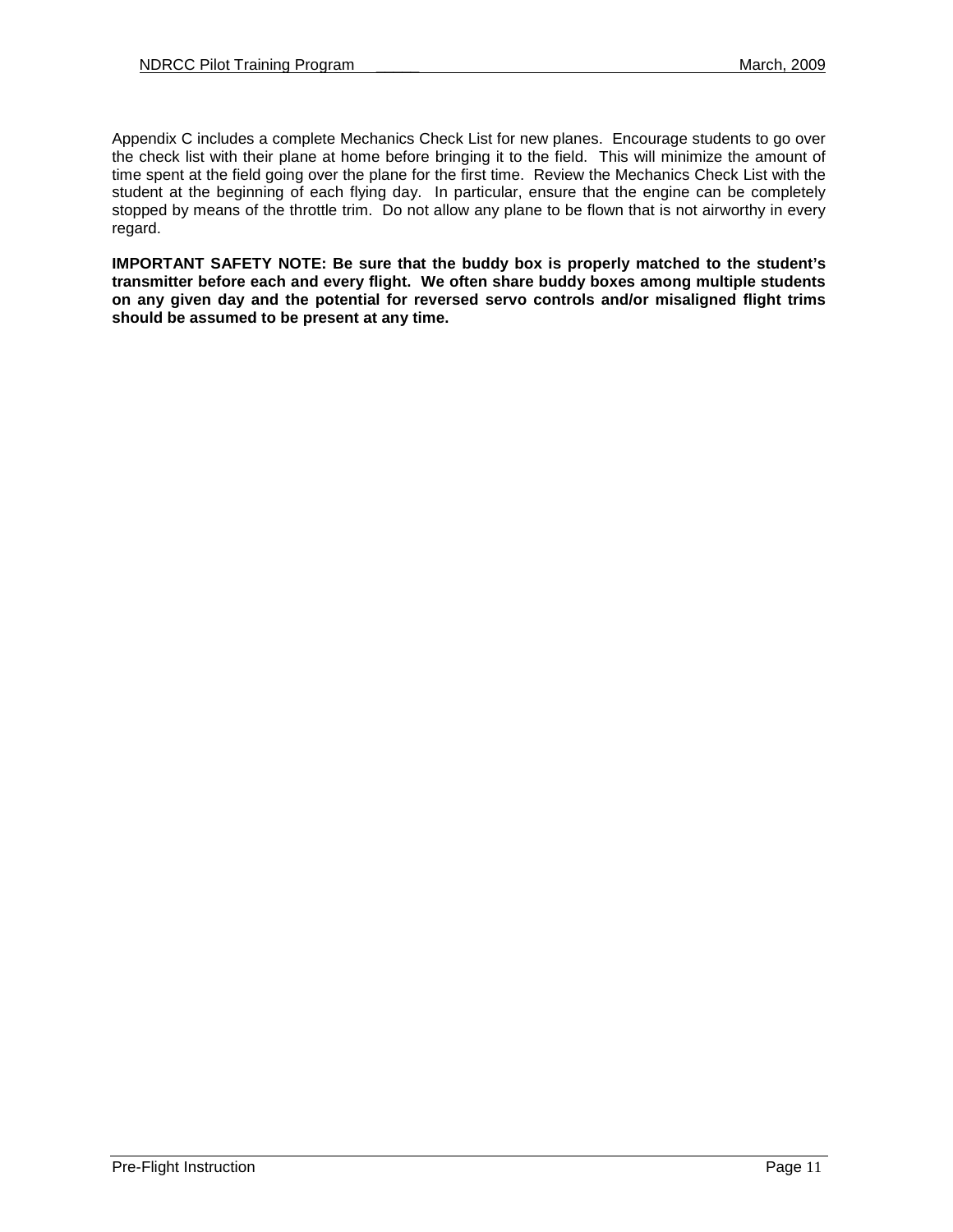Appendix C includes a complete Mechanics Check List for new planes. Encourage students to go over the check list with their plane at home before bringing it to the field. This will minimize the amount of time spent at the field going over the plane for the first time. Review the Mechanics Check List with the student at the beginning of each flying day. In particular, ensure that the engine can be completely stopped by means of the throttle trim. Do not allow any plane to be flown that is not airworthy in every regard.

**IMPORTANT SAFETY NOTE: Be sure that the buddy box is properly matched to the student's transmitter before each and every flight. We often share buddy boxes among multiple students on any given day and the potential for reversed servo controls and/or misaligned flight trims should be assumed to be present at any time.**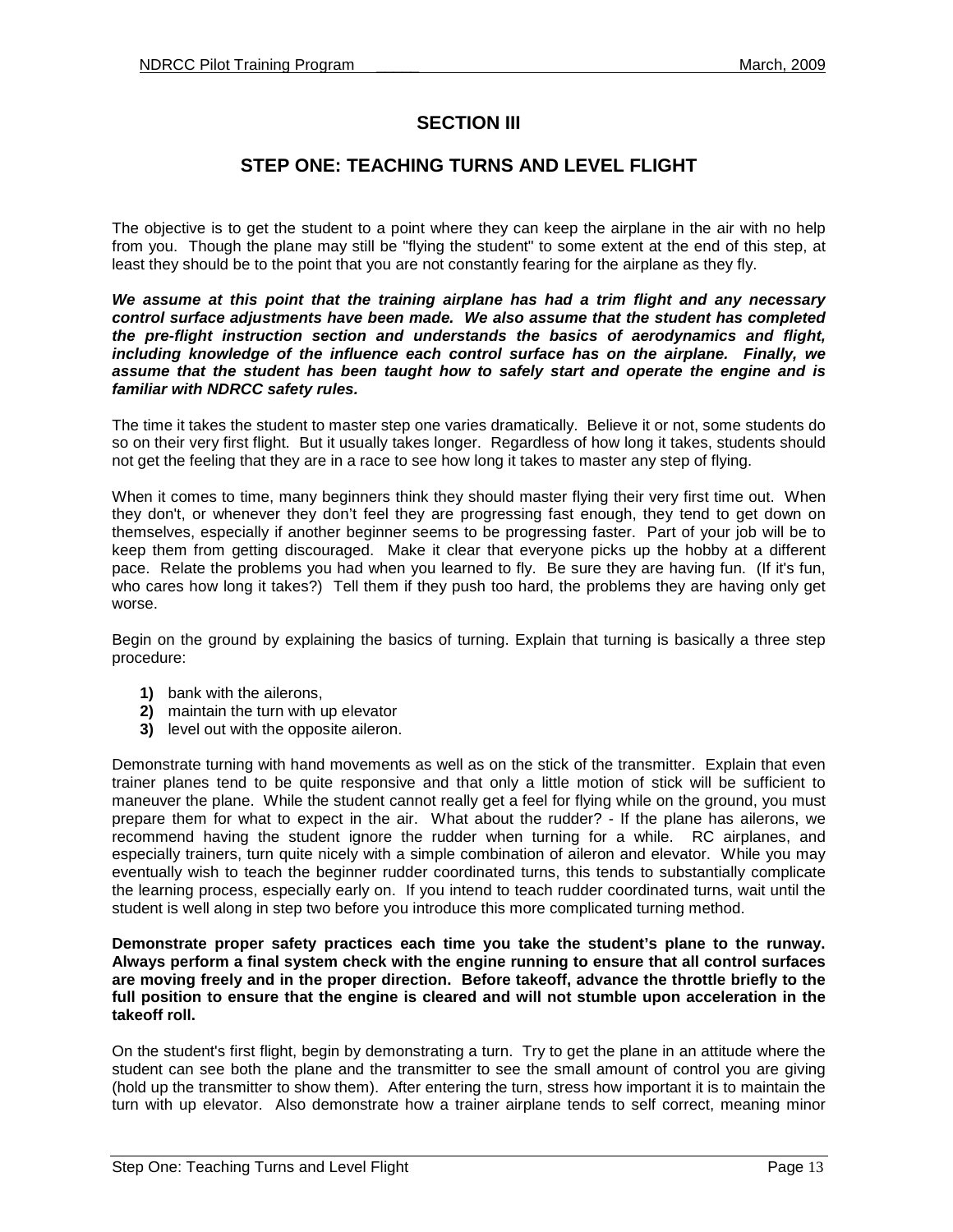# SECTION III

## STEP ONE: TEACHING TURNS AND LEVEL FLIGHT

The objective is to get the student to a point where they can keep the airplane in the air with no help from you. Though the plane may still be "flying the student" to some extent at the end of this step, at least they should be to the point that you are not constantly fearing for the airplane as they fly.

***We assume at this point that the training airplane has had a trim flight and any necessary control surface adjustments have been made. We also assume that the student has completed the pre-flight instruction section and understands the basics of aerodynamics and flight, including knowledge of the influence each control surface has on the airplane. Finally, we assume that the student has been taught how to safely start and operate the engine and is familiar with NDRCC safety rules.***

The time it takes the student to master step one varies dramatically. Believe it or not, some students do so on their very first flight. But it usually takes longer. Regardless of how long it takes, students should not get the feeling that they are in a race to see how long it takes to master any step of flying.

When it comes to time, many beginners think they should master flying their very first time out. When they don't, or whenever they don't feel they are progressing fast enough, they tend to get down on themselves, especially if another beginner seems to be progressing faster. Part of your job will be to keep them from getting discouraged. Make it clear that everyone picks up the hobby at a different pace. Relate the problems you had when you learned to fly. Be sure they are having fun. (If it's fun, who cares how long it takes?) Tell them if they push too hard, the problems they are having only get worse.

Begin on the ground by explaining the basics of turning. Explain that turning is basically a three step procedure:

1. bank with the ailerons,
2. maintain the turn with up elevator
3. level out with the opposite aileron.

Demonstrate turning with hand movements as well as on the stick of the transmitter. Explain that even trainer planes tend to be quite responsive and that only a little motion of stick will be sufficient to maneuver the plane. While the student cannot really get a feel for flying while on the ground, you must prepare them for what to expect in the air. What about the rudder? - If the plane has ailerons, we recommend having the student ignore the rudder when turning for a while. RC airplanes, and especially trainers, turn quite nicely with a simple combination of aileron and elevator. While you may eventually wish to teach the beginner rudder coordinated turns, this tends to substantially complicate the learning process, especially early on. If you intend to teach rudder coordinated turns, wait until the student is well along in step two before you introduce this more complicated turning method.

**Demonstrate proper safety practices each time you take the student's plane to the runway. Always perform a final system check with the engine running to ensure that all control surfaces are moving freely and in the proper direction. Before takeoff, advance the throttle briefly to the full position to ensure that the engine is cleared and will not stumble upon acceleration in the takeoff roll.**

On the student's first flight, begin by demonstrating a turn. Try to get the plane in an attitude where the student can see both the plane and the transmitter to see the small amount of control you are giving (hold up the transmitter to show them). After entering the turn, stress how important it is to maintain the turn with up elevator. Also demonstrate how a trainer airplane tends to self correct, meaning minor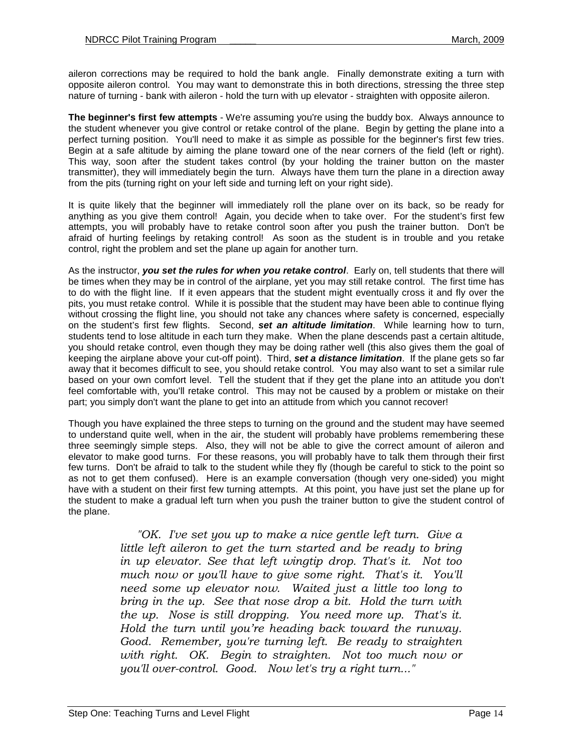aileron corrections may be required to hold the bank angle. Finally demonstrate exiting a turn with opposite aileron control. You may want to demonstrate this in both directions, stressing the three step nature of turning - bank with aileron - hold the turn with up elevator - straighten with opposite aileron.

**The beginner's first few attempts** - We're assuming you're using the buddy box. Always announce to the student whenever you give control or retake control of the plane. Begin by getting the plane into a perfect turning position. You'll need to make it as simple as possible for the beginner's first few tries. Begin at a safe altitude by aiming the plane toward one of the near corners of the field (left or right). This way, soon after the student takes control (by your holding the trainer button on the master transmitter), they will immediately begin the turn. Always have them turn the plane in a direction away from the pits (turning right on your left side and turning left on your right side).

It is quite likely that the beginner will immediately roll the plane over on its back, so be ready for anything as you give them control! Again, you decide when to take over. For the student's first few attempts, you will probably have to retake control soon after you push the trainer button. Don't be afraid of hurting feelings by retaking control! As soon as the student is in trouble and you retake control, right the problem and set the plane up again for another turn.

As the instructor, ***you set the rules for when you retake control***. Early on, tell students that there will be times when they may be in control of the airplane, yet you may still retake control. The first time has to do with the flight line. If it even appears that the student might eventually cross it and fly over the pits, you must retake control. While it is possible that the student may have been able to continue flying without crossing the flight line, you should not take any chances where safety is concerned, especially on the student's first few flights. Second, ***set an altitude limitation***. While learning how to turn, students tend to lose altitude in each turn they make. When the plane descends past a certain altitude, you should retake control, even though they may be doing rather well (this also gives them the goal of keeping the airplane above your cut-off point). Third, ***set a distance limitation***. If the plane gets so far away that it becomes difficult to see, you should retake control. You may also want to set a similar rule based on your own comfort level. Tell the student that if they get the plane into an attitude you don't feel comfortable with, you'll retake control. This may not be caused by a problem or mistake on their part; you simply don't want the plane to get into an attitude from which you cannot recover!

Though you have explained the three steps to turning on the ground and the student may have seemed to understand quite well, when in the air, the student will probably have problems remembering these three seemingly simple steps. Also, they will not be able to give the correct amount of aileron and elevator to make good turns. For these reasons, you will probably have to talk them through their first few turns. Don't be afraid to talk to the student while they fly (though be careful to stick to the point so as not to get them confused). Here is an example conversation (though very one-sided) you might have with a student on their first few turning attempts. At this point, you have just set the plane up for the student to make a gradual left turn when you push the trainer button to give the student control of the plane.

> *"OK. I've set you up to make a nice gentle left turn. Give a little left aileron to get the turn started and be ready to bring in up elevator. See that left wingtip drop. That's it. Not too much now or you'll have to give some right. That's it. You'll need some up elevator now. Waited just a little too long to bring in the up. See that nose drop a bit. Hold the turn with the up. Nose is still dropping. You need more up. That's it. Hold the turn until you're heading back toward the runway. Good. Remember, you're turning left. Be ready to straighten with right. OK. Begin to straighten. Not too much now or you'll over-control. Good. Now let's try a right turn..."*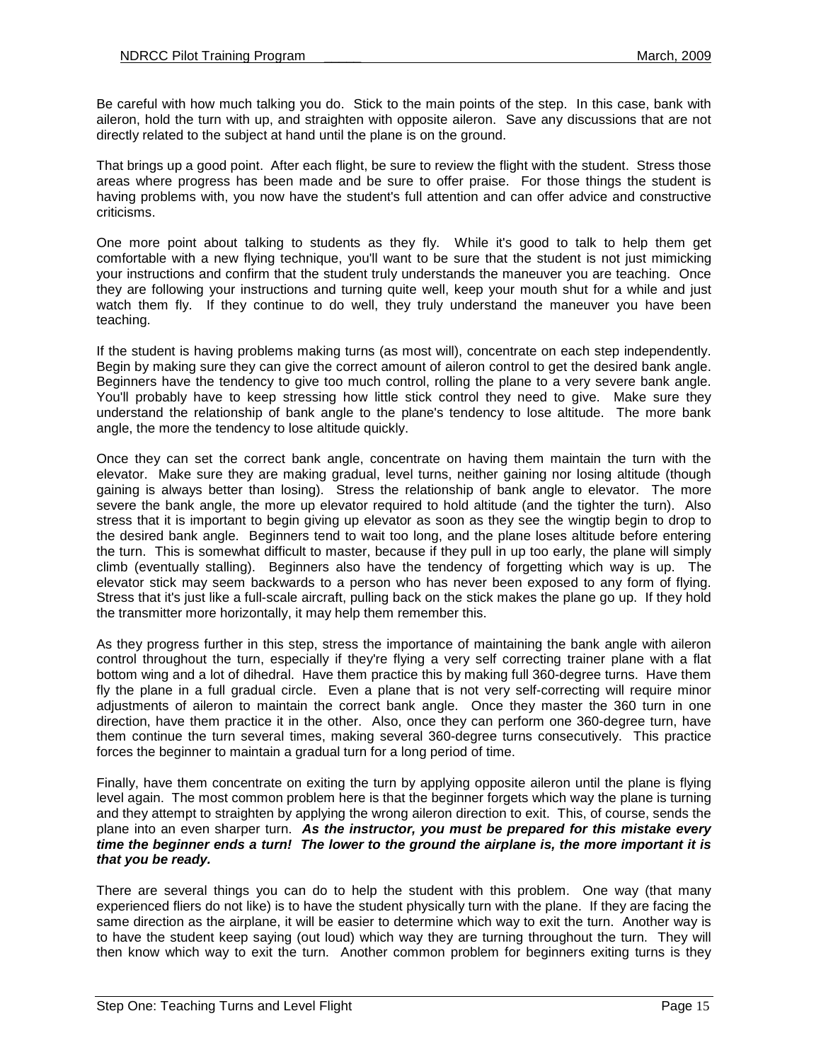Be careful with how much talking you do. Stick to the main points of the step. In this case, bank with aileron, hold the turn with up, and straighten with opposite aileron. Save any discussions that are not directly related to the subject at hand until the plane is on the ground.

That brings up a good point. After each flight, be sure to review the flight with the student. Stress those areas where progress has been made and be sure to offer praise. For those things the student is having problems with, you now have the student's full attention and can offer advice and constructive criticisms.

One more point about talking to students as they fly. While it's good to talk to help them get comfortable with a new flying technique, you'll want to be sure that the student is not just mimicking your instructions and confirm that the student truly understands the maneuver you are teaching. Once they are following your instructions and turning quite well, keep your mouth shut for a while and just watch them fly. If they continue to do well, they truly understand the maneuver you have been teaching.

If the student is having problems making turns (as most will), concentrate on each step independently. Begin by making sure they can give the correct amount of aileron control to get the desired bank angle. Beginners have the tendency to give too much control, rolling the plane to a very severe bank angle. You'll probably have to keep stressing how little stick control they need to give. Make sure they understand the relationship of bank angle to the plane's tendency to lose altitude. The more bank angle, the more the tendency to lose altitude quickly.

Once they can set the correct bank angle, concentrate on having them maintain the turn with the elevator. Make sure they are making gradual, level turns, neither gaining nor losing altitude (though gaining is always better than losing). Stress the relationship of bank angle to elevator. The more severe the bank angle, the more up elevator required to hold altitude (and the tighter the turn). Also stress that it is important to begin giving up elevator as soon as they see the wingtip begin to drop to the desired bank angle. Beginners tend to wait too long, and the plane loses altitude before entering the turn. This is somewhat difficult to master, because if they pull in up too early, the plane will simply climb (eventually stalling). Beginners also have the tendency of forgetting which way is up. The elevator stick may seem backwards to a person who has never been exposed to any form of flying. Stress that it's just like a full-scale aircraft, pulling back on the stick makes the plane go up. If they hold the transmitter more horizontally, it may help them remember this.

As they progress further in this step, stress the importance of maintaining the bank angle with aileron control throughout the turn, especially if they're flying a very self correcting trainer plane with a flat bottom wing and a lot of dihedral. Have them practice this by making full 360-degree turns. Have them fly the plane in a full gradual circle. Even a plane that is not very self-correcting will require minor adjustments of aileron to maintain the correct bank angle. Once they master the 360 turn in one direction, have them practice it in the other. Also, once they can perform one 360-degree turn, have them continue the turn several times, making several 360-degree turns consecutively. This practice forces the beginner to maintain a gradual turn for a long period of time.

Finally, have them concentrate on exiting the turn by applying opposite aileron until the plane is flying level again. The most common problem here is that the beginner forgets which way the plane is turning and they attempt to straighten by applying the wrong aileron direction to exit. This, of course, sends the plane into an even sharper turn. ***As the instructor, you must be prepared for this mistake every time the beginner ends a turn! The lower to the ground the airplane is, the more important it is that you be ready.***

There are several things you can do to help the student with this problem. One way (that many experienced fliers do not like) is to have the student physically turn with the plane. If they are facing the same direction as the airplane, it will be easier to determine which way to exit the turn. Another way is to have the student keep saying (out loud) which way they are turning throughout the turn. They will then know which way to exit the turn. Another common problem for beginners exiting turns is they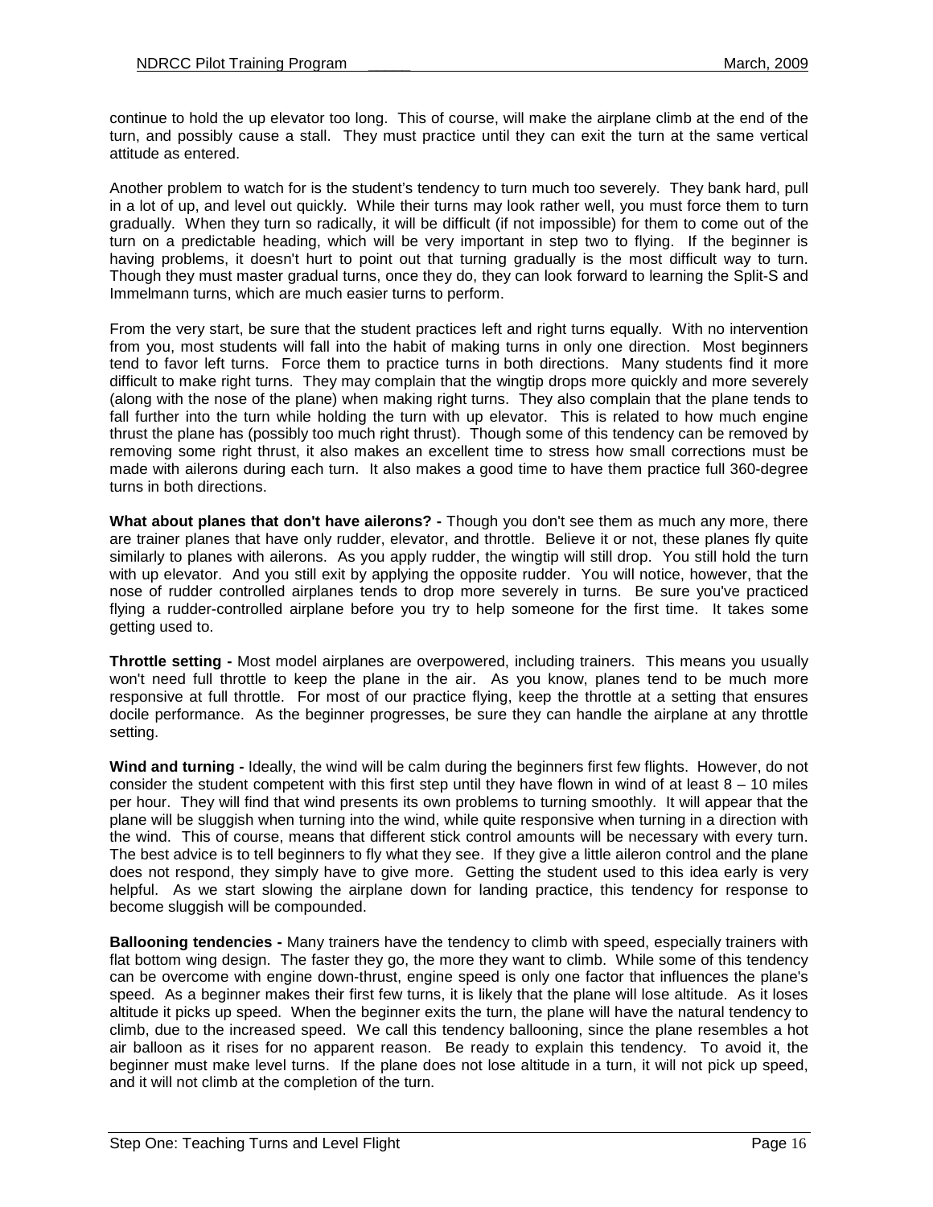continue to hold the up elevator too long. This of course, will make the airplane climb at the end of the turn, and possibly cause a stall. They must practice until they can exit the turn at the same vertical attitude as entered.

Another problem to watch for is the student's tendency to turn much too severely. They bank hard, pull in a lot of up, and level out quickly. While their turns may look rather well, you must force them to turn gradually. When they turn so radically, it will be difficult (if not impossible) for them to come out of the turn on a predictable heading, which will be very important in step two to flying. If the beginner is having problems, it doesn't hurt to point out that turning gradually is the most difficult way to turn. Though they must master gradual turns, once they do, they can look forward to learning the Split-S and Immelmann turns, which are much easier turns to perform.

From the very start, be sure that the student practices left and right turns equally. With no intervention from you, most students will fall into the habit of making turns in only one direction. Most beginners tend to favor left turns. Force them to practice turns in both directions. Many students find it more difficult to make right turns. They may complain that the wingtip drops more quickly and more severely (along with the nose of the plane) when making right turns. They also complain that the plane tends to fall further into the turn while holding the turn with up elevator. This is related to how much engine thrust the plane has (possibly too much right thrust). Though some of this tendency can be removed by removing some right thrust, it also makes an excellent time to stress how small corrections must be made with ailerons during each turn. It also makes a good time to have them practice full 360-degree turns in both directions.

**What about planes that don't have ailerons? -** Though you don't see them as much any more, there are trainer planes that have only rudder, elevator, and throttle. Believe it or not, these planes fly quite similarly to planes with ailerons. As you apply rudder, the wingtip will still drop. You still hold the turn with up elevator. And you still exit by applying the opposite rudder. You will notice, however, that the nose of rudder controlled airplanes tends to drop more severely in turns. Be sure you've practiced flying a rudder-controlled airplane before you try to help someone for the first time. It takes some getting used to.

**Throttle setting -** Most model airplanes are overpowered, including trainers. This means you usually won't need full throttle to keep the plane in the air. As you know, planes tend to be much more responsive at full throttle. For most of our practice flying, keep the throttle at a setting that ensures docile performance. As the beginner progresses, be sure they can handle the airplane at any throttle setting.

**Wind and turning -** Ideally, the wind will be calm during the beginners first few flights. However, do not consider the student competent with this first step until they have flown in wind of at least 8 – 10 miles per hour. They will find that wind presents its own problems to turning smoothly. It will appear that the plane will be sluggish when turning into the wind, while quite responsive when turning in a direction with the wind. This of course, means that different stick control amounts will be necessary with every turn. The best advice is to tell beginners to fly what they see. If they give a little aileron control and the plane does not respond, they simply have to give more. Getting the student used to this idea early is very helpful. As we start slowing the airplane down for landing practice, this tendency for response to become sluggish will be compounded.

**Ballooning tendencies -** Many trainers have the tendency to climb with speed, especially trainers with flat bottom wing design. The faster they go, the more they want to climb. While some of this tendency can be overcome with engine down-thrust, engine speed is only one factor that influences the plane's speed. As a beginner makes their first few turns, it is likely that the plane will lose altitude. As it loses altitude it picks up speed. When the beginner exits the turn, the plane will have the natural tendency to climb, due to the increased speed. We call this tendency ballooning, since the plane resembles a hot air balloon as it rises for no apparent reason. Be ready to explain this tendency. To avoid it, the beginner must make level turns. If the plane does not lose altitude in a turn, it will not pick up speed, and it will not climb at the completion of the turn.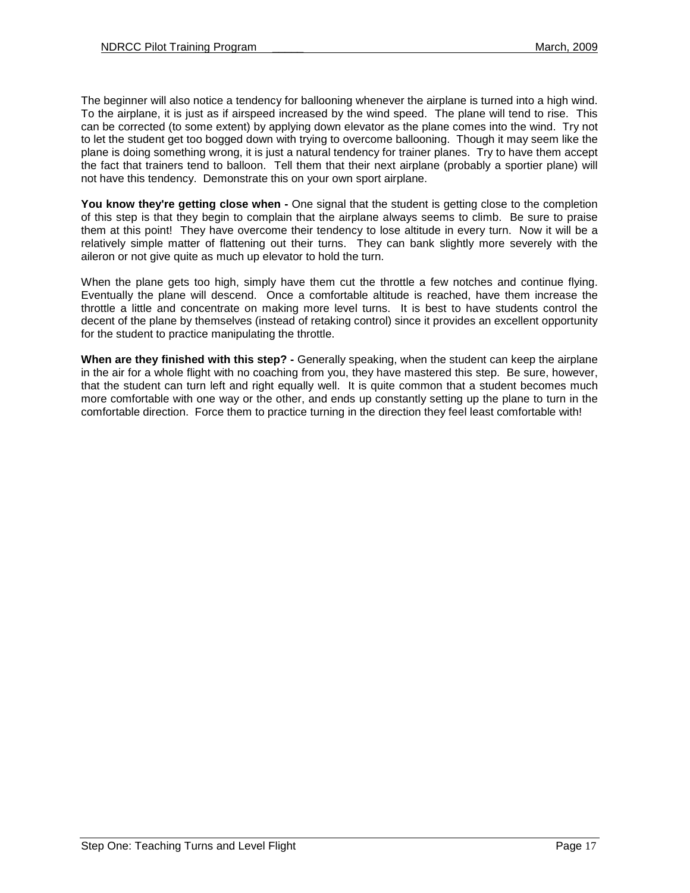The beginner will also notice a tendency for ballooning whenever the airplane is turned into a high wind. To the airplane, it is just as if airspeed increased by the wind speed. The plane will tend to rise. This can be corrected (to some extent) by applying down elevator as the plane comes into the wind. Try not to let the student get too bogged down with trying to overcome ballooning. Though it may seem like the plane is doing something wrong, it is just a natural tendency for trainer planes. Try to have them accept the fact that trainers tend to balloon. Tell them that their next airplane (probably a sportier plane) will not have this tendency. Demonstrate this on your own sport airplane.

**You know they're getting close when -** One signal that the student is getting close to the completion of this step is that they begin to complain that the airplane always seems to climb. Be sure to praise them at this point! They have overcome their tendency to lose altitude in every turn. Now it will be a relatively simple matter of flattening out their turns. They can bank slightly more severely with the aileron or not give quite as much up elevator to hold the turn.

When the plane gets too high, simply have them cut the throttle a few notches and continue flying. Eventually the plane will descend. Once a comfortable altitude is reached, have them increase the throttle a little and concentrate on making more level turns. It is best to have students control the decent of the plane by themselves (instead of retaking control) since it provides an excellent opportunity for the student to practice manipulating the throttle.

**When are they finished with this step? -** Generally speaking, when the student can keep the airplane in the air for a whole flight with no coaching from you, they have mastered this step. Be sure, however, that the student can turn left and right equally well. It is quite common that a student becomes much more comfortable with one way or the other, and ends up constantly setting up the plane to turn in the comfortable direction. Force them to practice turning in the direction they feel least comfortable with!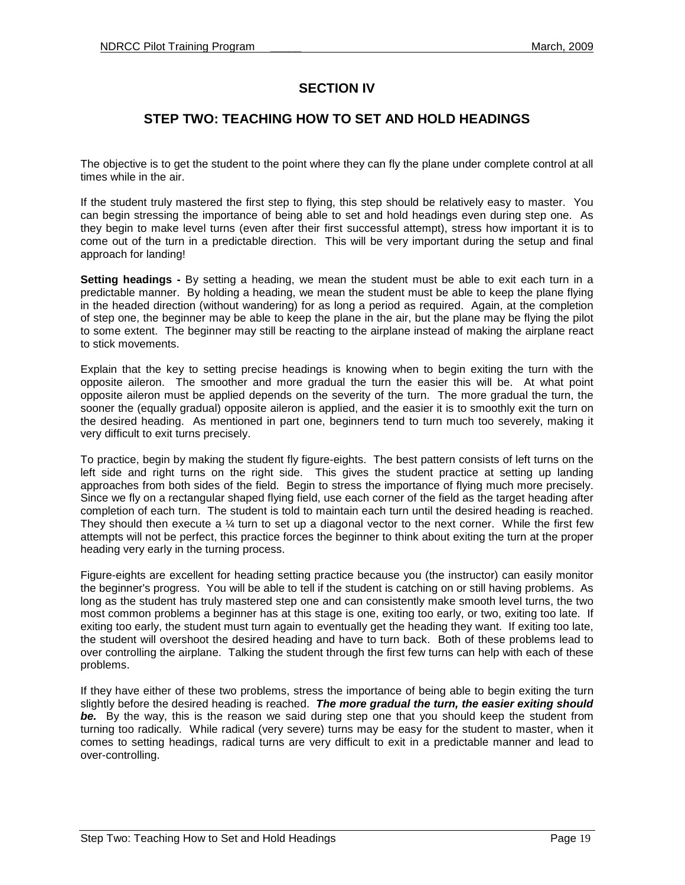# SECTION IV

## STEP TWO: TEACHING HOW TO SET AND HOLD HEADINGS

The objective is to get the student to the point where they can fly the plane under complete control at all times while in the air.

If the student truly mastered the first step to flying, this step should be relatively easy to master. You can begin stressing the importance of being able to set and hold headings even during step one. As they begin to make level turns (even after their first successful attempt), stress how important it is to come out of the turn in a predictable direction. This will be very important during the setup and final approach for landing!

**Setting headings -** By setting a heading, we mean the student must be able to exit each turn in a predictable manner. By holding a heading, we mean the student must be able to keep the plane flying in the headed direction (without wandering) for as long a period as required. Again, at the completion of step one, the beginner may be able to keep the plane in the air, but the plane may be flying the pilot to some extent. The beginner may still be reacting to the airplane instead of making the airplane react to stick movements.

Explain that the key to setting precise headings is knowing when to begin exiting the turn with the opposite aileron. The smoother and more gradual the turn the easier this will be. At what point opposite aileron must be applied depends on the severity of the turn. The more gradual the turn, the sooner the (equally gradual) opposite aileron is applied, and the easier it is to smoothly exit the turn on the desired heading. As mentioned in part one, beginners tend to turn much too severely, making it very difficult to exit turns precisely.

To practice, begin by making the student fly figure-eights. The best pattern consists of left turns on the left side and right turns on the right side. This gives the student practice at setting up landing approaches from both sides of the field. Begin to stress the importance of flying much more precisely. Since we fly on a rectangular shaped flying field, use each corner of the field as the target heading after completion of each turn. The student is told to maintain each turn until the desired heading is reached. They should then execute a ¼ turn to set up a diagonal vector to the next corner. While the first few attempts will not be perfect, this practice forces the beginner to think about exiting the turn at the proper heading very early in the turning process.

Figure-eights are excellent for heading setting practice because you (the instructor) can easily monitor the beginner's progress. You will be able to tell if the student is catching on or still having problems. As long as the student has truly mastered step one and can consistently make smooth level turns, the two most common problems a beginner has at this stage is one, exiting too early, or two, exiting too late. If exiting too early, the student must turn again to eventually get the heading they want. If exiting too late, the student will overshoot the desired heading and have to turn back. Both of these problems lead to over controlling the airplane. Talking the student through the first few turns can help with each of these problems.

If they have either of these two problems, stress the importance of being able to begin exiting the turn slightly before the desired heading is reached. ***The more gradual the turn, the easier exiting should be.*** By the way, this is the reason we said during step one that you should keep the student from turning too radically. While radical (very severe) turns may be easy for the student to master, when it comes to setting headings, radical turns are very difficult to exit in a predictable manner and lead to over-controlling.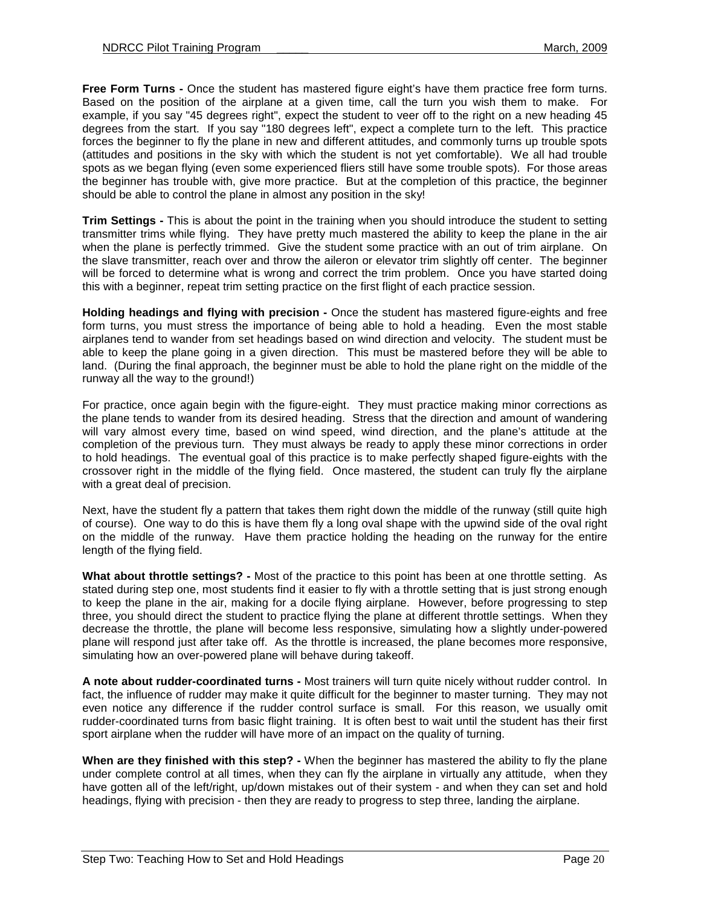**Free Form Turns -** Once the student has mastered figure eight's have them practice free form turns. Based on the position of the airplane at a given time, call the turn you wish them to make. For example, if you say "45 degrees right", expect the student to veer off to the right on a new heading 45 degrees from the start. If you say "180 degrees left", expect a complete turn to the left. This practice forces the beginner to fly the plane in new and different attitudes, and commonly turns up trouble spots (attitudes and positions in the sky with which the student is not yet comfortable). We all had trouble spots as we began flying (even some experienced fliers still have some trouble spots). For those areas the beginner has trouble with, give more practice. But at the completion of this practice, the beginner should be able to control the plane in almost any position in the sky!

**Trim Settings -** This is about the point in the training when you should introduce the student to setting transmitter trims while flying. They have pretty much mastered the ability to keep the plane in the air when the plane is perfectly trimmed. Give the student some practice with an out of trim airplane. On the slave transmitter, reach over and throw the aileron or elevator trim slightly off center. The beginner will be forced to determine what is wrong and correct the trim problem. Once you have started doing this with a beginner, repeat trim setting practice on the first flight of each practice session.

**Holding headings and flying with precision -** Once the student has mastered figure-eights and free form turns, you must stress the importance of being able to hold a heading. Even the most stable airplanes tend to wander from set headings based on wind direction and velocity. The student must be able to keep the plane going in a given direction. This must be mastered before they will be able to land. (During the final approach, the beginner must be able to hold the plane right on the middle of the runway all the way to the ground!)

For practice, once again begin with the figure-eight. They must practice making minor corrections as the plane tends to wander from its desired heading. Stress that the direction and amount of wandering will vary almost every time, based on wind speed, wind direction, and the plane's attitude at the completion of the previous turn. They must always be ready to apply these minor corrections in order to hold headings. The eventual goal of this practice is to make perfectly shaped figure-eights with the crossover right in the middle of the flying field. Once mastered, the student can truly fly the airplane with a great deal of precision.

Next, have the student fly a pattern that takes them right down the middle of the runway (still quite high of course). One way to do this is have them fly a long oval shape with the upwind side of the oval right on the middle of the runway. Have them practice holding the heading on the runway for the entire length of the flying field.

**What about throttle settings? -** Most of the practice to this point has been at one throttle setting. As stated during step one, most students find it easier to fly with a throttle setting that is just strong enough to keep the plane in the air, making for a docile flying airplane. However, before progressing to step three, you should direct the student to practice flying the plane at different throttle settings. When they decrease the throttle, the plane will become less responsive, simulating how a slightly under-powered plane will respond just after take off. As the throttle is increased, the plane becomes more responsive, simulating how an over-powered plane will behave during takeoff.

**A note about rudder-coordinated turns -** Most trainers will turn quite nicely without rudder control. In fact, the influence of rudder may make it quite difficult for the beginner to master turning. They may not even notice any difference if the rudder control surface is small. For this reason, we usually omit rudder-coordinated turns from basic flight training. It is often best to wait until the student has their first sport airplane when the rudder will have more of an impact on the quality of turning.

**When are they finished with this step? -** When the beginner has mastered the ability to fly the plane under complete control at all times, when they can fly the airplane in virtually any attitude, when they have gotten all of the left/right, up/down mistakes out of their system - and when they can set and hold headings, flying with precision - then they are ready to progress to step three, landing the airplane.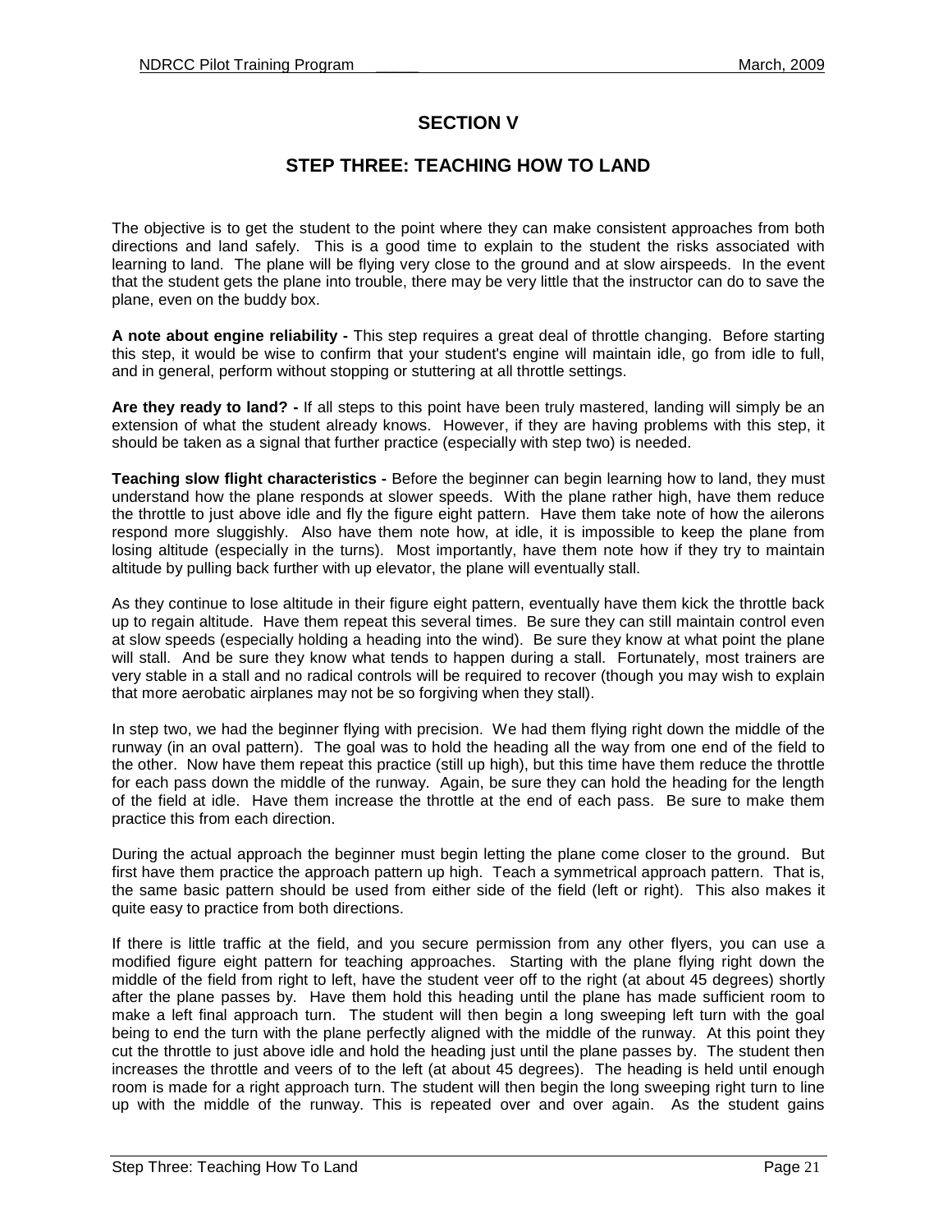# SECTION V

## STEP THREE: TEACHING HOW TO LAND

The objective is to get the student to the point where they can make consistent approaches from both directions and land safely. This is a good time to explain to the student the risks associated with learning to land. The plane will be flying very close to the ground and at slow airspeeds. In the event that the student gets the plane into trouble, there may be very little that the instructor can do to save the plane, even on the buddy box.

**A note about engine reliability -** This step requires a great deal of throttle changing. Before starting this step, it would be wise to confirm that your student's engine will maintain idle, go from idle to full, and in general, perform without stopping or stuttering at all throttle settings.

**Are they ready to land? -** If all steps to this point have been truly mastered, landing will simply be an extension of what the student already knows. However, if they are having problems with this step, it should be taken as a signal that further practice (especially with step two) is needed.

**Teaching slow flight characteristics -** Before the beginner can begin learning how to land, they must understand how the plane responds at slower speeds. With the plane rather high, have them reduce the throttle to just above idle and fly the figure eight pattern. Have them take note of how the ailerons respond more sluggishly. Also have them note how, at idle, it is impossible to keep the plane from losing altitude (especially in the turns). Most importantly, have them note how if they try to maintain altitude by pulling back further with up elevator, the plane will eventually stall.

As they continue to lose altitude in their figure eight pattern, eventually have them kick the throttle back up to regain altitude. Have them repeat this several times. Be sure they can still maintain control even at slow speeds (especially holding a heading into the wind). Be sure they know at what point the plane will stall. And be sure they know what tends to happen during a stall. Fortunately, most trainers are very stable in a stall and no radical controls will be required to recover (though you may wish to explain that more aerobatic airplanes may not be so forgiving when they stall).

In step two, we had the beginner flying with precision. We had them flying right down the middle of the runway (in an oval pattern). The goal was to hold the heading all the way from one end of the field to the other. Now have them repeat this practice (still up high), but this time have them reduce the throttle for each pass down the middle of the runway. Again, be sure they can hold the heading for the length of the field at idle. Have them increase the throttle at the end of each pass. Be sure to make them practice this from each direction.

During the actual approach the beginner must begin letting the plane come closer to the ground. But first have them practice the approach pattern up high. Teach a symmetrical approach pattern. That is, the same basic pattern should be used from either side of the field (left or right). This also makes it quite easy to practice from both directions.

If there is little traffic at the field, and you secure permission from any other flyers, you can use a modified figure eight pattern for teaching approaches. Starting with the plane flying right down the middle of the field from right to left, have the student veer off to the right (at about 45 degrees) shortly after the plane passes by. Have them hold this heading until the plane has made sufficient room to make a left final approach turn. The student will then begin a long sweeping left turn with the goal being to end the turn with the plane perfectly aligned with the middle of the runway. At this point they cut the throttle to just above idle and hold the heading just until the plane passes by. The student then increases the throttle and veers of to the left (at about 45 degrees). The heading is held until enough room is made for a right approach turn. The student will then begin the long sweeping right turn to line up with the middle of the runway. This is repeated over and over again. As the student gains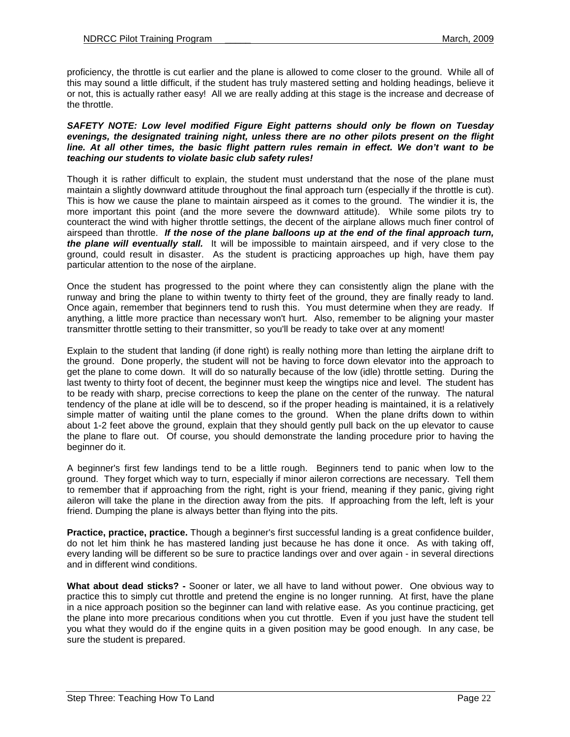proficiency, the throttle is cut earlier and the plane is allowed to come closer to the ground. While all of this may sound a little difficult, if the student has truly mastered setting and holding headings, believe it or not, this is actually rather easy! All we are really adding at this stage is the increase and decrease of the throttle.

***SAFETY NOTE: Low level modified Figure Eight patterns should only be flown on Tuesday evenings, the designated training night, unless there are no other pilots present on the flight line. At all other times, the basic flight pattern rules remain in effect. We don't want to be teaching our students to violate basic club safety rules!***

Though it is rather difficult to explain, the student must understand that the nose of the plane must maintain a slightly downward attitude throughout the final approach turn (especially if the throttle is cut). This is how we cause the plane to maintain airspeed as it comes to the ground. The windier it is, the more important this point (and the more severe the downward attitude). While some pilots try to counteract the wind with higher throttle settings, the decent of the airplane allows much finer control of airspeed than throttle. ***If the nose of the plane balloons up at the end of the final approach turn, the plane will eventually stall.*** It will be impossible to maintain airspeed, and if very close to the ground, could result in disaster. As the student is practicing approaches up high, have them pay particular attention to the nose of the airplane.

Once the student has progressed to the point where they can consistently align the plane with the runway and bring the plane to within twenty to thirty feet of the ground, they are finally ready to land. Once again, remember that beginners tend to rush this. You must determine when they are ready. If anything, a little more practice than necessary won't hurt. Also, remember to be aligning your master transmitter throttle setting to their transmitter, so you'll be ready to take over at any moment!

Explain to the student that landing (if done right) is really nothing more than letting the airplane drift to the ground. Done properly, the student will not be having to force down elevator into the approach to get the plane to come down. It will do so naturally because of the low (idle) throttle setting. During the last twenty to thirty foot of decent, the beginner must keep the wingtips nice and level. The student has to be ready with sharp, precise corrections to keep the plane on the center of the runway. The natural tendency of the plane at idle will be to descend, so if the proper heading is maintained, it is a relatively simple matter of waiting until the plane comes to the ground. When the plane drifts down to within about 1-2 feet above the ground, explain that they should gently pull back on the up elevator to cause the plane to flare out. Of course, you should demonstrate the landing procedure prior to having the beginner do it.

A beginner's first few landings tend to be a little rough. Beginners tend to panic when low to the ground. They forget which way to turn, especially if minor aileron corrections are necessary. Tell them to remember that if approaching from the right, right is your friend, meaning if they panic, giving right aileron will take the plane in the direction away from the pits. If approaching from the left, left is your friend. Dumping the plane is always better than flying into the pits.

**Practice, practice, practice.** Though a beginner's first successful landing is a great confidence builder, do not let him think he has mastered landing just because he has done it once. As with taking off, every landing will be different so be sure to practice landings over and over again - in several directions and in different wind conditions.

**What about dead sticks? -** Sooner or later, we all have to land without power. One obvious way to practice this to simply cut throttle and pretend the engine is no longer running. At first, have the plane in a nice approach position so the beginner can land with relative ease. As you continue practicing, get the plane into more precarious conditions when you cut throttle. Even if you just have the student tell you what they would do if the engine quits in a given position may be good enough. In any case, be sure the student is prepared.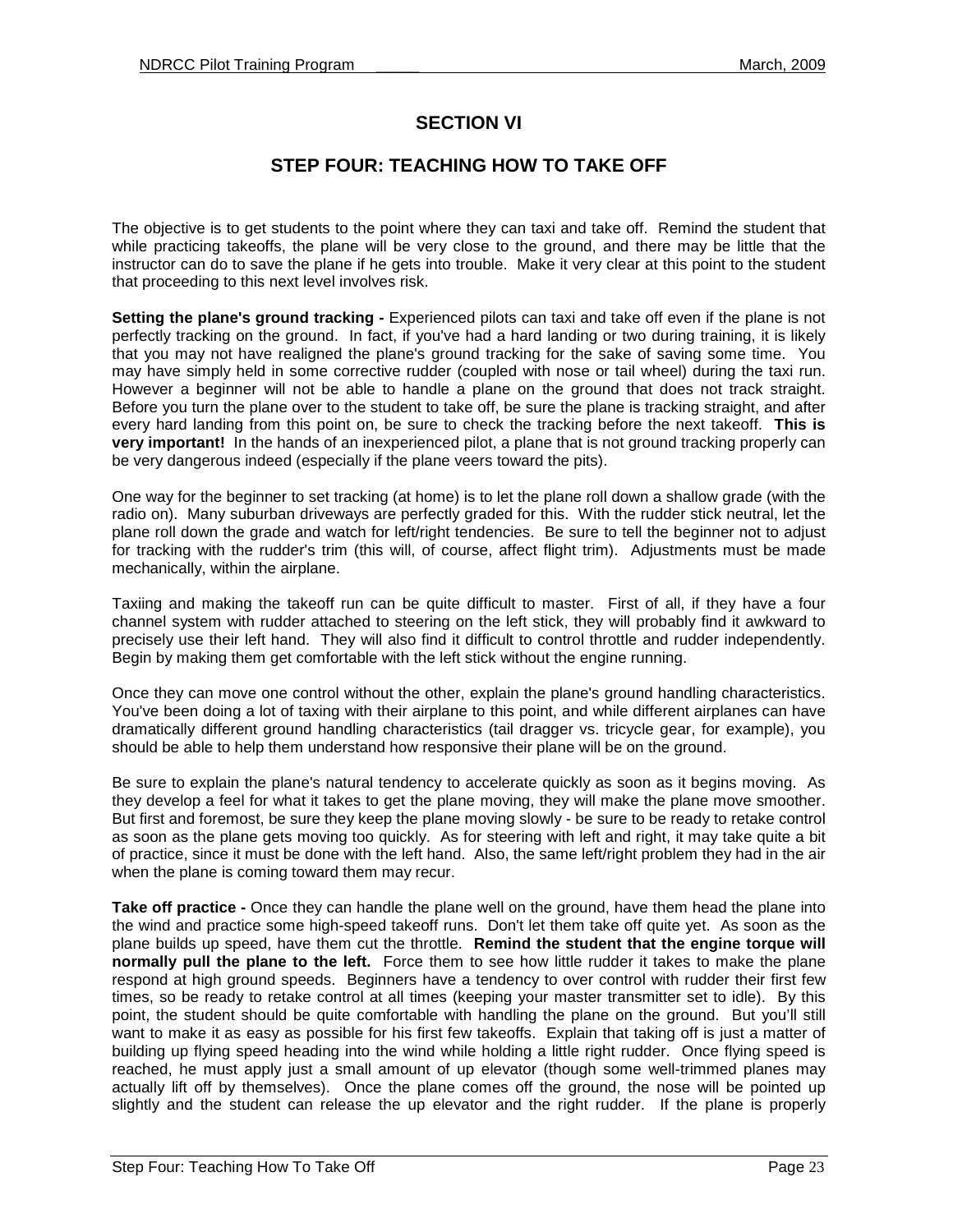# SECTION VI

## STEP FOUR: TEACHING HOW TO TAKE OFF

The objective is to get students to the point where they can taxi and take off. Remind the student that while practicing takeoffs, the plane will be very close to the ground, and there may be little that the instructor can do to save the plane if he gets into trouble. Make it very clear at this point to the student that proceeding to this next level involves risk.

**Setting the plane's ground tracking -** Experienced pilots can taxi and take off even if the plane is not perfectly tracking on the ground. In fact, if you've had a hard landing or two during training, it is likely that you may not have realigned the plane's ground tracking for the sake of saving some time. You may have simply held in some corrective rudder (coupled with nose or tail wheel) during the taxi run. However a beginner will not be able to handle a plane on the ground that does not track straight. Before you turn the plane over to the student to take off, be sure the plane is tracking straight, and after every hard landing from this point on, be sure to check the tracking before the next takeoff. **This is very important!** In the hands of an inexperienced pilot, a plane that is not ground tracking properly can be very dangerous indeed (especially if the plane veers toward the pits).

One way for the beginner to set tracking (at home) is to let the plane roll down a shallow grade (with the radio on). Many suburban driveways are perfectly graded for this. With the rudder stick neutral, let the plane roll down the grade and watch for left/right tendencies. Be sure to tell the beginner not to adjust for tracking with the rudder's trim (this will, of course, affect flight trim). Adjustments must be made mechanically, within the airplane.

Taxiing and making the takeoff run can be quite difficult to master. First of all, if they have a four channel system with rudder attached to steering on the left stick, they will probably find it awkward to precisely use their left hand. They will also find it difficult to control throttle and rudder independently. Begin by making them get comfortable with the left stick without the engine running.

Once they can move one control without the other, explain the plane's ground handling characteristics. You've been doing a lot of taxing with their airplane to this point, and while different airplanes can have dramatically different ground handling characteristics (tail dragger vs. tricycle gear, for example), you should be able to help them understand how responsive their plane will be on the ground.

Be sure to explain the plane's natural tendency to accelerate quickly as soon as it begins moving. As they develop a feel for what it takes to get the plane moving, they will make the plane move smoother. But first and foremost, be sure they keep the plane moving slowly - be sure to be ready to retake control as soon as the plane gets moving too quickly. As for steering with left and right, it may take quite a bit of practice, since it must be done with the left hand. Also, the same left/right problem they had in the air when the plane is coming toward them may recur.

**Take off practice -** Once they can handle the plane well on the ground, have them head the plane into the wind and practice some high-speed takeoff runs. Don't let them take off quite yet. As soon as the plane builds up speed, have them cut the throttle. **Remind the student that the engine torque will normally pull the plane to the left.** Force them to see how little rudder it takes to make the plane respond at high ground speeds. Beginners have a tendency to over control with rudder their first few times, so be ready to retake control at all times (keeping your master transmitter set to idle). By this point, the student should be quite comfortable with handling the plane on the ground. But you'll still want to make it as easy as possible for his first few takeoffs. Explain that taking off is just a matter of building up flying speed heading into the wind while holding a little right rudder. Once flying speed is reached, he must apply just a small amount of up elevator (though some well-trimmed planes may actually lift off by themselves). Once the plane comes off the ground, the nose will be pointed up slightly and the student can release the up elevator and the right rudder. If the plane is properly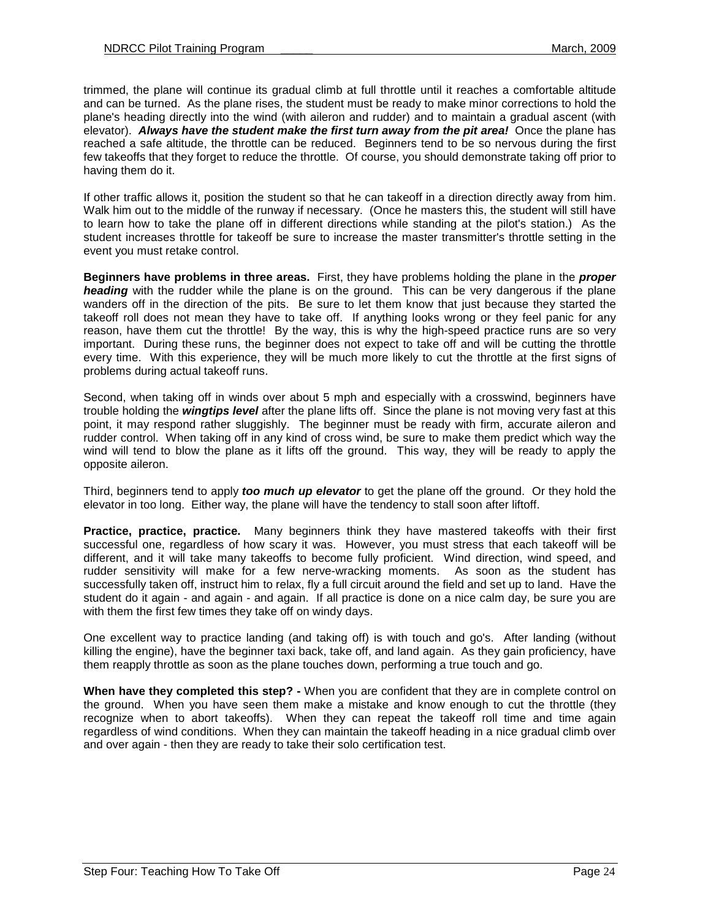trimmed, the plane will continue its gradual climb at full throttle until it reaches a comfortable altitude and can be turned. As the plane rises, the student must be ready to make minor corrections to hold the plane's heading directly into the wind (with aileron and rudder) and to maintain a gradual ascent (with elevator). ***Always have the student make the first turn away from the pit area!*** Once the plane has reached a safe altitude, the throttle can be reduced. Beginners tend to be so nervous during the first few takeoffs that they forget to reduce the throttle. Of course, you should demonstrate taking off prior to having them do it.

If other traffic allows it, position the student so that he can takeoff in a direction directly away from him. Walk him out to the middle of the runway if necessary. (Once he masters this, the student will still have to learn how to take the plane off in different directions while standing at the pilot's station.) As the student increases throttle for takeoff be sure to increase the master transmitter's throttle setting in the event you must retake control.

**Beginners have problems in three areas.** First, they have problems holding the plane in the ***proper heading*** with the rudder while the plane is on the ground. This can be very dangerous if the plane wanders off in the direction of the pits. Be sure to let them know that just because they started the takeoff roll does not mean they have to take off. If anything looks wrong or they feel panic for any reason, have them cut the throttle! By the way, this is why the high-speed practice runs are so very important. During these runs, the beginner does not expect to take off and will be cutting the throttle every time. With this experience, they will be much more likely to cut the throttle at the first signs of problems during actual takeoff runs.

Second, when taking off in winds over about 5 mph and especially with a crosswind, beginners have trouble holding the ***wingtips level*** after the plane lifts off. Since the plane is not moving very fast at this point, it may respond rather sluggishly. The beginner must be ready with firm, accurate aileron and rudder control. When taking off in any kind of cross wind, be sure to make them predict which way the wind will tend to blow the plane as it lifts off the ground. This way, they will be ready to apply the opposite aileron.

Third, beginners tend to apply ***too much up elevator*** to get the plane off the ground. Or they hold the elevator in too long. Either way, the plane will have the tendency to stall soon after liftoff.

**Practice, practice, practice.** Many beginners think they have mastered takeoffs with their first successful one, regardless of how scary it was. However, you must stress that each takeoff will be different, and it will take many takeoffs to become fully proficient. Wind direction, wind speed, and rudder sensitivity will make for a few nerve-wracking moments. As soon as the student has successfully taken off, instruct him to relax, fly a full circuit around the field and set up to land. Have the student do it again - and again - and again. If all practice is done on a nice calm day, be sure you are with them the first few times they take off on windy days.

One excellent way to practice landing (and taking off) is with touch and go's. After landing (without killing the engine), have the beginner taxi back, take off, and land again. As they gain proficiency, have them reapply throttle as soon as the plane touches down, performing a true touch and go.

**When have they completed this step? -** When you are confident that they are in complete control on the ground. When you have seen them make a mistake and know enough to cut the throttle (they recognize when to abort takeoffs). When they can repeat the takeoff roll time and time again regardless of wind conditions. When they can maintain the takeoff heading in a nice gradual climb over and over again - then they are ready to take their solo certification test.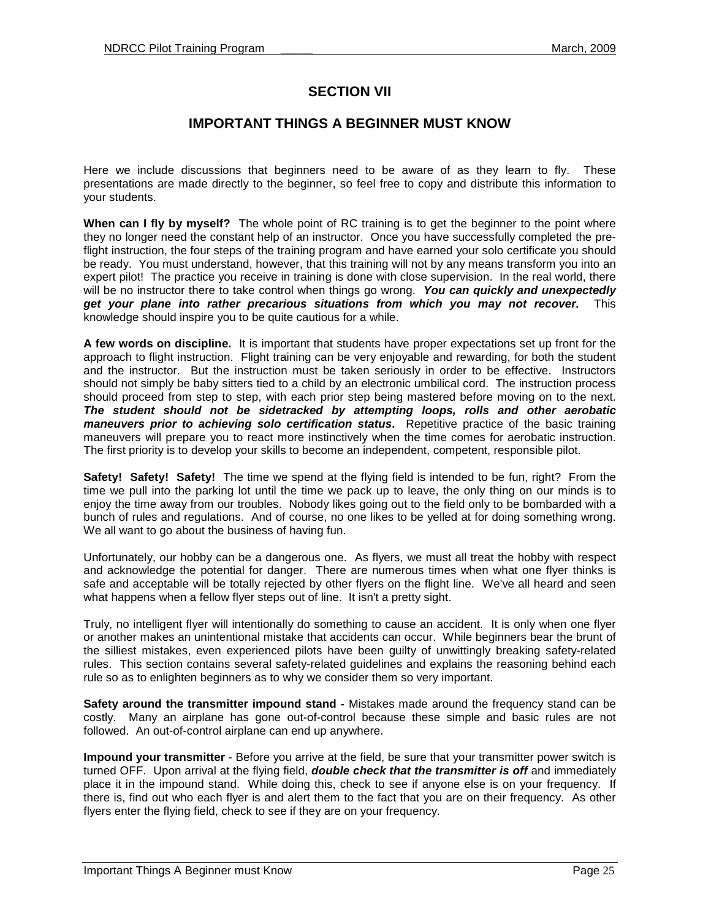# SECTION VII

## IMPORTANT THINGS A BEGINNER MUST KNOW

Here we include discussions that beginners need to be aware of as they learn to fly. These presentations are made directly to the beginner, so feel free to copy and distribute this information to your students.

**When can I fly by myself?** The whole point of RC training is to get the beginner to the point where they no longer need the constant help of an instructor. Once you have successfully completed the pre-flight instruction, the four steps of the training program and have earned your solo certificate you should be ready. You must understand, however, that this training will not by any means transform you into an expert pilot! The practice you receive in training is done with close supervision. In the real world, there will be no instructor there to take control when things go wrong. ***You can quickly and unexpectedly get your plane into rather precarious situations from which you may not recover.*** This knowledge should inspire you to be quite cautious for a while.

**A few words on discipline.** It is important that students have proper expectations set up front for the approach to flight instruction. Flight training can be very enjoyable and rewarding, for both the student and the instructor. But the instruction must be taken seriously in order to be effective. Instructors should not simply be baby sitters tied to a child by an electronic umbilical cord. The instruction process should proceed from step to step, with each prior step being mastered before moving on to the next. ***The student should not be sidetracked by attempting loops, rolls and other aerobatic maneuvers prior to achieving solo certification status.*** Repetitive practice of the basic training maneuvers will prepare you to react more instinctively when the time comes for aerobatic instruction. The first priority is to develop your skills to become an independent, competent, responsible pilot.

**Safety! Safety! Safety!** The time we spend at the flying field is intended to be fun, right? From the time we pull into the parking lot until the time we pack up to leave, the only thing on our minds is to enjoy the time away from our troubles. Nobody likes going out to the field only to be bombarded with a bunch of rules and regulations. And of course, no one likes to be yelled at for doing something wrong. We all want to go about the business of having fun.

Unfortunately, our hobby can be a dangerous one. As flyers, we must all treat the hobby with respect and acknowledge the potential for danger. There are numerous times when what one flyer thinks is safe and acceptable will be totally rejected by other flyers on the flight line. We've all heard and seen what happens when a fellow flyer steps out of line. It isn't a pretty sight.

Truly, no intelligent flyer will intentionally do something to cause an accident. It is only when one flyer or another makes an unintentional mistake that accidents can occur. While beginners bear the brunt of the silliest mistakes, even experienced pilots have been guilty of unwittingly breaking safety-related rules. This section contains several safety-related guidelines and explains the reasoning behind each rule so as to enlighten beginners as to why we consider them so very important.

**Safety around the transmitter impound stand -** Mistakes made around the frequency stand can be costly. Many an airplane has gone out-of-control because these simple and basic rules are not followed. An out-of-control airplane can end up anywhere.

**Impound your transmitter** - Before you arrive at the field, be sure that your transmitter power switch is turned OFF. Upon arrival at the flying field, ***double check that the transmitter is off*** and immediately place it in the impound stand. While doing this, check to see if anyone else is on your frequency. If there is, find out who each flyer is and alert them to the fact that you are on their frequency. As other flyers enter the flying field, check to see if they are on your frequency.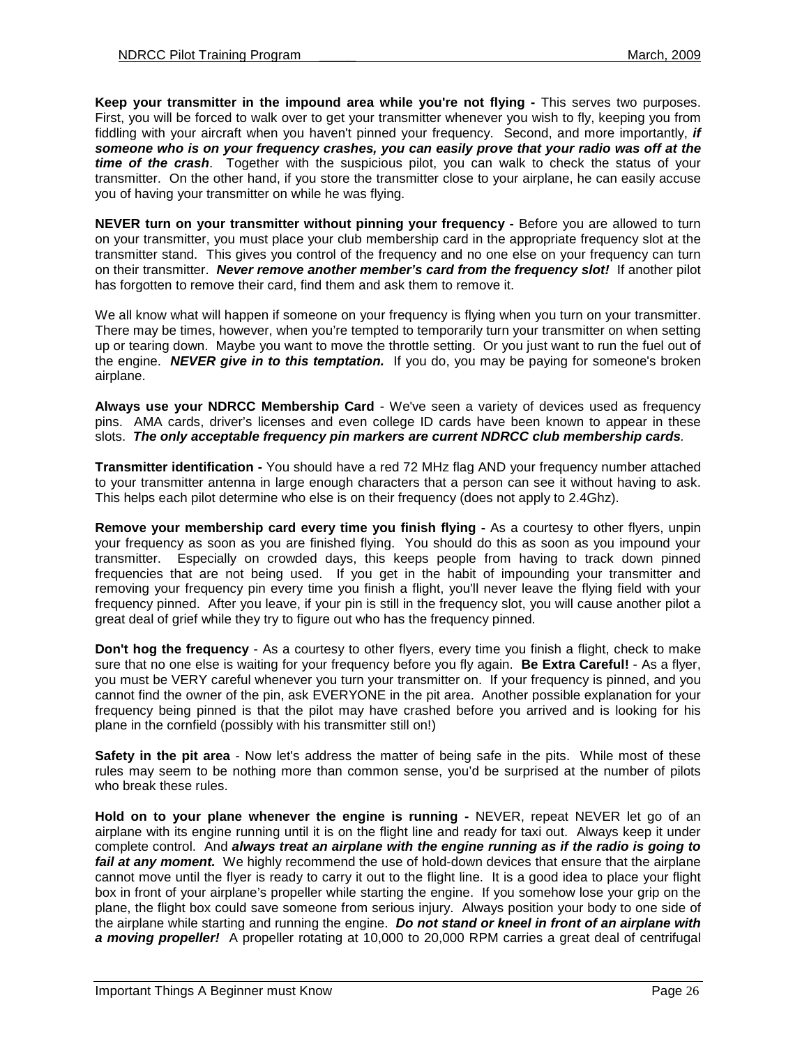**Keep your transmitter in the impound area while you're not flying -** This serves two purposes. First, you will be forced to walk over to get your transmitter whenever you wish to fly, keeping you from fiddling with your aircraft when you haven't pinned your frequency. Second, and more importantly, ***if someone who is on your frequency crashes, you can easily prove that your radio was off at the time of the crash***. Together with the suspicious pilot, you can walk to check the status of your transmitter. On the other hand, if you store the transmitter close to your airplane, he can easily accuse you of having your transmitter on while he was flying.

**NEVER turn on your transmitter without pinning your frequency -** Before you are allowed to turn on your transmitter, you must place your club membership card in the appropriate frequency slot at the transmitter stand. This gives you control of the frequency and no one else on your frequency can turn on their transmitter. ***Never remove another member's card from the frequency slot!*** If another pilot has forgotten to remove their card, find them and ask them to remove it.

We all know what will happen if someone on your frequency is flying when you turn on your transmitter. There may be times, however, when you're tempted to temporarily turn your transmitter on when setting up or tearing down. Maybe you want to move the throttle setting. Or you just want to run the fuel out of the engine. ***NEVER give in to this temptation.*** If you do, you may be paying for someone's broken airplane.

**Always use your NDRCC Membership Card** - We've seen a variety of devices used as frequency pins. AMA cards, driver's licenses and even college ID cards have been known to appear in these slots. ***The only acceptable frequency pin markers are current NDRCC club membership cards****.*

**Transmitter identification -** You should have a red 72 MHz flag AND your frequency number attached to your transmitter antenna in large enough characters that a person can see it without having to ask. This helps each pilot determine who else is on their frequency (does not apply to 2.4Ghz).

**Remove your membership card every time you finish flying -** As a courtesy to other flyers, unpin your frequency as soon as you are finished flying. You should do this as soon as you impound your transmitter. Especially on crowded days, this keeps people from having to track down pinned frequencies that are not being used. If you get in the habit of impounding your transmitter and removing your frequency pin every time you finish a flight, you'll never leave the flying field with your frequency pinned. After you leave, if your pin is still in the frequency slot, you will cause another pilot a great deal of grief while they try to figure out who has the frequency pinned.

**Don't hog the frequency** - As a courtesy to other flyers, every time you finish a flight, check to make sure that no one else is waiting for your frequency before you fly again. **Be Extra Careful!** - As a flyer, you must be VERY careful whenever you turn your transmitter on. If your frequency is pinned, and you cannot find the owner of the pin, ask EVERYONE in the pit area. Another possible explanation for your frequency being pinned is that the pilot may have crashed before you arrived and is looking for his plane in the cornfield (possibly with his transmitter still on!)

**Safety in the pit area** - Now let's address the matter of being safe in the pits. While most of these rules may seem to be nothing more than common sense, you'd be surprised at the number of pilots who break these rules.

**Hold on to your plane whenever the engine is running -** NEVER, repeat NEVER let go of an airplane with its engine running until it is on the flight line and ready for taxi out. Always keep it under complete control. And ***always treat an airplane with the engine running as if the radio is going to fail at any moment.*** We highly recommend the use of hold-down devices that ensure that the airplane cannot move until the flyer is ready to carry it out to the flight line. It is a good idea to place your flight box in front of your airplane's propeller while starting the engine. If you somehow lose your grip on the plane, the flight box could save someone from serious injury. Always position your body to one side of the airplane while starting and running the engine. ***Do not stand or kneel in front of an airplane with a moving propeller!*** A propeller rotating at 10,000 to 20,000 RPM carries a great deal of centrifugal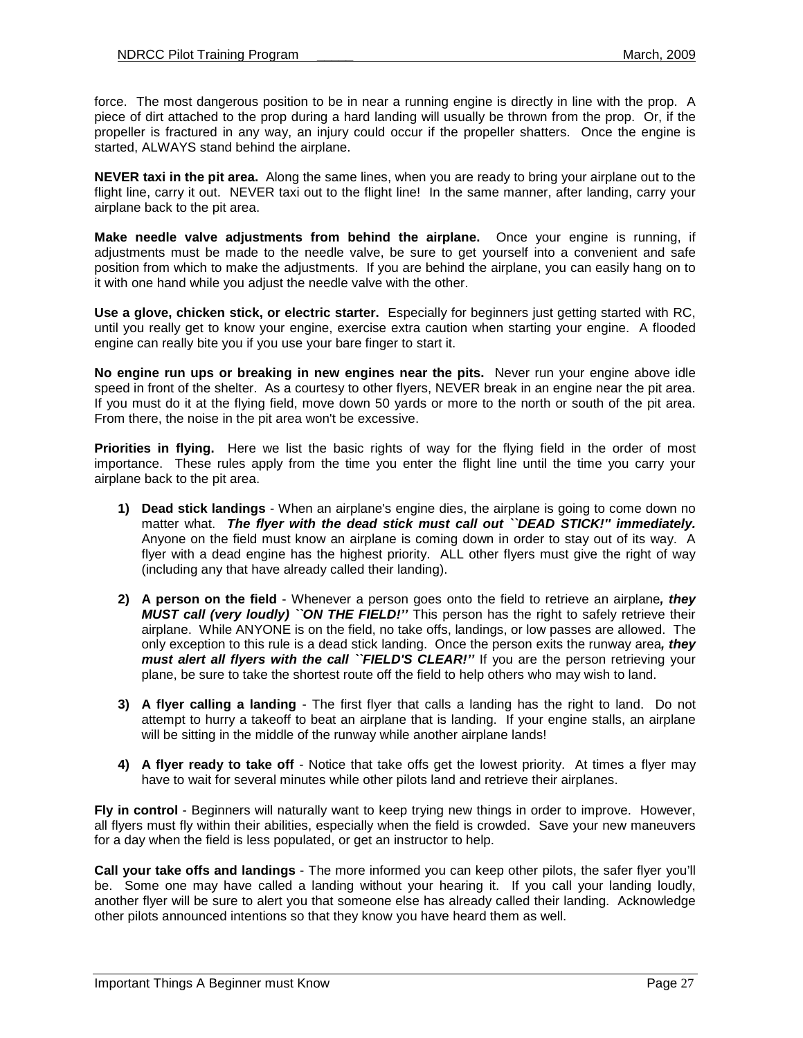force. The most dangerous position to be in near a running engine is directly in line with the prop. A piece of dirt attached to the prop during a hard landing will usually be thrown from the prop. Or, if the propeller is fractured in any way, an injury could occur if the propeller shatters. Once the engine is started, ALWAYS stand behind the airplane.

**NEVER taxi in the pit area.** Along the same lines, when you are ready to bring your airplane out to the flight line, carry it out. NEVER taxi out to the flight line! In the same manner, after landing, carry your airplane back to the pit area.

**Make needle valve adjustments from behind the airplane.** Once your engine is running, if adjustments must be made to the needle valve, be sure to get yourself into a convenient and safe position from which to make the adjustments. If you are behind the airplane, you can easily hang on to it with one hand while you adjust the needle valve with the other.

**Use a glove, chicken stick, or electric starter.** Especially for beginners just getting started with RC, until you really get to know your engine, exercise extra caution when starting your engine. A flooded engine can really bite you if you use your bare finger to start it.

**No engine run ups or breaking in new engines near the pits.** Never run your engine above idle speed in front of the shelter. As a courtesy to other flyers, NEVER break in an engine near the pit area. If you must do it at the flying field, move down 50 yards or more to the north or south of the pit area. From there, the noise in the pit area won't be excessive.

**Priorities in flying.** Here we list the basic rights of way for the flying field in the order of most importance. These rules apply from the time you enter the flight line until the time you carry your airplane back to the pit area.

1) **Dead stick landings** - When an airplane's engine dies, the airplane is going to come down no matter what. ***The flyer with the dead stick must call out ``DEAD STICK!'' immediately.*** Anyone on the field must know an airplane is coming down in order to stay out of its way. A flyer with a dead engine has the highest priority. ALL other flyers must give the right of way (including any that have already called their landing).

2) **A person on the field** - Whenever a person goes onto the field to retrieve an airplane***, they MUST call (very loudly) ``ON THE FIELD!''*** This person has the right to safely retrieve their airplane. While ANYONE is on the field, no take offs, landings, or low passes are allowed. The only exception to this rule is a dead stick landing. Once the person exits the runway area***, they must alert all flyers with the call ``FIELD'S CLEAR!''*** If you are the person retrieving your plane, be sure to take the shortest route off the field to help others who may wish to land.

3) **A flyer calling a landing** - The first flyer that calls a landing has the right to land. Do not attempt to hurry a takeoff to beat an airplane that is landing. If your engine stalls, an airplane will be sitting in the middle of the runway while another airplane lands!

4) **A flyer ready to take off** - Notice that take offs get the lowest priority. At times a flyer may have to wait for several minutes while other pilots land and retrieve their airplanes.

**Fly in control** - Beginners will naturally want to keep trying new things in order to improve. However, all flyers must fly within their abilities, especially when the field is crowded. Save your new maneuvers for a day when the field is less populated, or get an instructor to help.

**Call your take offs and landings** - The more informed you can keep other pilots, the safer flyer you'll be. Some one may have called a landing without your hearing it. If you call your landing loudly, another flyer will be sure to alert you that someone else has already called their landing. Acknowledge other pilots announced intentions so that they know you have heard them as well.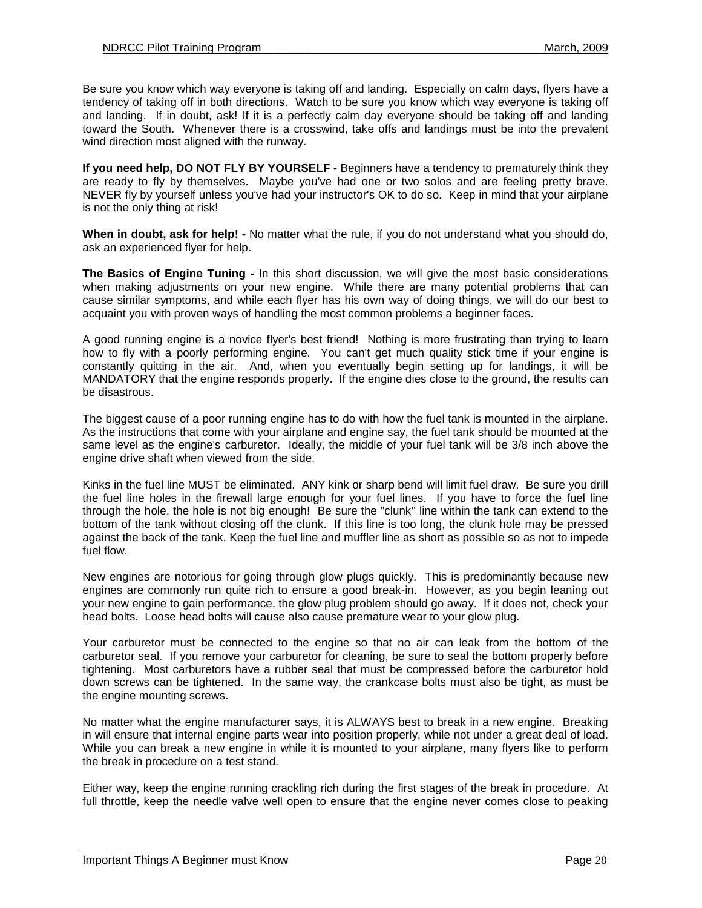Be sure you know which way everyone is taking off and landing. Especially on calm days, flyers have a tendency of taking off in both directions. Watch to be sure you know which way everyone is taking off and landing. If in doubt, ask! If it is a perfectly calm day everyone should be taking off and landing toward the South. Whenever there is a crosswind, take offs and landings must be into the prevalent wind direction most aligned with the runway.

**If you need help, DO NOT FLY BY YOURSELF -** Beginners have a tendency to prematurely think they are ready to fly by themselves. Maybe you've had one or two solos and are feeling pretty brave. NEVER fly by yourself unless you've had your instructor's OK to do so. Keep in mind that your airplane is not the only thing at risk!

**When in doubt, ask for help! -** No matter what the rule, if you do not understand what you should do, ask an experienced flyer for help.

**The Basics of Engine Tuning -** In this short discussion, we will give the most basic considerations when making adjustments on your new engine. While there are many potential problems that can cause similar symptoms, and while each flyer has his own way of doing things, we will do our best to acquaint you with proven ways of handling the most common problems a beginner faces.

A good running engine is a novice flyer's best friend! Nothing is more frustrating than trying to learn how to fly with a poorly performing engine. You can't get much quality stick time if your engine is constantly quitting in the air. And, when you eventually begin setting up for landings, it will be MANDATORY that the engine responds properly. If the engine dies close to the ground, the results can be disastrous.

The biggest cause of a poor running engine has to do with how the fuel tank is mounted in the airplane. As the instructions that come with your airplane and engine say, the fuel tank should be mounted at the same level as the engine's carburetor. Ideally, the middle of your fuel tank will be 3/8 inch above the engine drive shaft when viewed from the side.

Kinks in the fuel line MUST be eliminated. ANY kink or sharp bend will limit fuel draw. Be sure you drill the fuel line holes in the firewall large enough for your fuel lines. If you have to force the fuel line through the hole, the hole is not big enough! Be sure the "clunk" line within the tank can extend to the bottom of the tank without closing off the clunk. If this line is too long, the clunk hole may be pressed against the back of the tank. Keep the fuel line and muffler line as short as possible so as not to impede fuel flow.

New engines are notorious for going through glow plugs quickly. This is predominantly because new engines are commonly run quite rich to ensure a good break-in. However, as you begin leaning out your new engine to gain performance, the glow plug problem should go away. If it does not, check your head bolts. Loose head bolts will cause also cause premature wear to your glow plug.

Your carburetor must be connected to the engine so that no air can leak from the bottom of the carburetor seal. If you remove your carburetor for cleaning, be sure to seal the bottom properly before tightening. Most carburetors have a rubber seal that must be compressed before the carburetor hold down screws can be tightened. In the same way, the crankcase bolts must also be tight, as must be the engine mounting screws.

No matter what the engine manufacturer says, it is ALWAYS best to break in a new engine. Breaking in will ensure that internal engine parts wear into position properly, while not under a great deal of load. While you can break a new engine in while it is mounted to your airplane, many flyers like to perform the break in procedure on a test stand.

Either way, keep the engine running crackling rich during the first stages of the break in procedure. At full throttle, keep the needle valve well open to ensure that the engine never comes close to peaking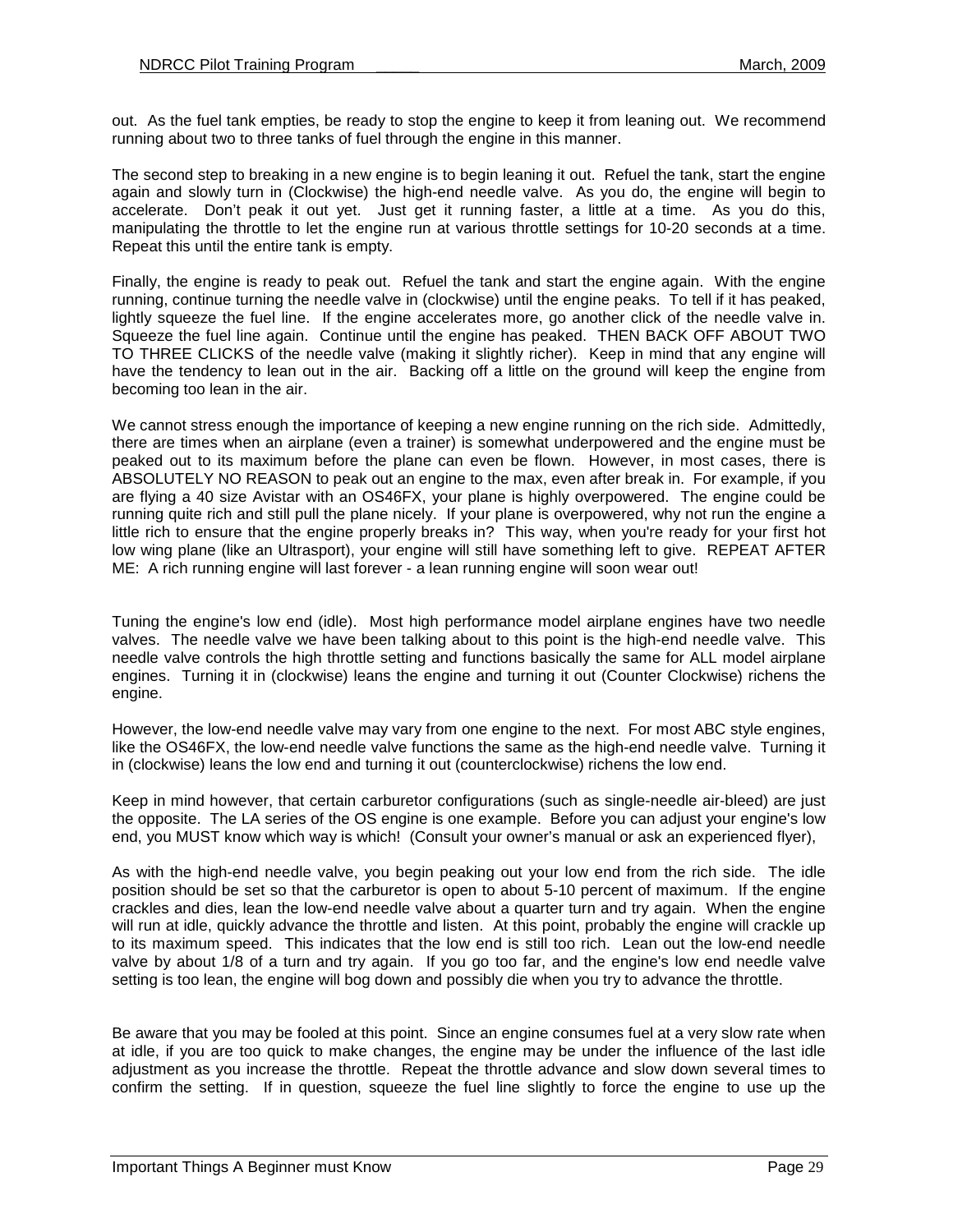out. As the fuel tank empties, be ready to stop the engine to keep it from leaning out. We recommend running about two to three tanks of fuel through the engine in this manner.

The second step to breaking in a new engine is to begin leaning it out. Refuel the tank, start the engine again and slowly turn in (Clockwise) the high-end needle valve. As you do, the engine will begin to accelerate. Don't peak it out yet. Just get it running faster, a little at a time. As you do this, manipulating the throttle to let the engine run at various throttle settings for 10-20 seconds at a time. Repeat this until the entire tank is empty.

Finally, the engine is ready to peak out. Refuel the tank and start the engine again. With the engine running, continue turning the needle valve in (clockwise) until the engine peaks. To tell if it has peaked, lightly squeeze the fuel line. If the engine accelerates more, go another click of the needle valve in. Squeeze the fuel line again. Continue until the engine has peaked. THEN BACK OFF ABOUT TWO TO THREE CLICKS of the needle valve (making it slightly richer). Keep in mind that any engine will have the tendency to lean out in the air. Backing off a little on the ground will keep the engine from becoming too lean in the air.

We cannot stress enough the importance of keeping a new engine running on the rich side. Admittedly, there are times when an airplane (even a trainer) is somewhat underpowered and the engine must be peaked out to its maximum before the plane can even be flown. However, in most cases, there is ABSOLUTELY NO REASON to peak out an engine to the max, even after break in. For example, if you are flying a 40 size Avistar with an OS46FX, your plane is highly overpowered. The engine could be running quite rich and still pull the plane nicely. If your plane is overpowered, why not run the engine a little rich to ensure that the engine properly breaks in? This way, when you're ready for your first hot low wing plane (like an Ultrasport), your engine will still have something left to give. REPEAT AFTER ME: A rich running engine will last forever - a lean running engine will soon wear out!

Tuning the engine's low end (idle). Most high performance model airplane engines have two needle valves. The needle valve we have been talking about to this point is the high-end needle valve. This needle valve controls the high throttle setting and functions basically the same for ALL model airplane engines. Turning it in (clockwise) leans the engine and turning it out (Counter Clockwise) richens the engine.

However, the low-end needle valve may vary from one engine to the next. For most ABC style engines, like the OS46FX, the low-end needle valve functions the same as the high-end needle valve. Turning it in (clockwise) leans the low end and turning it out (counterclockwise) richens the low end.

Keep in mind however, that certain carburetor configurations (such as single-needle air-bleed) are just the opposite. The LA series of the OS engine is one example. Before you can adjust your engine's low end, you MUST know which way is which! (Consult your owner's manual or ask an experienced flyer),

As with the high-end needle valve, you begin peaking out your low end from the rich side. The idle position should be set so that the carburetor is open to about 5-10 percent of maximum. If the engine crackles and dies, lean the low-end needle valve about a quarter turn and try again. When the engine will run at idle, quickly advance the throttle and listen. At this point, probably the engine will crackle up to its maximum speed. This indicates that the low end is still too rich. Lean out the low-end needle valve by about 1/8 of a turn and try again. If you go too far, and the engine's low end needle valve setting is too lean, the engine will bog down and possibly die when you try to advance the throttle.

Be aware that you may be fooled at this point. Since an engine consumes fuel at a very slow rate when at idle, if you are too quick to make changes, the engine may be under the influence of the last idle adjustment as you increase the throttle. Repeat the throttle advance and slow down several times to confirm the setting. If in question, squeeze the fuel line slightly to force the engine to use up the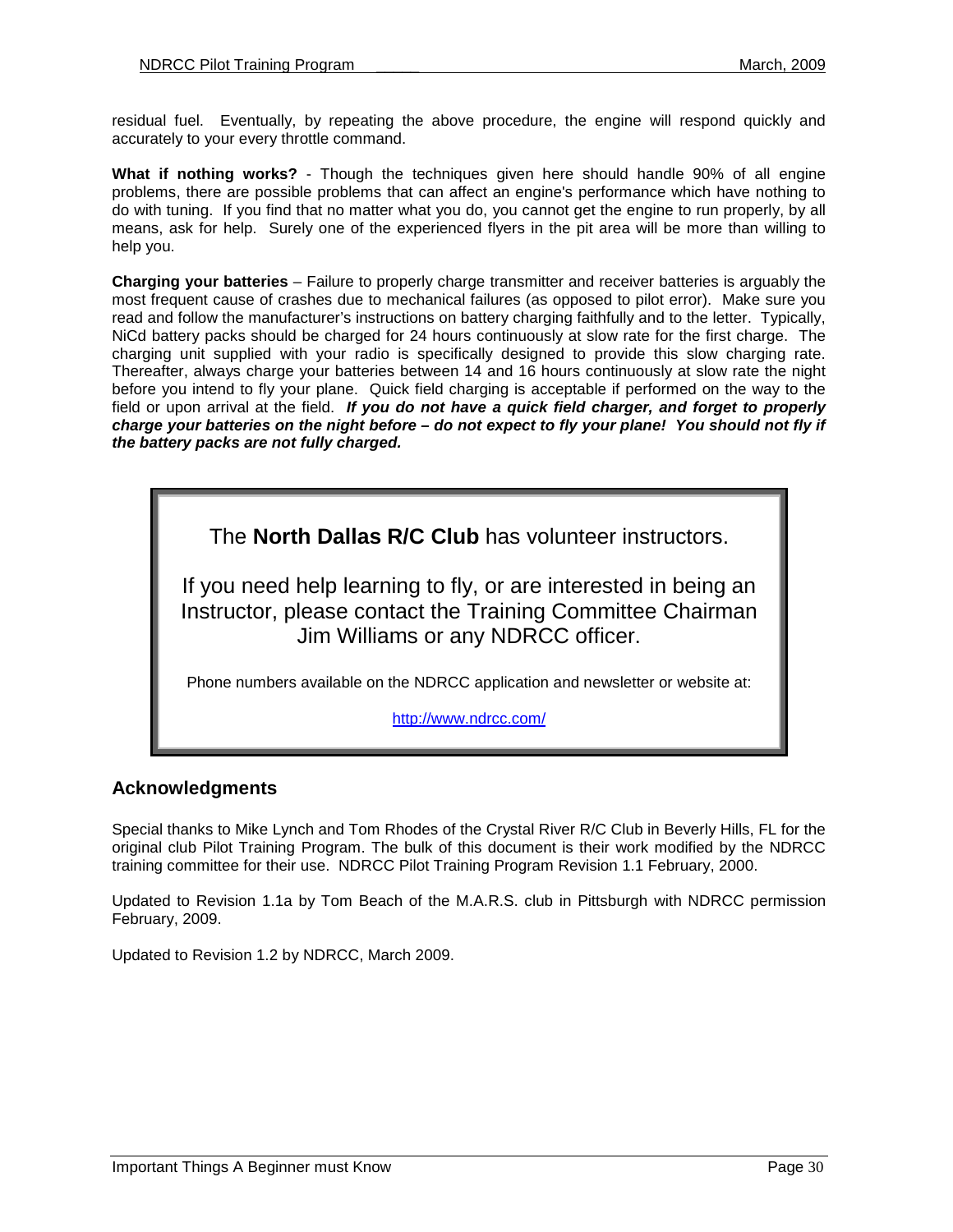residual fuel. Eventually, by repeating the above procedure, the engine will respond quickly and accurately to your every throttle command.

**What if nothing works?** - Though the techniques given here should handle 90% of all engine problems, there are possible problems that can affect an engine's performance which have nothing to do with tuning. If you find that no matter what you do, you cannot get the engine to run properly, by all means, ask for help. Surely one of the experienced flyers in the pit area will be more than willing to help you.

**Charging your batteries** – Failure to properly charge transmitter and receiver batteries is arguably the most frequent cause of crashes due to mechanical failures (as opposed to pilot error). Make sure you read and follow the manufacturer's instructions on battery charging faithfully and to the letter. Typically, NiCd battery packs should be charged for 24 hours continuously at slow rate for the first charge. The charging unit supplied with your radio is specifically designed to provide this slow charging rate. Thereafter, always charge your batteries between 14 and 16 hours continuously at slow rate the night before you intend to fly your plane. Quick field charging is acceptable if performed on the way to the field or upon arrival at the field. ***If you do not have a quick field charger, and forget to properly charge your batteries on the night before – do not expect to fly your plane! You should not fly if the battery packs are not fully charged.***

The **North Dallas R/C Club** has volunteer instructors.

If you need help learning to fly, or are interested in being an Instructor, please contact the Training Committee Chairman Jim Williams or any NDRCC officer.

Phone numbers available on the NDRCC application and newsletter or website at:

http://www.ndrcc.com/

## Acknowledgments

Special thanks to Mike Lynch and Tom Rhodes of the Crystal River R/C Club in Beverly Hills, FL for the original club Pilot Training Program. The bulk of this document is their work modified by the NDRCC training committee for their use. NDRCC Pilot Training Program Revision 1.1 February, 2000.

Updated to Revision 1.1a by Tom Beach of the M.A.R.S. club in Pittsburgh with NDRCC permission February, 2009.

Updated to Revision 1.2 by NDRCC, March 2009.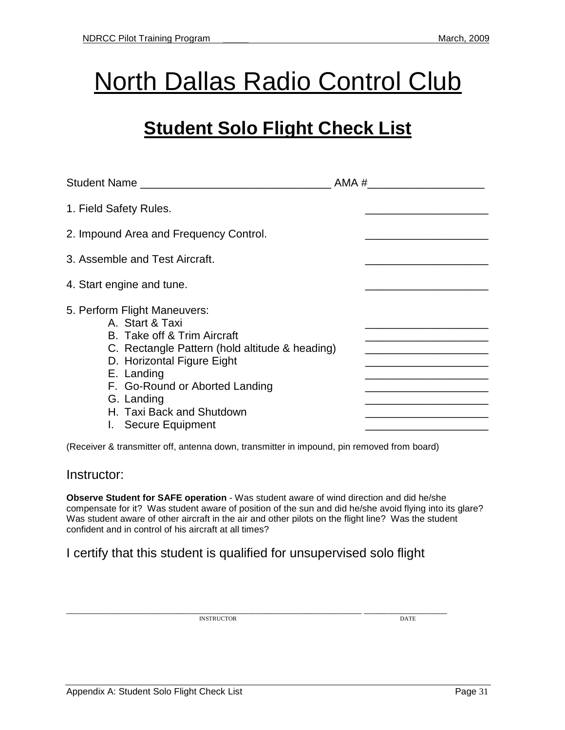# North Dallas Radio Control Club

## Student Solo Flight Check List

Student Name ______________________________ AMA #__________________

1. Field Safety Rules. ____________________

2. Impound Area and Frequency Control. ____________________

3. Assemble and Test Aircraft. ____________________

4. Start engine and tune. ____________________

5. Perform Flight Maneuvers:
   - A. Start & Taxi ____________________
   - B. Take off & Trim Aircraft ____________________
   - C. Rectangle Pattern (hold altitude & heading) ____________________
   - D. Horizontal Figure Eight ____________________
   - E. Landing ____________________
   - F. Go-Round or Aborted Landing ____________________
   - G. Landing ____________________
   - H. Taxi Back and Shutdown ____________________
   - I. Secure Equipment ____________________

(Receiver & transmitter off, antenna down, transmitter in impound, pin removed from board)

Instructor:

**Observe Student for SAFE operation** - Was student aware of wind direction and did he/she compensate for it? Was student aware of position of the sun and did he/she avoid flying into its glare? Was student aware of other aircraft in the air and other pilots on the flight line? Was the student confident and in control of his aircraft at all times?

I certify that this student is qualified for unsupervised solo flight

_____________________________________________ __________________

INSTRUCTOR DATE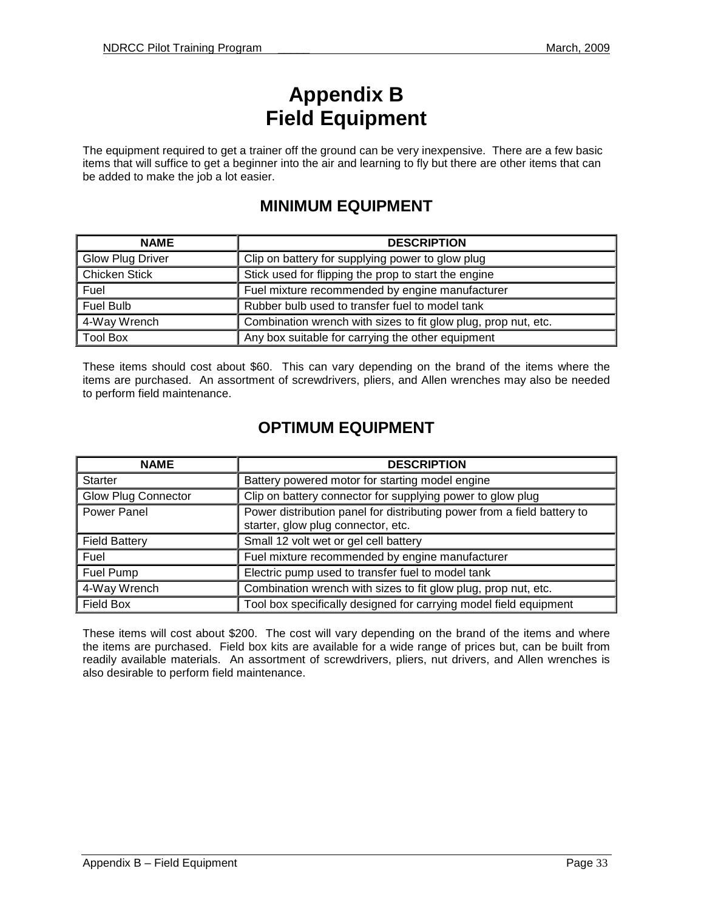# Appendix B
# Field Equipment

The equipment required to get a trainer off the ground can be very inexpensive. There are a few basic items that will suffice to get a beginner into the air and learning to fly but there are other items that can be added to make the job a lot easier.

## MINIMUM EQUIPMENT

| NAME | DESCRIPTION |
|---|---|
| Glow Plug Driver | Clip on battery for supplying power to glow plug |
| Chicken Stick | Stick used for flipping the prop to start the engine |
| Fuel | Fuel mixture recommended by engine manufacturer |
| Fuel Bulb | Rubber bulb used to transfer fuel to model tank |
| 4-Way Wrench | Combination wrench with sizes to fit glow plug, prop nut, etc. |
| Tool Box | Any box suitable for carrying the other equipment |

These items should cost about $60. This can vary depending on the brand of the items where the items are purchased. An assortment of screwdrivers, pliers, and Allen wrenches may also be needed to perform field maintenance.

## OPTIMUM EQUIPMENT

| NAME | DESCRIPTION |
|---|---|
| Starter | Battery powered motor for starting model engine |
| Glow Plug Connector | Clip on battery connector for supplying power to glow plug |
| Power Panel | Power distribution panel for distributing power from a field battery to starter, glow plug connector, etc. |
| Field Battery | Small 12 volt wet or gel cell battery |
| Fuel | Fuel mixture recommended by engine manufacturer |
| Fuel Pump | Electric pump used to transfer fuel to model tank |
| 4-Way Wrench | Combination wrench with sizes to fit glow plug, prop nut, etc. |
| Field Box | Tool box specifically designed for carrying model field equipment |

These items will cost about $200. The cost will vary depending on the brand of the items and where the items are purchased. Field box kits are available for a wide range of prices but, can be built from readily available materials. An assortment of screwdrivers, pliers, nut drivers, and Allen wrenches is also desirable to perform field maintenance.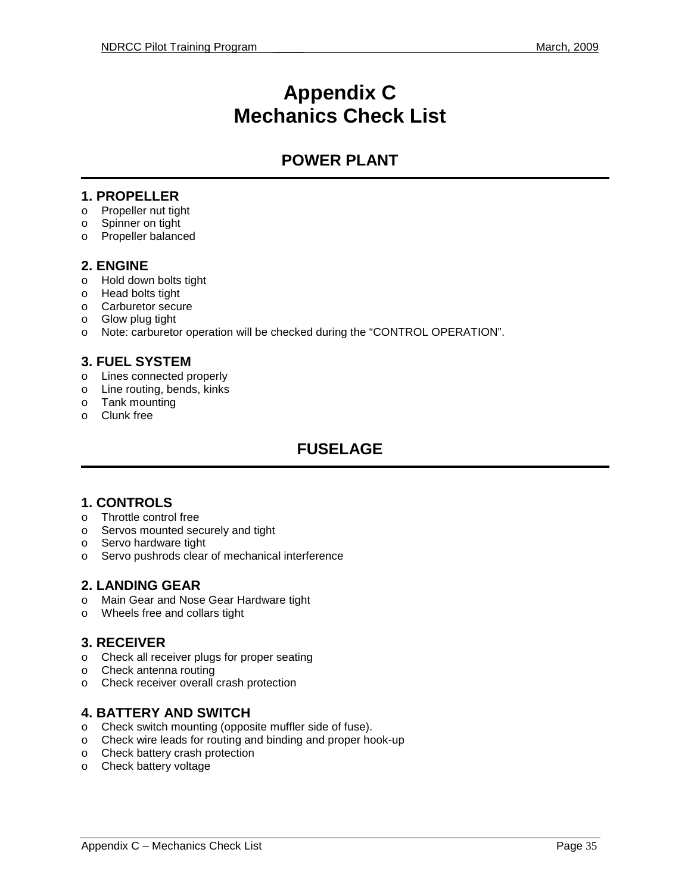# Appendix C
# Mechanics Check List

## POWER PLANT

### 1. PROPELLER

- Propeller nut tight
- Spinner on tight
- Propeller balanced

### 2. ENGINE

- Hold down bolts tight
- Head bolts tight
- Carburetor secure
- Glow plug tight
- Note: carburetor operation will be checked during the "CONTROL OPERATION".

### 3. FUEL SYSTEM

- Lines connected properly
- Line routing, bends, kinks
- Tank mounting
- Clunk free

## FUSELAGE

### 1. CONTROLS

- Throttle control free
- Servos mounted securely and tight
- Servo hardware tight
- Servo pushrods clear of mechanical interference

### 2. LANDING GEAR

- Main Gear and Nose Gear Hardware tight
- Wheels free and collars tight

### 3. RECEIVER

- Check all receiver plugs for proper seating
- Check antenna routing
- Check receiver overall crash protection

### 4. BATTERY AND SWITCH

- Check switch mounting (opposite muffler side of fuse).
- Check wire leads for routing and binding and proper hook-up
- Check battery crash protection
- Check battery voltage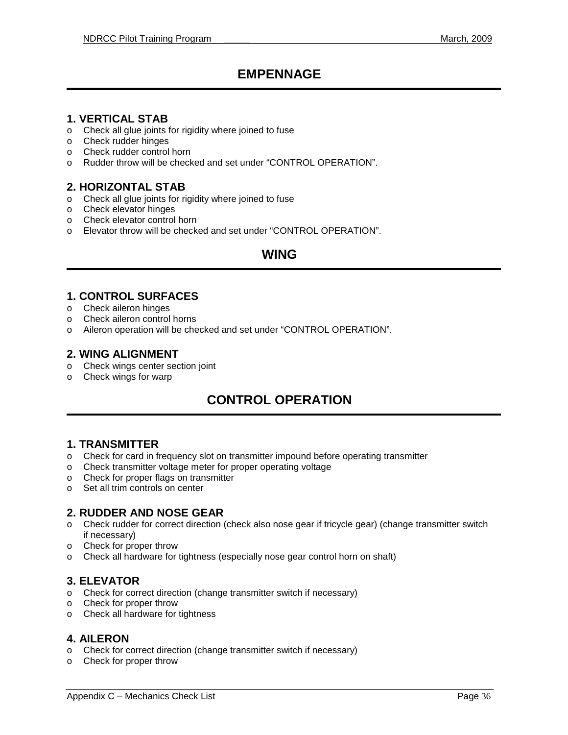# EMPENNAGE

### 1. VERTICAL STAB

- Check all glue joints for rigidity where joined to fuse
- Check rudder hinges
- Check rudder control horn
- Rudder throw will be checked and set under “CONTROL OPERATION”.

### 2. HORIZONTAL STAB

- Check all glue joints for rigidity where joined to fuse
- Check elevator hinges
- Check elevator control horn
- Elevator throw will be checked and set under “CONTROL OPERATION”.

# WING

### 1. CONTROL SURFACES

- Check aileron hinges
- Check aileron control horns
- Aileron operation will be checked and set under “CONTROL OPERATION”.

### 2. WING ALIGNMENT

- Check wings center section joint
- Check wings for warp

# CONTROL OPERATION

### 1. TRANSMITTER

- Check for card in frequency slot on transmitter impound before operating transmitter
- Check transmitter voltage meter for proper operating voltage
- Check for proper flags on transmitter
- Set all trim controls on center

### 2. RUDDER AND NOSE GEAR

- Check rudder for correct direction (check also nose gear if tricycle gear) (change transmitter switch if necessary)
- Check for proper throw
- Check all hardware for tightness (especially nose gear control horn on shaft)

### 3. ELEVATOR

- Check for correct direction (change transmitter switch if necessary)
- Check for proper throw
- Check all hardware for tightness

### 4. AILERON

- Check for correct direction (change transmitter switch if necessary)
- Check for proper throw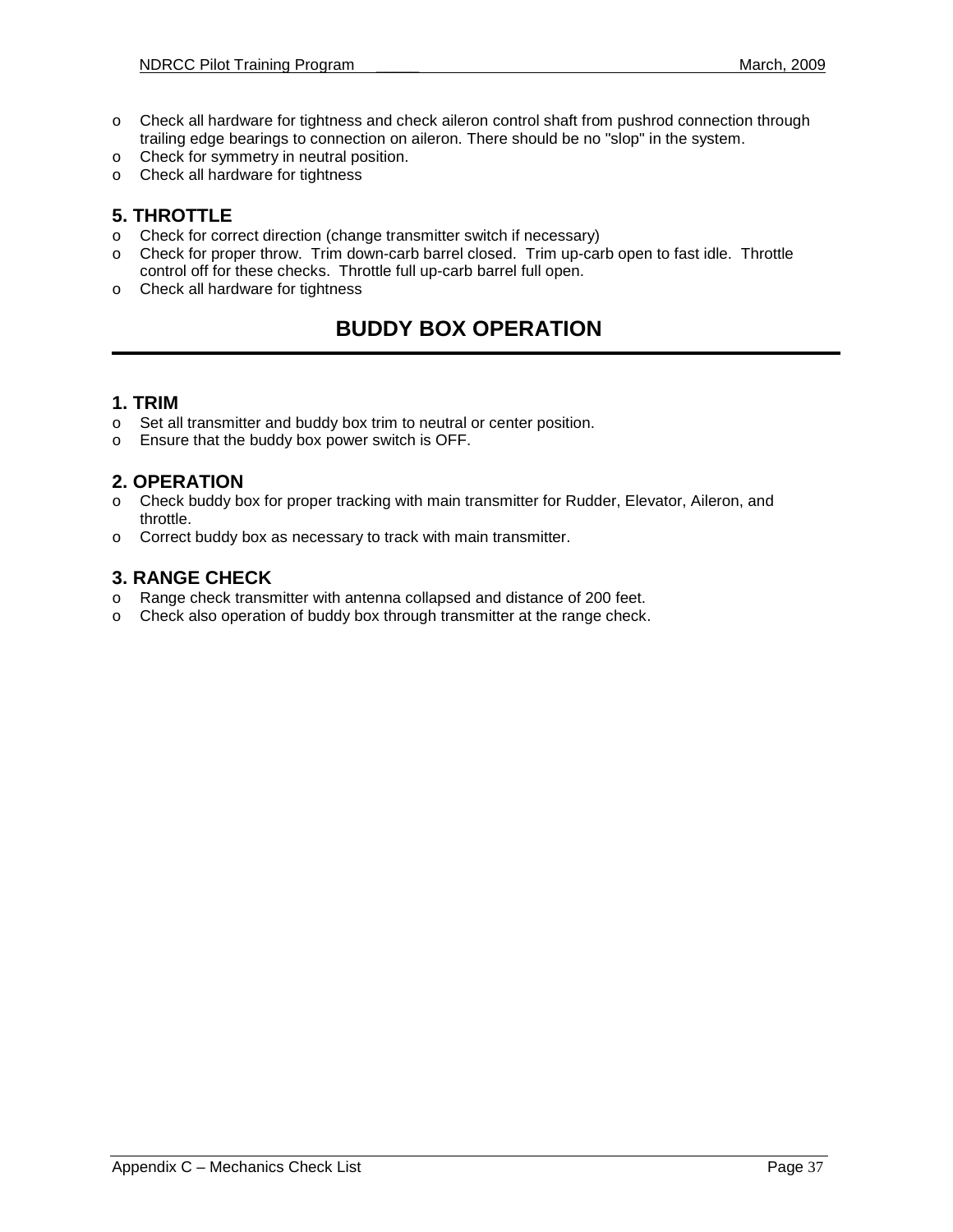- Check all hardware for tightness and check aileron control shaft from pushrod connection through trailing edge bearings to connection on aileron. There should be no "slop" in the system.
- Check for symmetry in neutral position.
- Check all hardware for tightness

### 5. THROTTLE

- Check for correct direction (change transmitter switch if necessary)
- Check for proper throw. Trim down-carb barrel closed. Trim up-carb open to fast idle. Throttle control off for these checks. Throttle full up-carb barrel full open.
- Check all hardware for tightness

## BUDDY BOX OPERATION

### 1. TRIM

- Set all transmitter and buddy box trim to neutral or center position.
- Ensure that the buddy box power switch is OFF.

### 2. OPERATION

- Check buddy box for proper tracking with main transmitter for Rudder, Elevator, Aileron, and throttle.
- Correct buddy box as necessary to track with main transmitter.

### 3. RANGE CHECK

- Range check transmitter with antenna collapsed and distance of 200 feet.
- Check also operation of buddy box through transmitter at the range check.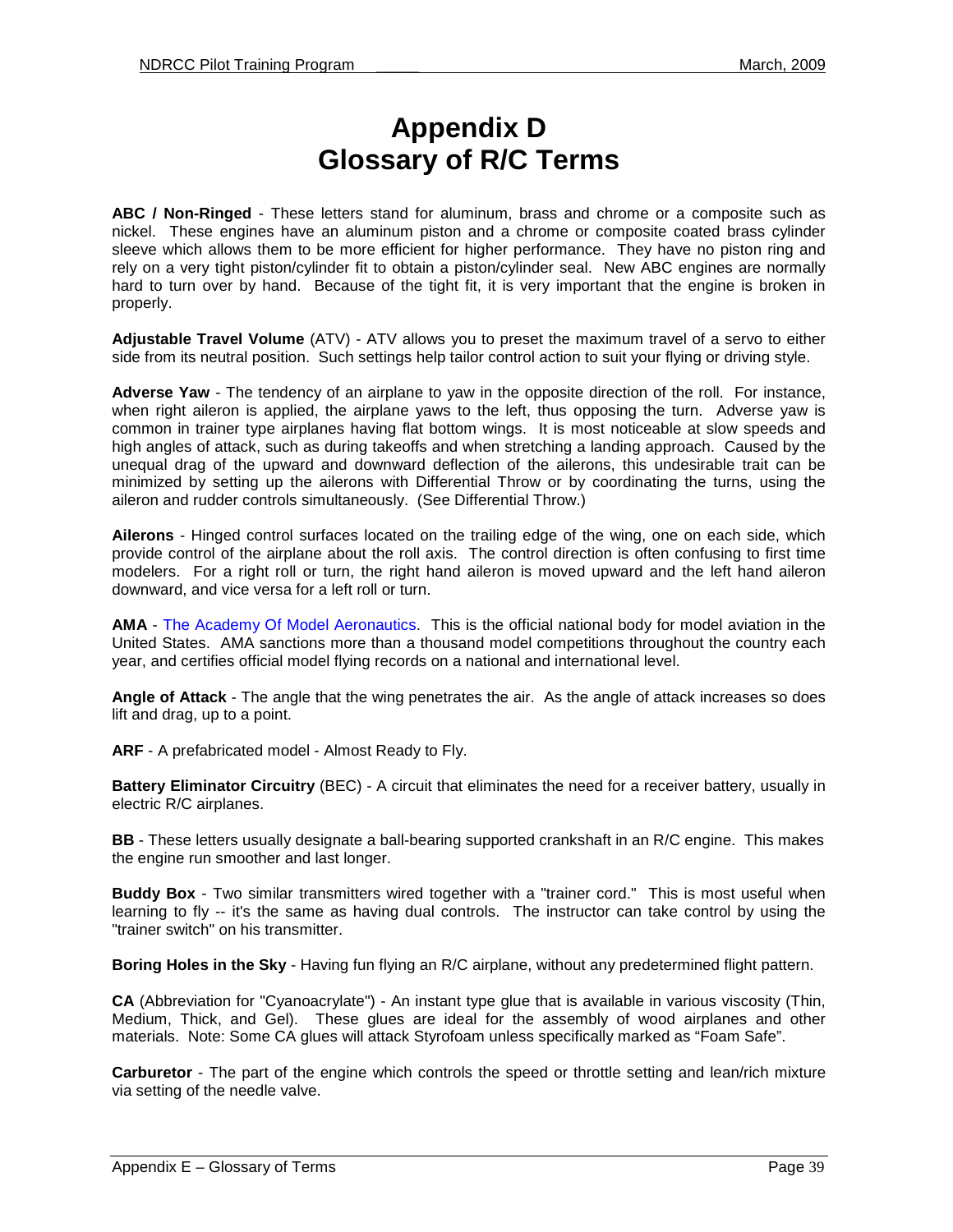# Appendix D
# Glossary of R/C Terms

**ABC / Non-Ringed** - These letters stand for aluminum, brass and chrome or a composite such as nickel. These engines have an aluminum piston and a chrome or composite coated brass cylinder sleeve which allows them to be more efficient for higher performance. They have no piston ring and rely on a very tight piston/cylinder fit to obtain a piston/cylinder seal. New ABC engines are normally hard to turn over by hand. Because of the tight fit, it is very important that the engine is broken in properly.

**Adjustable Travel Volume** (ATV) - ATV allows you to preset the maximum travel of a servo to either side from its neutral position. Such settings help tailor control action to suit your flying or driving style.

**Adverse Yaw** - The tendency of an airplane to yaw in the opposite direction of the roll. For instance, when right aileron is applied, the airplane yaws to the left, thus opposing the turn. Adverse yaw is common in trainer type airplanes having flat bottom wings. It is most noticeable at slow speeds and high angles of attack, such as during takeoffs and when stretching a landing approach. Caused by the unequal drag of the upward and downward deflection of the ailerons, this undesirable trait can be minimized by setting up the ailerons with Differential Throw or by coordinating the turns, using the aileron and rudder controls simultaneously. (See Differential Throw.)

**Ailerons** - Hinged control surfaces located on the trailing edge of the wing, one on each side, which provide control of the airplane about the roll axis. The control direction is often confusing to first time modelers. For a right roll or turn, the right hand aileron is moved upward and the left hand aileron downward, and vice versa for a left roll or turn.

**AMA** - The Academy Of Model Aeronautics. This is the official national body for model aviation in the United States. AMA sanctions more than a thousand model competitions throughout the country each year, and certifies official model flying records on a national and international level.

**Angle of Attack** - The angle that the wing penetrates the air. As the angle of attack increases so does lift and drag, up to a point.

**ARF** - A prefabricated model - Almost Ready to Fly.

**Battery Eliminator Circuitry** (BEC) - A circuit that eliminates the need for a receiver battery, usually in electric R/C airplanes.

**BB** - These letters usually designate a ball-bearing supported crankshaft in an R/C engine. This makes the engine run smoother and last longer.

**Buddy Box** - Two similar transmitters wired together with a "trainer cord." This is most useful when learning to fly -- it's the same as having dual controls. The instructor can take control by using the "trainer switch" on his transmitter.

**Boring Holes in the Sky** - Having fun flying an R/C airplane, without any predetermined flight pattern.

**CA** (Abbreviation for "Cyanoacrylate") - An instant type glue that is available in various viscosity (Thin, Medium, Thick, and Gel). These glues are ideal for the assembly of wood airplanes and other materials. Note: Some CA glues will attack Styrofoam unless specifically marked as “Foam Safe”.

**Carburetor** - The part of the engine which controls the speed or throttle setting and lean/rich mixture via setting of the needle valve.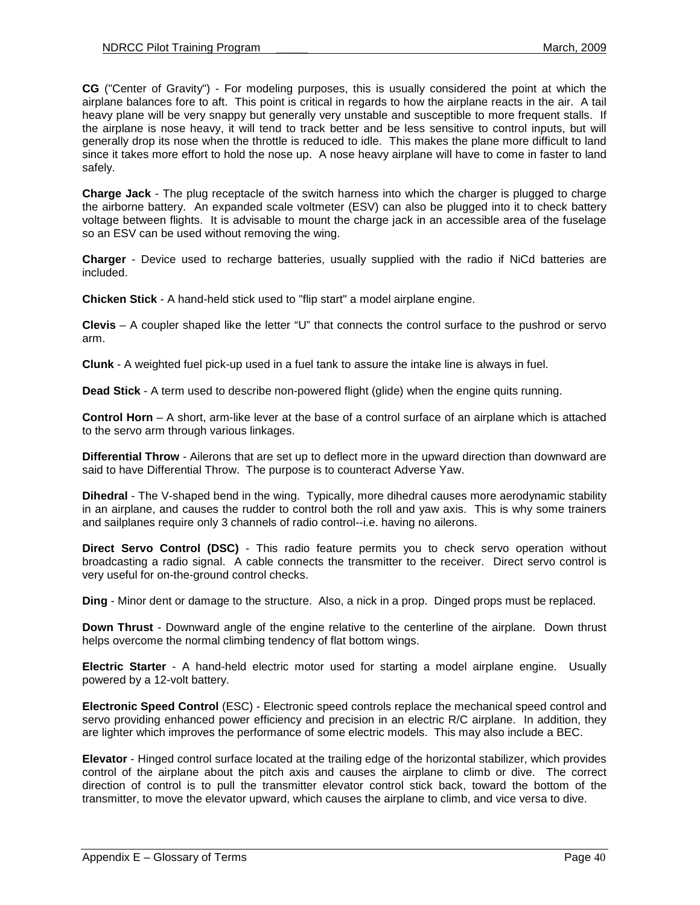**CG** ("Center of Gravity") - For modeling purposes, this is usually considered the point at which the airplane balances fore to aft. This point is critical in regards to how the airplane reacts in the air. A tail heavy plane will be very snappy but generally very unstable and susceptible to more frequent stalls. If the airplane is nose heavy, it will tend to track better and be less sensitive to control inputs, but will generally drop its nose when the throttle is reduced to idle. This makes the plane more difficult to land since it takes more effort to hold the nose up. A nose heavy airplane will have to come in faster to land safely.

**Charge Jack** - The plug receptacle of the switch harness into which the charger is plugged to charge the airborne battery. An expanded scale voltmeter (ESV) can also be plugged into it to check battery voltage between flights. It is advisable to mount the charge jack in an accessible area of the fuselage so an ESV can be used without removing the wing.

**Charger** - Device used to recharge batteries, usually supplied with the radio if NiCd batteries are included.

**Chicken Stick** - A hand-held stick used to "flip start" a model airplane engine.

**Clevis** – A coupler shaped like the letter "U" that connects the control surface to the pushrod or servo arm.

**Clunk** - A weighted fuel pick-up used in a fuel tank to assure the intake line is always in fuel.

**Dead Stick** - A term used to describe non-powered flight (glide) when the engine quits running.

**Control Horn** – A short, arm-like lever at the base of a control surface of an airplane which is attached to the servo arm through various linkages.

**Differential Throw** - Ailerons that are set up to deflect more in the upward direction than downward are said to have Differential Throw. The purpose is to counteract Adverse Yaw.

**Dihedral** - The V-shaped bend in the wing. Typically, more dihedral causes more aerodynamic stability in an airplane, and causes the rudder to control both the roll and yaw axis. This is why some trainers and sailplanes require only 3 channels of radio control--i.e. having no ailerons.

**Direct Servo Control (DSC)** - This radio feature permits you to check servo operation without broadcasting a radio signal. A cable connects the transmitter to the receiver. Direct servo control is very useful for on-the-ground control checks.

**Ding** - Minor dent or damage to the structure. Also, a nick in a prop. Dinged props must be replaced.

**Down Thrust** - Downward angle of the engine relative to the centerline of the airplane. Down thrust helps overcome the normal climbing tendency of flat bottom wings.

**Electric Starter** - A hand-held electric motor used for starting a model airplane engine. Usually powered by a 12-volt battery.

**Electronic Speed Control** (ESC) - Electronic speed controls replace the mechanical speed control and servo providing enhanced power efficiency and precision in an electric R/C airplane. In addition, they are lighter which improves the performance of some electric models. This may also include a BEC.

**Elevator** - Hinged control surface located at the trailing edge of the horizontal stabilizer, which provides control of the airplane about the pitch axis and causes the airplane to climb or dive. The correct direction of control is to pull the transmitter elevator control stick back, toward the bottom of the transmitter, to move the elevator upward, which causes the airplane to climb, and vice versa to dive.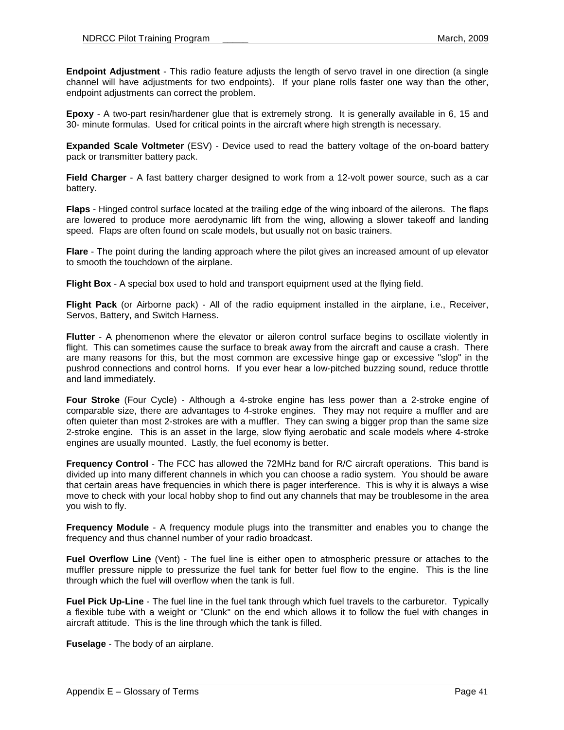**Endpoint Adjustment** - This radio feature adjusts the length of servo travel in one direction (a single channel will have adjustments for two endpoints). If your plane rolls faster one way than the other, endpoint adjustments can correct the problem.

**Epoxy** - A two-part resin/hardener glue that is extremely strong. It is generally available in 6, 15 and 30- minute formulas. Used for critical points in the aircraft where high strength is necessary.

**Expanded Scale Voltmeter** (ESV) - Device used to read the battery voltage of the on-board battery pack or transmitter battery pack.

**Field Charger** - A fast battery charger designed to work from a 12-volt power source, such as a car battery.

**Flaps** - Hinged control surface located at the trailing edge of the wing inboard of the ailerons. The flaps are lowered to produce more aerodynamic lift from the wing, allowing a slower takeoff and landing speed. Flaps are often found on scale models, but usually not on basic trainers.

**Flare** - The point during the landing approach where the pilot gives an increased amount of up elevator to smooth the touchdown of the airplane.

**Flight Box** - A special box used to hold and transport equipment used at the flying field.

**Flight Pack** (or Airborne pack) - All of the radio equipment installed in the airplane, i.e., Receiver, Servos, Battery, and Switch Harness.

**Flutter** - A phenomenon where the elevator or aileron control surface begins to oscillate violently in flight. This can sometimes cause the surface to break away from the aircraft and cause a crash. There are many reasons for this, but the most common are excessive hinge gap or excessive "slop" in the pushrod connections and control horns. If you ever hear a low-pitched buzzing sound, reduce throttle and land immediately.

**Four Stroke** (Four Cycle) - Although a 4-stroke engine has less power than a 2-stroke engine of comparable size, there are advantages to 4-stroke engines. They may not require a muffler and are often quieter than most 2-strokes are with a muffler. They can swing a bigger prop than the same size 2-stroke engine. This is an asset in the large, slow flying aerobatic and scale models where 4-stroke engines are usually mounted. Lastly, the fuel economy is better.

**Frequency Control** - The FCC has allowed the 72MHz band for R/C aircraft operations. This band is divided up into many different channels in which you can choose a radio system. You should be aware that certain areas have frequencies in which there is pager interference. This is why it is always a wise move to check with your local hobby shop to find out any channels that may be troublesome in the area you wish to fly.

**Frequency Module** - A frequency module plugs into the transmitter and enables you to change the frequency and thus channel number of your radio broadcast.

**Fuel Overflow Line** (Vent) - The fuel line is either open to atmospheric pressure or attaches to the muffler pressure nipple to pressurize the fuel tank for better fuel flow to the engine. This is the line through which the fuel will overflow when the tank is full.

**Fuel Pick Up-Line** - The fuel line in the fuel tank through which fuel travels to the carburetor. Typically a flexible tube with a weight or "Clunk" on the end which allows it to follow the fuel with changes in aircraft attitude. This is the line through which the tank is filled.

**Fuselage** - The body of an airplane.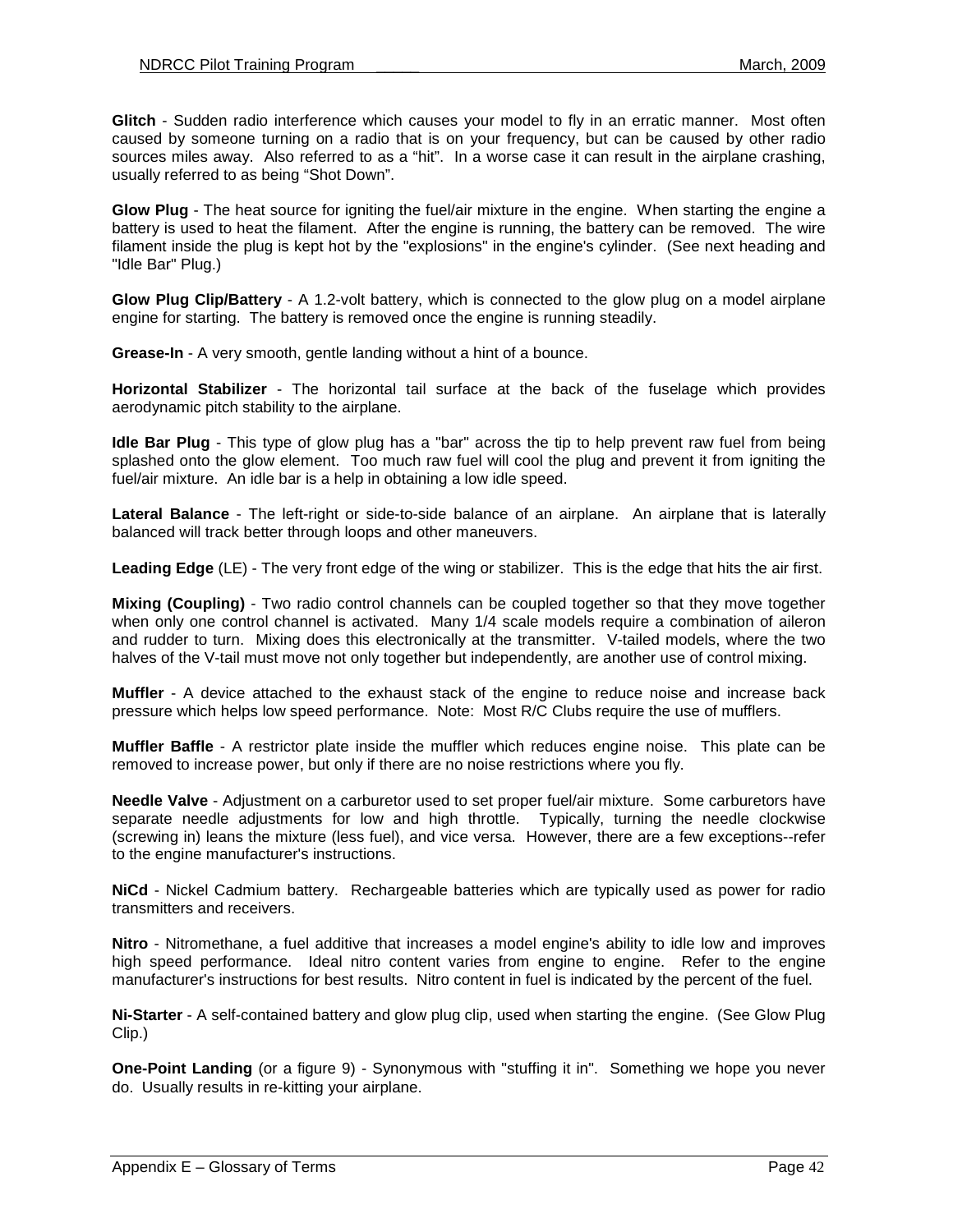**Glitch** - Sudden radio interference which causes your model to fly in an erratic manner. Most often caused by someone turning on a radio that is on your frequency, but can be caused by other radio sources miles away. Also referred to as a "hit". In a worse case it can result in the airplane crashing, usually referred to as being "Shot Down".

**Glow Plug** - The heat source for igniting the fuel/air mixture in the engine. When starting the engine a battery is used to heat the filament. After the engine is running, the battery can be removed. The wire filament inside the plug is kept hot by the "explosions" in the engine's cylinder. (See next heading and "Idle Bar" Plug.)

**Glow Plug Clip/Battery** - A 1.2-volt battery, which is connected to the glow plug on a model airplane engine for starting. The battery is removed once the engine is running steadily.

**Grease-In** - A very smooth, gentle landing without a hint of a bounce.

**Horizontal Stabilizer** - The horizontal tail surface at the back of the fuselage which provides aerodynamic pitch stability to the airplane.

**Idle Bar Plug** - This type of glow plug has a "bar" across the tip to help prevent raw fuel from being splashed onto the glow element. Too much raw fuel will cool the plug and prevent it from igniting the fuel/air mixture. An idle bar is a help in obtaining a low idle speed.

**Lateral Balance** - The left-right or side-to-side balance of an airplane. An airplane that is laterally balanced will track better through loops and other maneuvers.

**Leading Edge** (LE) - The very front edge of the wing or stabilizer. This is the edge that hits the air first.

**Mixing (Coupling)** - Two radio control channels can be coupled together so that they move together when only one control channel is activated. Many 1/4 scale models require a combination of aileron and rudder to turn. Mixing does this electronically at the transmitter. V-tailed models, where the two halves of the V-tail must move not only together but independently, are another use of control mixing.

**Muffler** - A device attached to the exhaust stack of the engine to reduce noise and increase back pressure which helps low speed performance. Note: Most R/C Clubs require the use of mufflers.

**Muffler Baffle** - A restrictor plate inside the muffler which reduces engine noise. This plate can be removed to increase power, but only if there are no noise restrictions where you fly.

**Needle Valve** - Adjustment on a carburetor used to set proper fuel/air mixture. Some carburetors have separate needle adjustments for low and high throttle. Typically, turning the needle clockwise (screwing in) leans the mixture (less fuel), and vice versa. However, there are a few exceptions--refer to the engine manufacturer's instructions.

**NiCd** - Nickel Cadmium battery. Rechargeable batteries which are typically used as power for radio transmitters and receivers.

**Nitro** - Nitromethane, a fuel additive that increases a model engine's ability to idle low and improves high speed performance. Ideal nitro content varies from engine to engine. Refer to the engine manufacturer's instructions for best results. Nitro content in fuel is indicated by the percent of the fuel.

**Ni-Starter** - A self-contained battery and glow plug clip, used when starting the engine. (See Glow Plug Clip.)

**One-Point Landing** (or a figure 9) - Synonymous with "stuffing it in". Something we hope you never do. Usually results in re-kitting your airplane.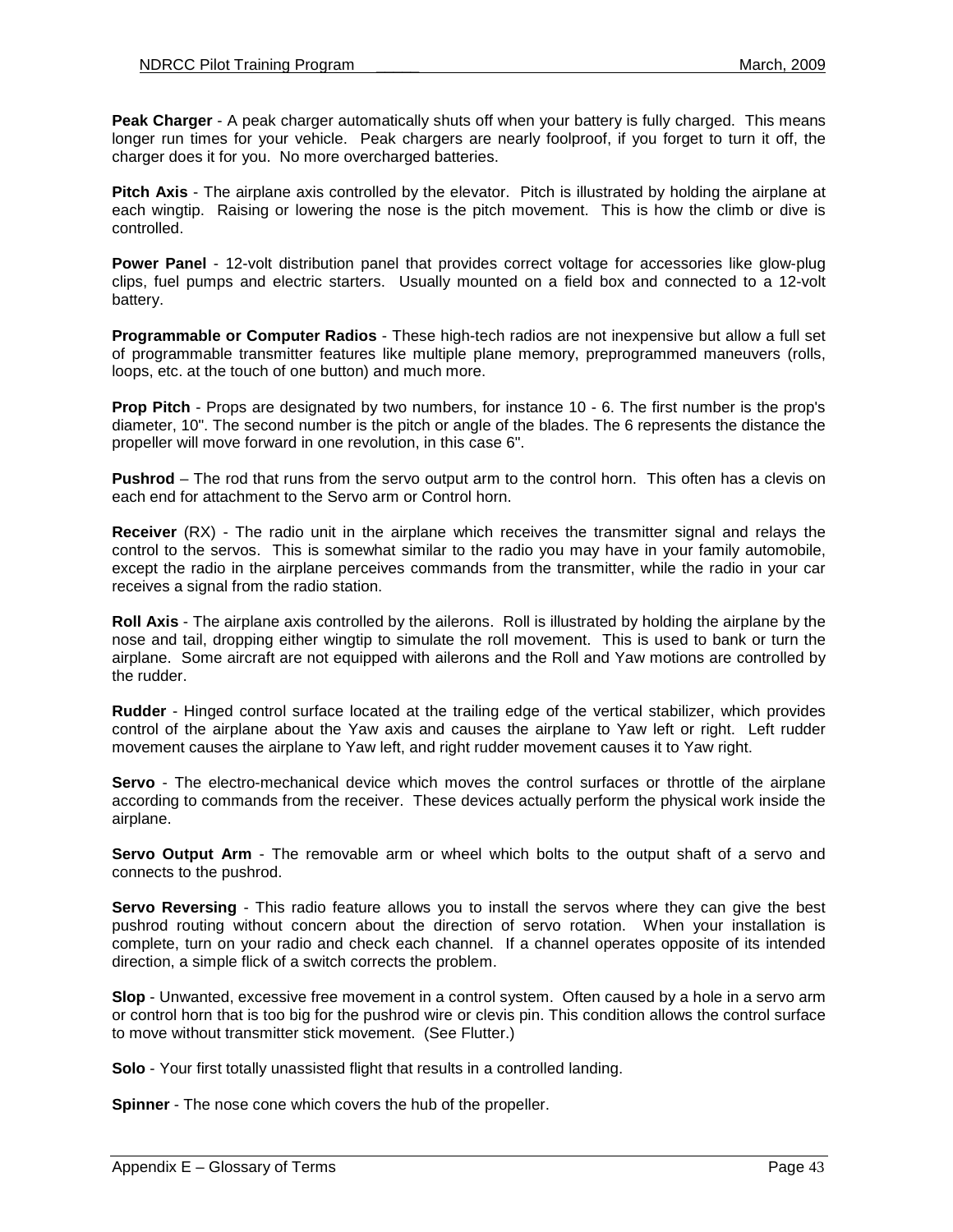**Peak Charger** - A peak charger automatically shuts off when your battery is fully charged. This means longer run times for your vehicle. Peak chargers are nearly foolproof, if you forget to turn it off, the charger does it for you. No more overcharged batteries.

**Pitch Axis** - The airplane axis controlled by the elevator. Pitch is illustrated by holding the airplane at each wingtip. Raising or lowering the nose is the pitch movement. This is how the climb or dive is controlled.

**Power Panel** - 12-volt distribution panel that provides correct voltage for accessories like glow-plug clips, fuel pumps and electric starters. Usually mounted on a field box and connected to a 12-volt battery.

**Programmable or Computer Radios** - These high-tech radios are not inexpensive but allow a full set of programmable transmitter features like multiple plane memory, preprogrammed maneuvers (rolls, loops, etc. at the touch of one button) and much more.

**Prop Pitch** - Props are designated by two numbers, for instance 10 - 6. The first number is the prop's diameter, 10". The second number is the pitch or angle of the blades. The 6 represents the distance the propeller will move forward in one revolution, in this case 6".

**Pushrod** – The rod that runs from the servo output arm to the control horn. This often has a clevis on each end for attachment to the Servo arm or Control horn.

**Receiver** (RX) - The radio unit in the airplane which receives the transmitter signal and relays the control to the servos. This is somewhat similar to the radio you may have in your family automobile, except the radio in the airplane perceives commands from the transmitter, while the radio in your car receives a signal from the radio station.

**Roll Axis** - The airplane axis controlled by the ailerons. Roll is illustrated by holding the airplane by the nose and tail, dropping either wingtip to simulate the roll movement. This is used to bank or turn the airplane. Some aircraft are not equipped with ailerons and the Roll and Yaw motions are controlled by the rudder.

**Rudder** - Hinged control surface located at the trailing edge of the vertical stabilizer, which provides control of the airplane about the Yaw axis and causes the airplane to Yaw left or right. Left rudder movement causes the airplane to Yaw left, and right rudder movement causes it to Yaw right.

**Servo** - The electro-mechanical device which moves the control surfaces or throttle of the airplane according to commands from the receiver. These devices actually perform the physical work inside the airplane.

**Servo Output Arm** - The removable arm or wheel which bolts to the output shaft of a servo and connects to the pushrod.

**Servo Reversing** - This radio feature allows you to install the servos where they can give the best pushrod routing without concern about the direction of servo rotation. When your installation is complete, turn on your radio and check each channel. If a channel operates opposite of its intended direction, a simple flick of a switch corrects the problem.

**Slop** - Unwanted, excessive free movement in a control system. Often caused by a hole in a servo arm or control horn that is too big for the pushrod wire or clevis pin. This condition allows the control surface to move without transmitter stick movement. (See Flutter.)

**Solo** - Your first totally unassisted flight that results in a controlled landing.

**Spinner** - The nose cone which covers the hub of the propeller.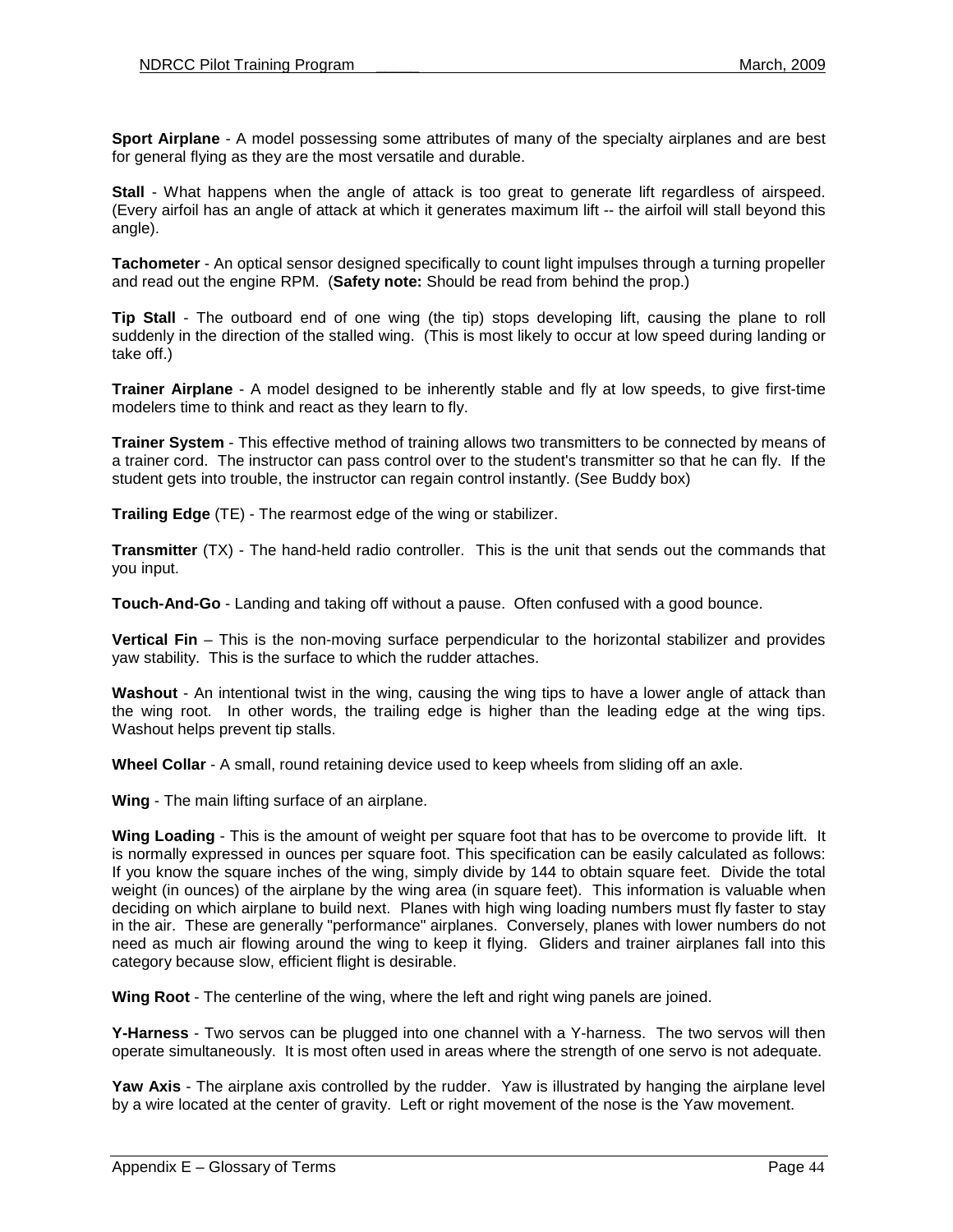**Sport Airplane** - A model possessing some attributes of many of the specialty airplanes and are best for general flying as they are the most versatile and durable.

**Stall** - What happens when the angle of attack is too great to generate lift regardless of airspeed. (Every airfoil has an angle of attack at which it generates maximum lift -- the airfoil will stall beyond this angle).

**Tachometer** - An optical sensor designed specifically to count light impulses through a turning propeller and read out the engine RPM. (**Safety note:** Should be read from behind the prop.)

**Tip Stall** - The outboard end of one wing (the tip) stops developing lift, causing the plane to roll suddenly in the direction of the stalled wing. (This is most likely to occur at low speed during landing or take off.)

**Trainer Airplane** - A model designed to be inherently stable and fly at low speeds, to give first-time modelers time to think and react as they learn to fly.

**Trainer System** - This effective method of training allows two transmitters to be connected by means of a trainer cord. The instructor can pass control over to the student's transmitter so that he can fly. If the student gets into trouble, the instructor can regain control instantly. (See Buddy box)

**Trailing Edge** (TE) - The rearmost edge of the wing or stabilizer.

**Transmitter** (TX) - The hand-held radio controller. This is the unit that sends out the commands that you input.

**Touch-And-Go** - Landing and taking off without a pause. Often confused with a good bounce.

**Vertical Fin** – This is the non-moving surface perpendicular to the horizontal stabilizer and provides yaw stability. This is the surface to which the rudder attaches.

**Washout** - An intentional twist in the wing, causing the wing tips to have a lower angle of attack than the wing root. In other words, the trailing edge is higher than the leading edge at the wing tips. Washout helps prevent tip stalls.

**Wheel Collar** - A small, round retaining device used to keep wheels from sliding off an axle.

**Wing** - The main lifting surface of an airplane.

**Wing Loading** - This is the amount of weight per square foot that has to be overcome to provide lift. It is normally expressed in ounces per square foot. This specification can be easily calculated as follows: If you know the square inches of the wing, simply divide by 144 to obtain square feet. Divide the total weight (in ounces) of the airplane by the wing area (in square feet). This information is valuable when deciding on which airplane to build next. Planes with high wing loading numbers must fly faster to stay in the air. These are generally "performance" airplanes. Conversely, planes with lower numbers do not need as much air flowing around the wing to keep it flying. Gliders and trainer airplanes fall into this category because slow, efficient flight is desirable.

**Wing Root** - The centerline of the wing, where the left and right wing panels are joined.

**Y-Harness** - Two servos can be plugged into one channel with a Y-harness. The two servos will then operate simultaneously. It is most often used in areas where the strength of one servo is not adequate.

**Yaw Axis** - The airplane axis controlled by the rudder. Yaw is illustrated by hanging the airplane level by a wire located at the center of gravity. Left or right movement of the nose is the Yaw movement.